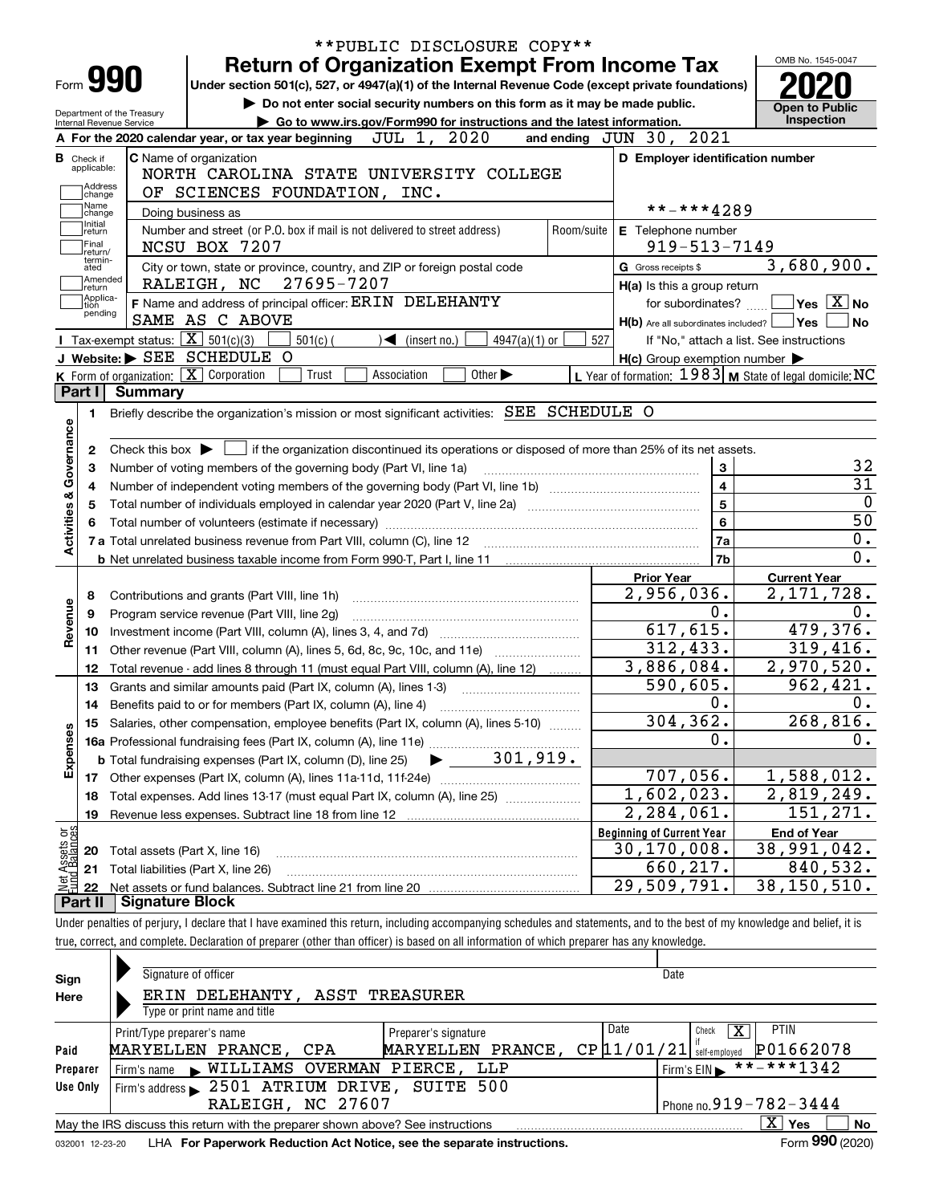**PUBLIC DISCLOSURE COPY**

# Form 990 — Return of Organization Exempt From Income Tax

Under section 501(c), 527, or 4947(a)(1) of the Internal Revenue Code (except private foundations)

▶ Do not enter social security numbers on this form as it may be made public.

▶ Go to www.irs.gov/Form990 for instructions and the latest information.

Department of the Treasury
Internal Revenue Service

OMB No. 1545-0047

**2020**

**Open to Public Inspection**

**A** For the 2020 calendar year, or tax year beginning JUL 1, 2020 and ending JUN 30, 2021

**B** Check if applicable: Address change, Name change, Initial return, Final return/terminated, Amended return, Application pending

**C** Name of organization: NORTH CAROLINA STATE UNIVERSITY COLLEGE OF SCIENCES FOUNDATION, INC.

Doing business as

Number and street (or P.O. box if mail is not delivered to street address): NCSU BOX 7207 — Room/suite

City or town, state or province, country, and ZIP or foreign postal code: RALEIGH, NC 27695-7207

**D** Employer identification number: **-***4289

**E** Telephone number: 919-513-7149

**G** Gross receipts $ 3,680,900.

**F** Name and address of principal officer: ERIN DELEHANTY, SAME AS C ABOVE

**H(a)** Is this a group return for subordinates? Yes [ ] No [X]

**H(b)** Are all subordinates included? Yes [ ] No [ ] — If "No," attach a list. See instructions

**H(c)** Group exemption number ▶

**I** Tax-exempt status: [X] 501(c)(3) [ ] 501(c) ( ) ◀ (insert no.) [ ] 4947(a)(1) or [ ] 527

**J** Website: ▶ SEE SCHEDULE O

**K** Form of organization: [X] Corporation [ ] Trust [ ] Association [ ] Other ▶

**L** Year of formation: 1983 **M** State of legal domicile: NC

## Part I Summary

**Activities & Governance**

1. Briefly describe the organization's mission or most significant activities: SEE SCHEDULE O
2. Check this box ▶ [ ] if the organization discontinued its operations or disposed of more than 25% of its net assets.

| Line | Description | No. | Value |
|---|---|---|---|
| 3 | Number of voting members of the governing body (Part VI, line 1a) | 3 | 32 |
| 4 | Number of independent voting members of the governing body (Part VI, line 1b) | 4 | 31 |
| 5 | Total number of individuals employed in calendar year 2020 (Part V, line 2a) | 5 | 0 |
| 6 | Total number of volunteers (estimate if necessary) | 6 | 50 |
| 7a | Total unrelated business revenue from Part VIII, column (C), line 12 | 7a | 0. |
| 7b | Net unrelated business taxable income from Form 990-T, Part I, line 11 | 7b | 0. |

| Line | Description | Prior Year | Current Year |
|---|---|---|---|
| **Revenue** | | | |
| 8 | Contributions and grants (Part VIII, line 1h) | 2,956,036. | 2,171,728. |
| 9 | Program service revenue (Part VIII, line 2g) | 0. | 0. |
| 10 | Investment income (Part VIII, column (A), lines 3, 4, and 7d) | 617,615. | 479,376. |
| 11 | Other revenue (Part VIII, column (A), lines 5, 6d, 8c, 9c, 10c, and 11e) | 312,433. | 319,416. |
| 12 | Total revenue - add lines 8 through 11 (must equal Part VIII, column (A), line 12) | 3,886,084. | 2,970,520. |
| **Expenses** | | | |
| 13 | Grants and similar amounts paid (Part IX, column (A), lines 1-3) | 590,605. | 962,421. |
| 14 | Benefits paid to or for members (Part IX, column (A), line 4) | 0. | 0. |
| 15 | Salaries, other compensation, employee benefits (Part IX, column (A), lines 5-10) | 304,362. | 268,816. |
| 16a | Professional fundraising fees (Part IX, column (A), line 11e) | 0. | 0. |
| b | Total fundraising expenses (Part IX, column (D), line 25) ▶ 301,919. | | |
| 17 | Other expenses (Part IX, column (A), lines 11a-11d, 11f-24e) | 707,056. | 1,588,012. |
| 18 | Total expenses. Add lines 13-17 (must equal Part IX, column (A), line 25) | 1,602,023. | 2,819,249. |
| 19 | Revenue less expenses. Subtract line 18 from line 12 | 2,284,061. | 151,271. |

| Line | Net Assets or Fund Balances | Beginning of Current Year | End of Year |
|---|---|---|---|
| 20 | Total assets (Part X, line 16) | 30,170,008. | 38,991,042. |
| 21 | Total liabilities (Part X, line 26) | 660,217. | 840,532. |
| 22 | Net assets or fund balances. Subtract line 21 from line 20 | 29,509,791. | 38,150,510. |

## Part II Signature Block

Under penalties of perjury, I declare that I have examined this return, including accompanying schedules and statements, and to the best of my knowledge and belief, it is true, correct, and complete. Declaration of preparer (other than officer) is based on all information of which preparer has any knowledge.

**Sign Here**

Signature of officer — Date

ERIN DELEHANTY, ASST TREASURER
Type or print name and title

**Paid Preparer Use Only**

| Print/Type preparer's name | Preparer's signature | Date | Check [X] if self-employed | PTIN |
|---|---|---|---|---|
| MARYELLEN PRANCE, CPA | MARYELLEN PRANCE, CP | 11/01/21 | X | P01662078 |

Firm's name ▶ WILLIAMS OVERMAN PIERCE, LLP — Firm's EIN ▶ **-***1342

Firm's address ▶ 2501 ATRIUM DRIVE, SUITE 500, RALEIGH, NC 27607 — Phone no. 919-782-3444

May the IRS discuss this return with the preparer shown above? See instructions [X] Yes [ ] No

032001 12-23-20 LHA For Paperwork Reduction Act Notice, see the separate instructions. Form **990** (2020)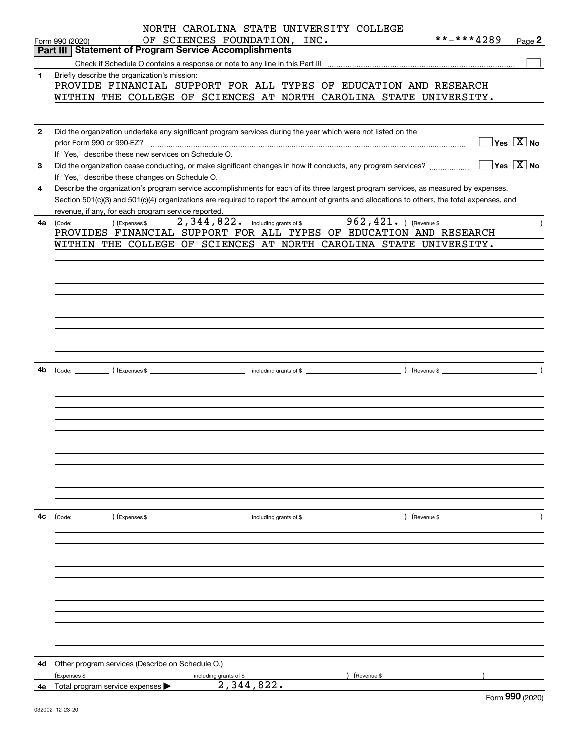NORTH CAROLINA STATE UNIVERSITY COLLEGE OF SCIENCES FOUNDATION, INC. **-***4289

Form 990 (2020) Page 2

## Part III Statement of Program Service Accomplishments

Check if Schedule O contains a response or note to any line in this Part III ☐

**1** Briefly describe the organization's mission:

PROVIDE FINANCIAL SUPPORT FOR ALL TYPES OF EDUCATION AND RESEARCH WITHIN THE COLLEGE OF SCIENCES AT NORTH CAROLINA STATE UNIVERSITY.

**2** Did the organization undertake any significant program services during the year which were not listed on the prior Form 990 or 990-EZ? ☐ Yes ☒ No

If "Yes," describe these new services on Schedule O.

**3** Did the organization cease conducting, or make significant changes in how it conducts, any program services? ☐ Yes ☒ No

If "Yes," describe these changes on Schedule O.

**4** Describe the organization's program service accomplishments for each of its three largest program services, as measured by expenses. Section 501(c)(3) and 501(c)(4) organizations are required to report the amount of grants and allocations to others, the total expenses, and revenue, if any, for each program service reported.

**4a** (Code: ) (Expenses $ 2,344,822. including grants of $ 962,421. ) (Revenue $ )

PROVIDES FINANCIAL SUPPORT FOR ALL TYPES OF EDUCATION AND RESEARCH WITHIN THE COLLEGE OF SCIENCES AT NORTH CAROLINA STATE UNIVERSITY.

**4b** (Code: ) (Expenses $ including grants of $ ) (Revenue $ )

**4c** (Code: ) (Expenses $ including grants of $ ) (Revenue $ )

**4d** Other program services (Describe on Schedule O.)

(Expenses $ including grants of $ ) (Revenue $ )

**4e** Total program service expenses ▶ 2,344,822.

Form 990 (2020)

032002 12-23-20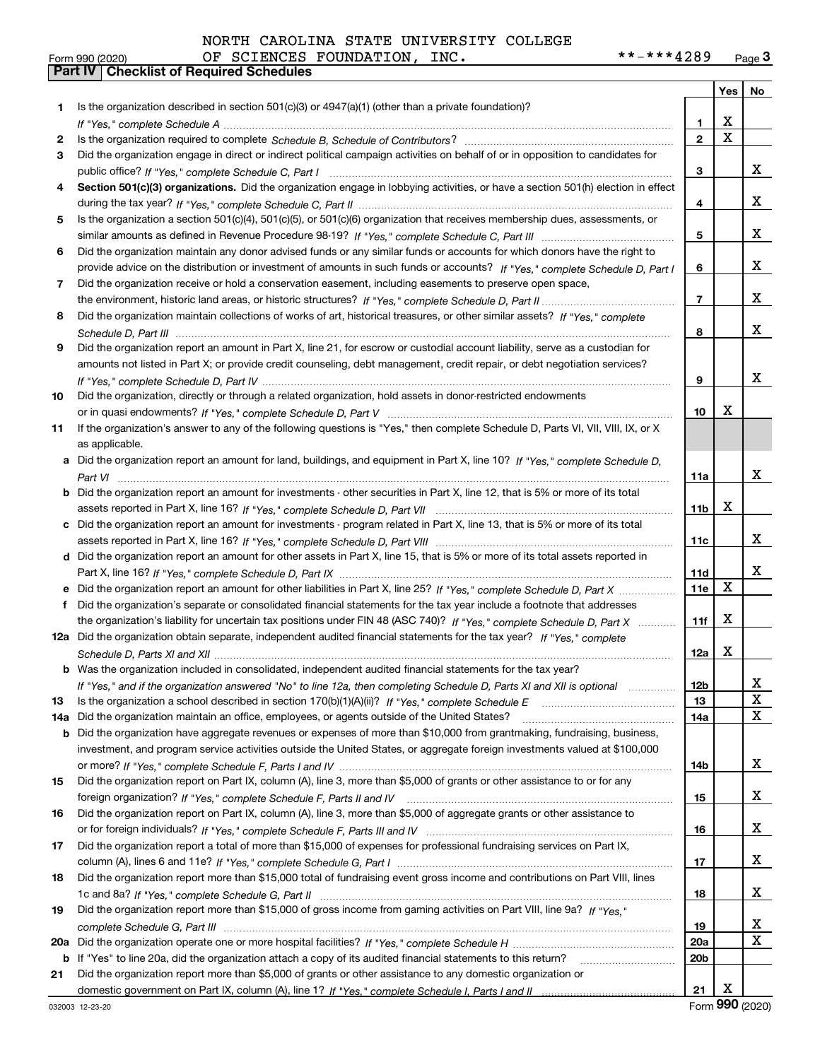NORTH CAROLINA STATE UNIVERSITY COLLEGE OF SCIENCES FOUNDATION, INC. **-***4289

Form 990 (2020)

## Part IV | Checklist of Required Schedules

| | | | Yes | No |
|---|---|---|---|---|
| 1 | Is the organization described in section 501(c)(3) or 4947(a)(1) (other than a private foundation)? *If "Yes," complete Schedule A* | 1 | X | |
| 2 | Is the organization required to complete *Schedule B, Schedule of Contributors*? | 2 | X | |
| 3 | Did the organization engage in direct or indirect political campaign activities on behalf of or in opposition to candidates for public office? *If "Yes," complete Schedule C, Part I* | 3 | | X |
| 4 | **Section 501(c)(3) organizations.** Did the organization engage in lobbying activities, or have a section 501(h) election in effect during the tax year? *If "Yes," complete Schedule C, Part II* | 4 | | X |
| 5 | Is the organization a section 501(c)(4), 501(c)(5), or 501(c)(6) organization that receives membership dues, assessments, or similar amounts as defined in Revenue Procedure 98-19? *If "Yes," complete Schedule C, Part III* | 5 | | X |
| 6 | Did the organization maintain any donor advised funds or any similar funds or accounts for which donors have the right to provide advice on the distribution or investment of amounts in such funds or accounts? *If "Yes," complete Schedule D, Part I* | 6 | | X |
| 7 | Did the organization receive or hold a conservation easement, including easements to preserve open space, the environment, historic land areas, or historic structures? *If "Yes," complete Schedule D, Part II* | 7 | | X |
| 8 | Did the organization maintain collections of works of art, historical treasures, or other similar assets? *If "Yes," complete Schedule D, Part III* | 8 | | X |
| 9 | Did the organization report an amount in Part X, line 21, for escrow or custodial account liability, serve as a custodian for amounts not listed in Part X; or provide credit counseling, debt management, credit repair, or debt negotiation services? *If "Yes," complete Schedule D, Part IV* | 9 | | X |
| 10 | Did the organization, directly or through a related organization, hold assets in donor-restricted endowments or in quasi endowments? *If "Yes," complete Schedule D, Part V* | 10 | X | |
| 11 | If the organization's answer to any of the following questions is "Yes," then complete Schedule D, Parts VI, VII, VIII, IX, or X as applicable. | | | |
| a | Did the organization report an amount for land, buildings, and equipment in Part X, line 10? *If "Yes," complete Schedule D, Part VI* | 11a | | X |
| b | Did the organization report an amount for investments - other securities in Part X, line 12, that is 5% or more of its total assets reported in Part X, line 16? *If "Yes," complete Schedule D, Part VII* | 11b | X | |
| c | Did the organization report an amount for investments - program related in Part X, line 13, that is 5% or more of its total assets reported in Part X, line 16? *If "Yes," complete Schedule D, Part VIII* | 11c | | X |
| d | Did the organization report an amount for other assets in Part X, line 15, that is 5% or more of its total assets reported in Part X, line 16? *If "Yes," complete Schedule D, Part IX* | 11d | | X |
| e | Did the organization report an amount for other liabilities in Part X, line 25? *If "Yes," complete Schedule D, Part X* | 11e | X | |
| f | Did the organization's separate or consolidated financial statements for the tax year include a footnote that addresses the organization's liability for uncertain tax positions under FIN 48 (ASC 740)? *If "Yes," complete Schedule D, Part X* | 11f | X | |
| 12a | Did the organization obtain separate, independent audited financial statements for the tax year? *If "Yes," complete Schedule D, Parts XI and XII* | 12a | X | |
| b | Was the organization included in consolidated, independent audited financial statements for the tax year? *If "Yes," and if the organization answered "No" to line 12a, then completing Schedule D, Parts XI and XII is optional* | 12b | | X |
| 13 | Is the organization a school described in section 170(b)(1)(A)(ii)? *If "Yes," complete Schedule E* | 13 | | X |
| 14a | Did the organization maintain an office, employees, or agents outside of the United States? | 14a | | X |
| b | Did the organization have aggregate revenues or expenses of more than $10,000 from grantmaking, fundraising, business, investment, and program service activities outside the United States, or aggregate foreign investments valued at $100,000 or more? *If "Yes," complete Schedule F, Parts I and IV* | 14b | | X |
| 15 | Did the organization report on Part IX, column (A), line 3, more than $5,000 of grants or other assistance to or for any foreign organization? *If "Yes," complete Schedule F, Parts II and IV* | 15 | | X |
| 16 | Did the organization report on Part IX, column (A), line 3, more than $5,000 of aggregate grants or other assistance to or for foreign individuals? *If "Yes," complete Schedule F, Parts III and IV* | 16 | | X |
| 17 | Did the organization report a total of more than $15,000 of expenses for professional fundraising services on Part IX, column (A), lines 6 and 11e? *If "Yes," complete Schedule G, Part I* | 17 | | X |
| 18 | Did the organization report more than $15,000 total of fundraising event gross income and contributions on Part VIII, lines 1c and 8a? *If "Yes," complete Schedule G, Part II* | 18 | | X |
| 19 | Did the organization report more than $15,000 of gross income from gaming activities on Part VIII, line 9a? *If "Yes," complete Schedule G, Part III* | 19 | | X |
| 20a | Did the organization operate one or more hospital facilities? *If "Yes," complete Schedule H* | 20a | | X |
| b | If "Yes" to line 20a, did the organization attach a copy of its audited financial statements to this return? | 20b | | |
| 21 | Did the organization report more than $5,000 of grants or other assistance to any domestic organization or domestic government on Part IX, column (A), line 1? *If "Yes," complete Schedule I, Parts I and II* | 21 | X | |

032003 12-23-20

Form **990** (2020)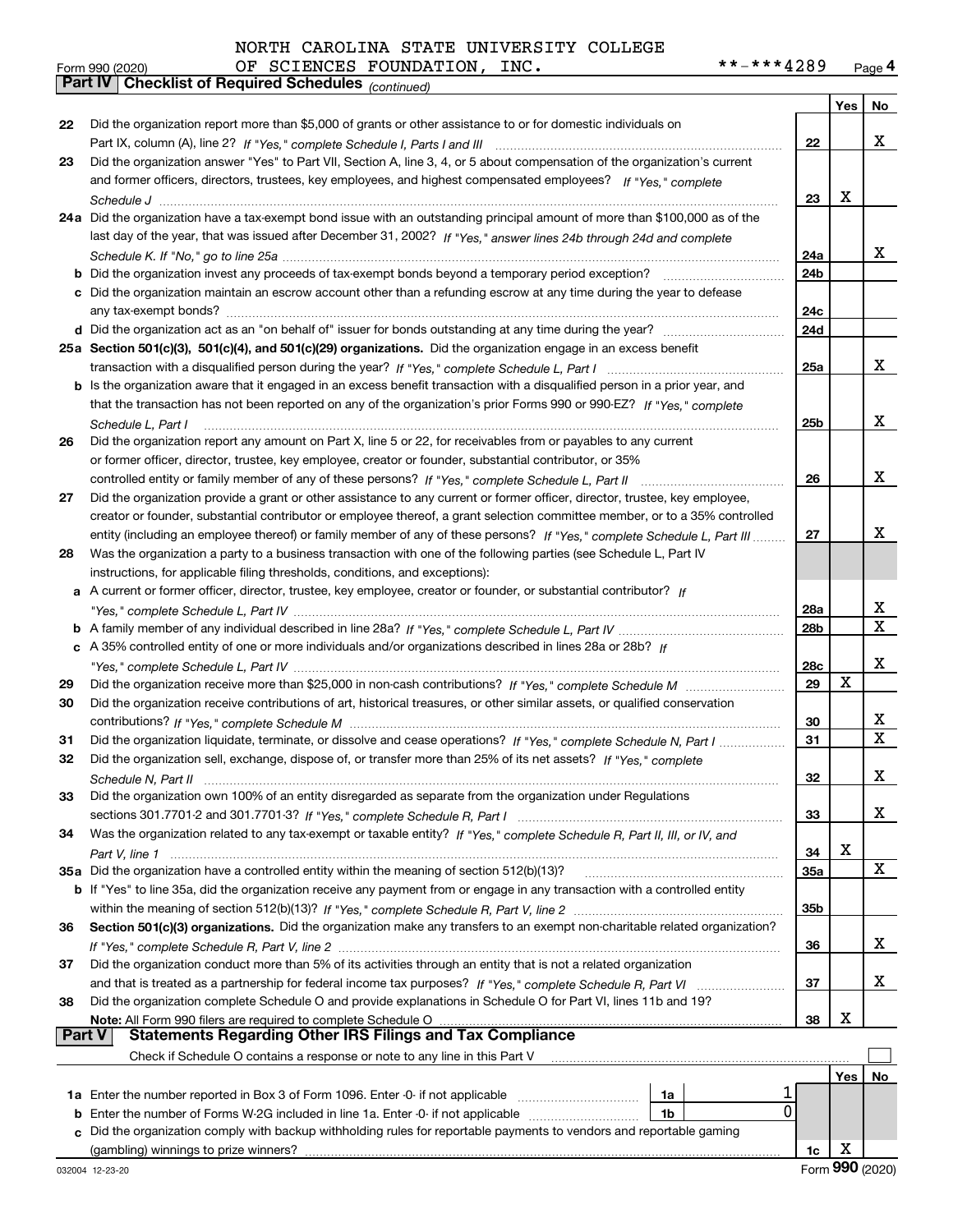NORTH CAROLINA STATE UNIVERSITY COLLEGE
OF SCIENCES FOUNDATION, INC.

Form 990 (2020) **-***4289 Page 4

**Part IV | Checklist of Required Schedules** *(continued)*

| | | | Yes | No |
|---|---|---|---|---|
| 22 | Did the organization report more than $5,000 of grants or other assistance to or for domestic individuals on Part IX, column (A), line 2? *If "Yes," complete Schedule I, Parts I and III* | 22 | | X |
| 23 | Did the organization answer "Yes" to Part VII, Section A, line 3, 4, or 5 about compensation of the organization's current and former officers, directors, trustees, key employees, and highest compensated employees? *If "Yes," complete Schedule J* | 23 | X | |
| 24a | Did the organization have a tax-exempt bond issue with an outstanding principal amount of more than $100,000 as of the last day of the year, that was issued after December 31, 2002? *If "Yes," answer lines 24b through 24d and complete Schedule K. If "No," go to line 25a* | 24a | | X |
| b | Did the organization invest any proceeds of tax-exempt bonds beyond a temporary period exception? | 24b | | |
| c | Did the organization maintain an escrow account other than a refunding escrow at any time during the year to defease any tax-exempt bonds? | 24c | | |
| d | Did the organization act as an "on behalf of" issuer for bonds outstanding at any time during the year? | 24d | | |
| 25a | **Section 501(c)(3), 501(c)(4), and 501(c)(29) organizations.** Did the organization engage in an excess benefit transaction with a disqualified person during the year? *If "Yes," complete Schedule L, Part I* | 25a | | X |
| b | Is the organization aware that it engaged in an excess benefit transaction with a disqualified person in a prior year, and that the transaction has not been reported on any of the organization's prior Forms 990 or 990-EZ? *If "Yes," complete Schedule L, Part I* | 25b | | X |
| 26 | Did the organization report any amount on Part X, line 5 or 22, for receivables from or payables to any current or former officer, director, trustee, key employee, creator or founder, substantial contributor, or 35% controlled entity or family member of any of these persons? *If "Yes," complete Schedule L, Part II* | 26 | | X |
| 27 | Did the organization provide a grant or other assistance to any current or former officer, director, trustee, key employee, creator or founder, substantial contributor or employee thereof, a grant selection committee member, or to a 35% controlled entity (including an employee thereof) or family member of any of these persons? *If "Yes," complete Schedule L, Part III* | 27 | | X |
| 28 | Was the organization a party to a business transaction with one of the following parties (see Schedule L, Part IV instructions, for applicable filing thresholds, conditions, and exceptions): | | | |
| a | A current or former officer, director, trustee, key employee, creator or founder, or substantial contributor? *If "Yes," complete Schedule L, Part IV* | 28a | | X |
| b | A family member of any individual described in line 28a? *If "Yes," complete Schedule L, Part IV* | 28b | | X |
| c | A 35% controlled entity of one or more individuals and/or organizations described in lines 28a or 28b? *If "Yes," complete Schedule L, Part IV* | 28c | | X |
| 29 | Did the organization receive more than $25,000 in non-cash contributions? *If "Yes," complete Schedule M* | 29 | X | |
| 30 | Did the organization receive contributions of art, historical treasures, or other similar assets, or qualified conservation contributions? *If "Yes," complete Schedule M* | 30 | | X |
| 31 | Did the organization liquidate, terminate, or dissolve and cease operations? *If "Yes," complete Schedule N, Part I* | 31 | | X |
| 32 | Did the organization sell, exchange, dispose of, or transfer more than 25% of its net assets? *If "Yes," complete Schedule N, Part II* | 32 | | X |
| 33 | Did the organization own 100% of an entity disregarded as separate from the organization under Regulations sections 301.7701-2 and 301.7701-3? *If "Yes," complete Schedule R, Part I* | 33 | | X |
| 34 | Was the organization related to any tax-exempt or taxable entity? *If "Yes," complete Schedule R, Part II, III, or IV, and Part V, line 1* | 34 | X | |
| 35a | Did the organization have a controlled entity within the meaning of section 512(b)(13)? | 35a | | X |
| b | If "Yes" to line 35a, did the organization receive any payment from or engage in any transaction with a controlled entity within the meaning of section 512(b)(13)? *If "Yes," complete Schedule R, Part V, line 2* | 35b | | |
| 36 | **Section 501(c)(3) organizations.** Did the organization make any transfers to an exempt non-charitable related organization? *If "Yes," complete Schedule R, Part V, line 2* | 36 | | X |
| 37 | Did the organization conduct more than 5% of its activities through an entity that is not a related organization and that is treated as a partnership for federal income tax purposes? *If "Yes," complete Schedule R, Part VI* | 37 | | X |
| 38 | Did the organization complete Schedule O and provide explanations in Schedule O for Part VI, lines 11b and 19? **Note:** All Form 990 filers are required to complete Schedule O | 38 | X | |

**Part V | Statements Regarding Other IRS Filings and Tax Compliance**

Check if Schedule O contains a response or note to any line in this Part V ☐

| | | | | | Yes | No |
|---|---|---|---|---|---|---|
| 1a | Enter the number reported in Box 3 of Form 1096. Enter -0- if not applicable | 1a | 1 | | | |
| b | Enter the number of Forms W-2G included in line 1a. Enter -0- if not applicable | 1b | 0 | | | |
| c | Did the organization comply with backup withholding rules for reportable payments to vendors and reportable gaming (gambling) winnings to prize winners? | | | 1c | X | |

032004 12-23-20 Form **990** (2020)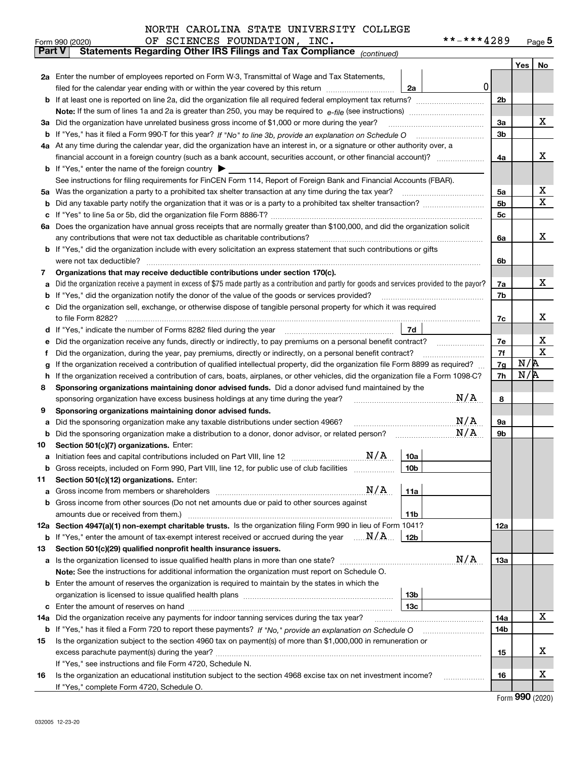NORTH CAROLINA STATE UNIVERSITY COLLEGE OF SCIENCES FOUNDATION, INC. **-***4289

Form 990 (2020)

## Part V Statements Regarding Other IRS Filings and Tax Compliance *(continued)*

| | | | | | Yes | No |
|---|---|---|---|---|---|---|
| **2a** | Enter the number of employees reported on Form W-3, Transmittal of Wage and Tax Statements, filed for the calendar year ending with or within the year covered by this return | 2a | 0 | | | |
| **b** | If at least one is reported on line 2a, did the organization file all required federal employment tax returns? | | | 2b | | |
| | **Note:** If the sum of lines 1a and 2a is greater than 250, you may be required to *e-file* (see instructions) | | | | | |
| **3a** | Did the organization have unrelated business gross income of $1,000 or more during the year? | | | 3a | | X |
| **b** | If "Yes," has it filed a Form 990-T for this year? *If "No" to line 3b, provide an explanation on Schedule O* | | | 3b | | |
| **4a** | At any time during the calendar year, did the organization have an interest in, or a signature or other authority over, a financial account in a foreign country (such as a bank account, securities account, or other financial account)? | | | 4a | | X |
| **b** | If "Yes," enter the name of the foreign country ▶ | | | | | |
| | See instructions for filing requirements for FinCEN Form 114, Report of Foreign Bank and Financial Accounts (FBAR). | | | | | |
| **5a** | Was the organization a party to a prohibited tax shelter transaction at any time during the tax year? | | | 5a | | X |
| **b** | Did any taxable party notify the organization that it was or is a party to a prohibited tax shelter transaction? | | | 5b | | X |
| **c** | If "Yes" to line 5a or 5b, did the organization file Form 8886-T? | | | 5c | | |
| **6a** | Does the organization have annual gross receipts that are normally greater than $100,000, and did the organization solicit any contributions that were not tax deductible as charitable contributions? | | | 6a | | X |
| **b** | If "Yes," did the organization include with every solicitation an express statement that such contributions or gifts were not tax deductible? | | | 6b | | |
| **7** | **Organizations that may receive deductible contributions under section 170(c).** | | | | | |
| **a** | Did the organization receive a payment in excess of $75 made partly as a contribution and partly for goods and services provided to the payor? | | | 7a | | X |
| **b** | If "Yes," did the organization notify the donor of the value of the goods or services provided? | | | 7b | | |
| **c** | Did the organization sell, exchange, or otherwise dispose of tangible personal property for which it was required to file Form 8282? | | | 7c | | X |
| **d** | If "Yes," indicate the number of Forms 8282 filed during the year | 7d | | | | |
| **e** | Did the organization receive any funds, directly or indirectly, to pay premiums on a personal benefit contract? | | | 7e | | X |
| **f** | Did the organization, during the year, pay premiums, directly or indirectly, on a personal benefit contract? | | | 7f | | X |
| **g** | If the organization received a contribution of qualified intellectual property, did the organization file Form 8899 as required? | | | 7g | N/A | |
| **h** | If the organization received a contribution of cars, boats, airplanes, or other vehicles, did the organization file a Form 1098-C? | | | 7h | N/A | |
| **8** | **Sponsoring organizations maintaining donor advised funds.** Did a donor advised fund maintained by the sponsoring organization have excess business holdings at any time during the year? N/A | | | 8 | | |
| **9** | **Sponsoring organizations maintaining donor advised funds.** | | | | | |
| **a** | Did the sponsoring organization make any taxable distributions under section 4966? N/A | | | 9a | | |
| **b** | Did the sponsoring organization make a distribution to a donor, donor advisor, or related person? N/A | | | 9b | | |
| **10** | **Section 501(c)(7) organizations.** Enter: | | | | | |
| **a** | Initiation fees and capital contributions included on Part VIII, line 12 N/A | 10a | | | | |
| **b** | Gross receipts, included on Form 990, Part VIII, line 12, for public use of club facilities | 10b | | | | |
| **11** | **Section 501(c)(12) organizations.** Enter: | | | | | |
| **a** | Gross income from members or shareholders N/A | 11a | | | | |
| **b** | Gross income from other sources (Do not net amounts due or paid to other sources against amounts due or received from them.) | 11b | | | | |
| **12a** | **Section 4947(a)(1) non-exempt charitable trusts.** Is the organization filing Form 990 in lieu of Form 1041? | | | 12a | | |
| **b** | If "Yes," enter the amount of tax-exempt interest received or accrued during the year N/A | 12b | | | | |
| **13** | **Section 501(c)(29) qualified nonprofit health insurance issuers.** | | | | | |
| **a** | Is the organization licensed to issue qualified health plans in more than one state? N/A | | | 13a | | |
| | **Note:** See the instructions for additional information the organization must report on Schedule O. | | | | | |
| **b** | Enter the amount of reserves the organization is required to maintain by the states in which the organization is licensed to issue qualified health plans | 13b | | | | |
| **c** | Enter the amount of reserves on hand | 13c | | | | |
| **14a** | Did the organization receive any payments for indoor tanning services during the tax year? | | | 14a | | X |
| **b** | If "Yes," has it filed a Form 720 to report these payments? *If "No," provide an explanation on Schedule O* | | | 14b | | |
| **15** | Is the organization subject to the section 4960 tax on payment(s) of more than $1,000,000 in remuneration or excess parachute payment(s) during the year? | | | 15 | | X |
| | If "Yes," see instructions and file Form 4720, Schedule N. | | | | | |
| **16** | Is the organization an educational institution subject to the section 4968 excise tax on net investment income? | | | 16 | | X |
| | If "Yes," complete Form 4720, Schedule O. | | | | | |

Form **990** (2020)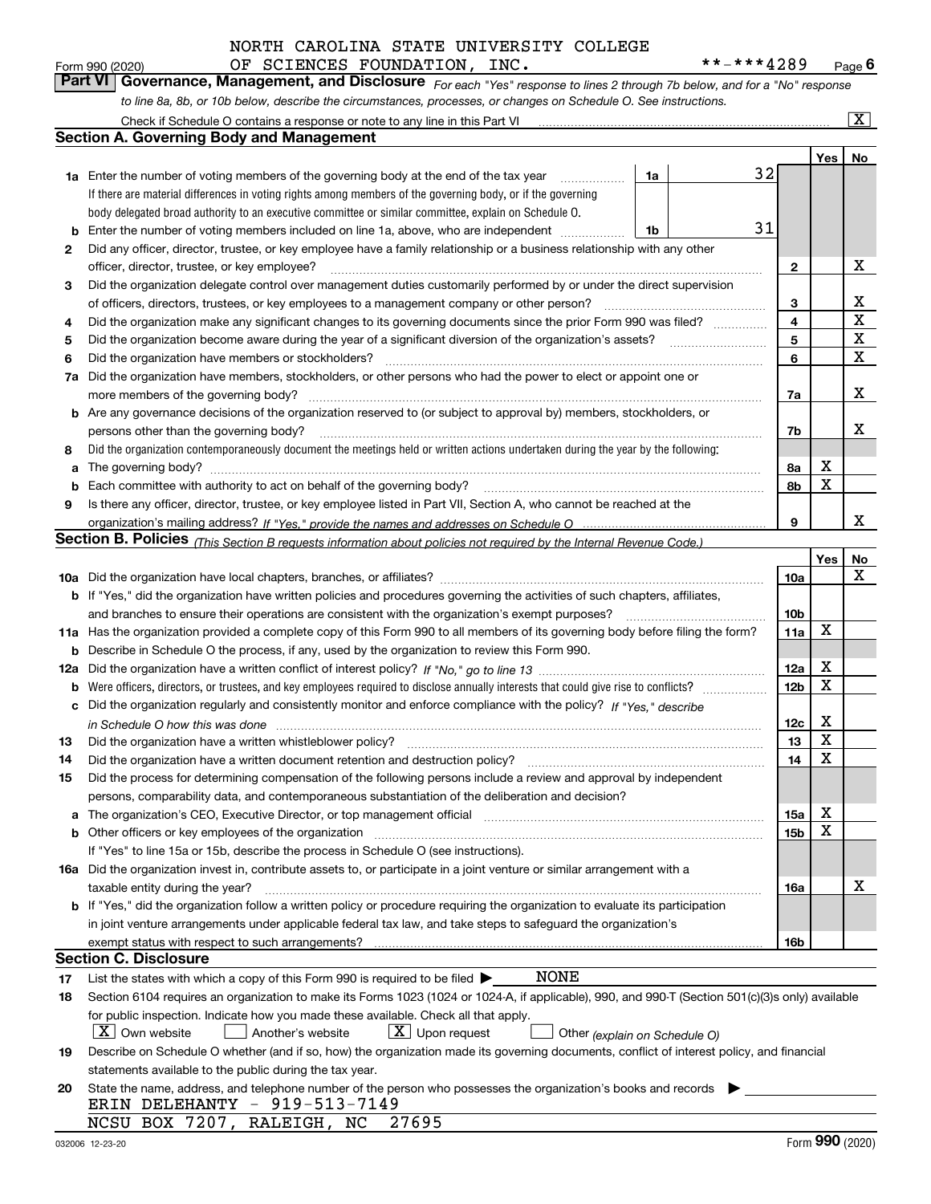NORTH CAROLINA STATE UNIVERSITY COLLEGE OF SCIENCES FOUNDATION, INC. **-***4289

Form 990 (2020) Page 6

## Part VI Governance, Management, and Disclosure

*For each "Yes" response to lines 2 through 7b below, and for a "No" response to line 8a, 8b, or 10b below, describe the circumstances, processes, or changes on Schedule O. See instructions.*

Check if Schedule O contains a response or note to any line in this Part VI [X]

### Section A. Governing Body and Management

| | | | | Yes | No |
|---|---|---|---|---|---|
| **1a** | Enter the number of voting members of the governing body at the end of the tax year. If there are material differences in voting rights among members of the governing body, or if the governing body delegated broad authority to an executive committee or similar committee, explain on Schedule O. | 1a: 32 | | | |
| **b** | Enter the number of voting members included on line 1a, above, who are independent | 1b: 31 | | | |
| **2** | Did any officer, director, trustee, or key employee have a family relationship or a business relationship with any other officer, director, trustee, or key employee? | | 2 | | X |
| **3** | Did the organization delegate control over management duties customarily performed by or under the direct supervision of officers, directors, trustees, or key employees to a management company or other person? | | 3 | | X |
| **4** | Did the organization make any significant changes to its governing documents since the prior Form 990 was filed? | | 4 | | X |
| **5** | Did the organization become aware during the year of a significant diversion of the organization's assets? | | 5 | | X |
| **6** | Did the organization have members or stockholders? | | 6 | | X |
| **7a** | Did the organization have members, stockholders, or other persons who had the power to elect or appoint one or more members of the governing body? | | 7a | | X |
| **b** | Are any governance decisions of the organization reserved to (or subject to approval by) members, stockholders, or persons other than the governing body? | | 7b | | X |
| **8** | Did the organization contemporaneously document the meetings held or written actions undertaken during the year by the following: | | | | |
| **a** | The governing body? | | 8a | X | |
| **b** | Each committee with authority to act on behalf of the governing body? | | 8b | X | |
| **9** | Is there any officer, director, trustee, or key employee listed in Part VII, Section A, who cannot be reached at the organization's mailing address? *If "Yes," provide the names and addresses on Schedule O* | | 9 | | X |

### Section B. Policies *(This Section B requests information about policies not required by the Internal Revenue Code.)*

| | | | Yes | No |
|---|---|---|---|---|
| **10a** | Did the organization have local chapters, branches, or affiliates? | 10a | | X |
| **b** | If "Yes," did the organization have written policies and procedures governing the activities of such chapters, affiliates, and branches to ensure their operations are consistent with the organization's exempt purposes? | 10b | | |
| **11a** | Has the organization provided a complete copy of this Form 990 to all members of its governing body before filing the form? | 11a | X | |
| **b** | Describe in Schedule O the process, if any, used by the organization to review this Form 990. | | | |
| **12a** | Did the organization have a written conflict of interest policy? *If "No," go to line 13* | 12a | X | |
| **b** | Were officers, directors, or trustees, and key employees required to disclose annually interests that could give rise to conflicts? | 12b | X | |
| **c** | Did the organization regularly and consistently monitor and enforce compliance with the policy? *If "Yes," describe in Schedule O how this was done* | 12c | X | |
| **13** | Did the organization have a written whistleblower policy? | 13 | X | |
| **14** | Did the organization have a written document retention and destruction policy? | 14 | X | |
| **15** | Did the process for determining compensation of the following persons include a review and approval by independent persons, comparability data, and contemporaneous substantiation of the deliberation and decision? | | | |
| **a** | The organization's CEO, Executive Director, or top management official | 15a | X | |
| **b** | Other officers or key employees of the organization | 15b | X | |
| | If "Yes" to line 15a or 15b, describe the process in Schedule O (see instructions). | | | |
| **16a** | Did the organization invest in, contribute assets to, or participate in a joint venture or similar arrangement with a taxable entity during the year? | 16a | | X |
| **b** | If "Yes," did the organization follow a written policy or procedure requiring the organization to evaluate its participation in joint venture arrangements under applicable federal tax law, and take steps to safeguard the organization's exempt status with respect to such arrangements? | 16b | | |

### Section C. Disclosure

**17** List the states with which a copy of this Form 990 is required to be filed ▶ NONE

**18** Section 6104 requires an organization to make its Forms 1023 (1024 or 1024-A, if applicable), 990, and 990-T (Section 501(c)(3)s only) available for public inspection. Indicate how you made these available. Check all that apply.

[X] Own website [ ] Another's website [X] Upon request [ ] Other *(explain on Schedule O)*

**19** Describe on Schedule O whether (and if so, how) the organization made its governing documents, conflict of interest policy, and financial statements available to the public during the tax year.

**20** State the name, address, and telephone number of the person who possesses the organization's books and records ▶

ERIN DELEHANTY - 919-513-7149
NCSU BOX 7207, RALEIGH, NC 27695

032006 12-23-20 Form **990** (2020)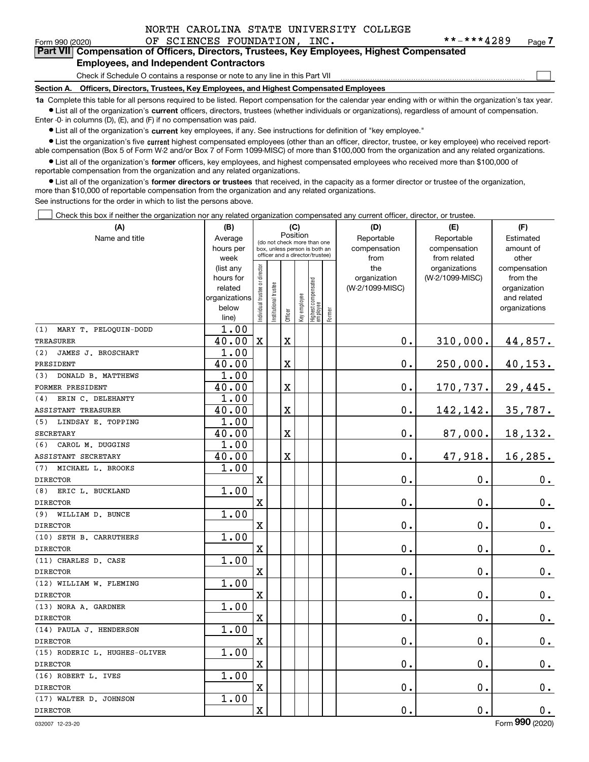NORTH CAROLINA STATE UNIVERSITY COLLEGE OF SCIENCES FOUNDATION, INC. **-***4289

Form 990 (2020) Page 7

**Part VII Compensation of Officers, Directors, Trustees, Key Employees, Highest Compensated Employees, and Independent Contractors**

Check if Schedule O contains a response or note to any line in this Part VII

**Section A. Officers, Directors, Trustees, Key Employees, and Highest Compensated Employees**

**1a** Complete this table for all persons required to be listed. Report compensation for the calendar year ending with or within the organization's tax year.

- List all of the organization's **current** officers, directors, trustees (whether individuals or organizations), regardless of amount of compensation. Enter -0- in columns (D), (E), and (F) if no compensation was paid.
- List all of the organization's **current** key employees, if any. See instructions for definition of "key employee."
- List the organization's five **current** highest compensated employees (other than an officer, director, trustee, or key employee) who received reportable compensation (Box 5 of Form W-2 and/or Box 7 of Form 1099-MISC) of more than $100,000 from the organization and any related organizations.
- List all of the organization's **former** officers, key employees, and highest compensated employees who received more than $100,000 of reportable compensation from the organization and any related organizations.
- List all of the organization's **former directors or trustees** that received, in the capacity as a former director or trustee of the organization, more than $10,000 of reportable compensation from the organization and any related organizations.

See instructions for the order in which to list the persons above.

Check this box if neither the organization nor any related organization compensated any current officer, director, or trustee.

| (A) Name and title | (B) Average hours per week (list any hours for related organizations below line) | (C) Position: Individual trustee or director | Institutional trustee | Officer | Key employee | Highest compensated employee | Former | (D) Reportable compensation from the organization (W-2/1099-MISC) | (E) Reportable compensation from related organizations (W-2/1099-MISC) | (F) Estimated amount of other compensation from the organization and related organizations |
|---|---|---|---|---|---|---|---|---|---|---|
| (1) MARY T. PELOQUIN-DODD<br>TREASURER | 1.00<br>40.00 | X | | X | | | | 0. | 310,000. | 44,857. |
| (2) JAMES J. BROSCHART<br>PRESIDENT | 1.00<br>40.00 | | | X | | | | 0. | 250,000. | 40,153. |
| (3) DONALD B. MATTHEWS<br>FORMER PRESIDENT | 1.00<br>40.00 | | | X | | | | 0. | 170,737. | 29,445. |
| (4) ERIN C. DELEHANTY<br>ASSISTANT TREASURER | 1.00<br>40.00 | | | X | | | | 0. | 142,142. | 35,787. |
| (5) LINDSAY E. TOPPING<br>SECRETARY | 1.00<br>40.00 | | | X | | | | 0. | 87,000. | 18,132. |
| (6) CAROL M. DUGGINS<br>ASSISTANT SECRETARY | 1.00<br>40.00 | | | X | | | | 0. | 47,918. | 16,285. |
| (7) MICHAEL L. BROOKS<br>DIRECTOR | 1.00 | X | | | | | | 0. | 0. | 0. |
| (8) ERIC L. BUCKLAND<br>DIRECTOR | 1.00 | X | | | | | | 0. | 0. | 0. |
| (9) WILLIAM D. BUNCE<br>DIRECTOR | 1.00 | X | | | | | | 0. | 0. | 0. |
| (10) SETH B. CARRUTHERS<br>DIRECTOR | 1.00 | X | | | | | | 0. | 0. | 0. |
| (11) CHARLES D. CASE<br>DIRECTOR | 1.00 | X | | | | | | 0. | 0. | 0. |
| (12) WILLIAM W. FLEMING<br>DIRECTOR | 1.00 | X | | | | | | 0. | 0. | 0. |
| (13) NORA A. GARDNER<br>DIRECTOR | 1.00 | X | | | | | | 0. | 0. | 0. |
| (14) PAULA J. HENDERSON<br>DIRECTOR | 1.00 | X | | | | | | 0. | 0. | 0. |
| (15) RODERIC L. HUGHES-OLIVER<br>DIRECTOR | 1.00 | X | | | | | | 0. | 0. | 0. |
| (16) ROBERT L. IVES<br>DIRECTOR | 1.00 | X | | | | | | 0. | 0. | 0. |
| (17) WALTER D. JOHNSON<br>DIRECTOR | 1.00 | X | | | | | | 0. | 0. | 0. |

032007 12-23-20 Form 990 (2020)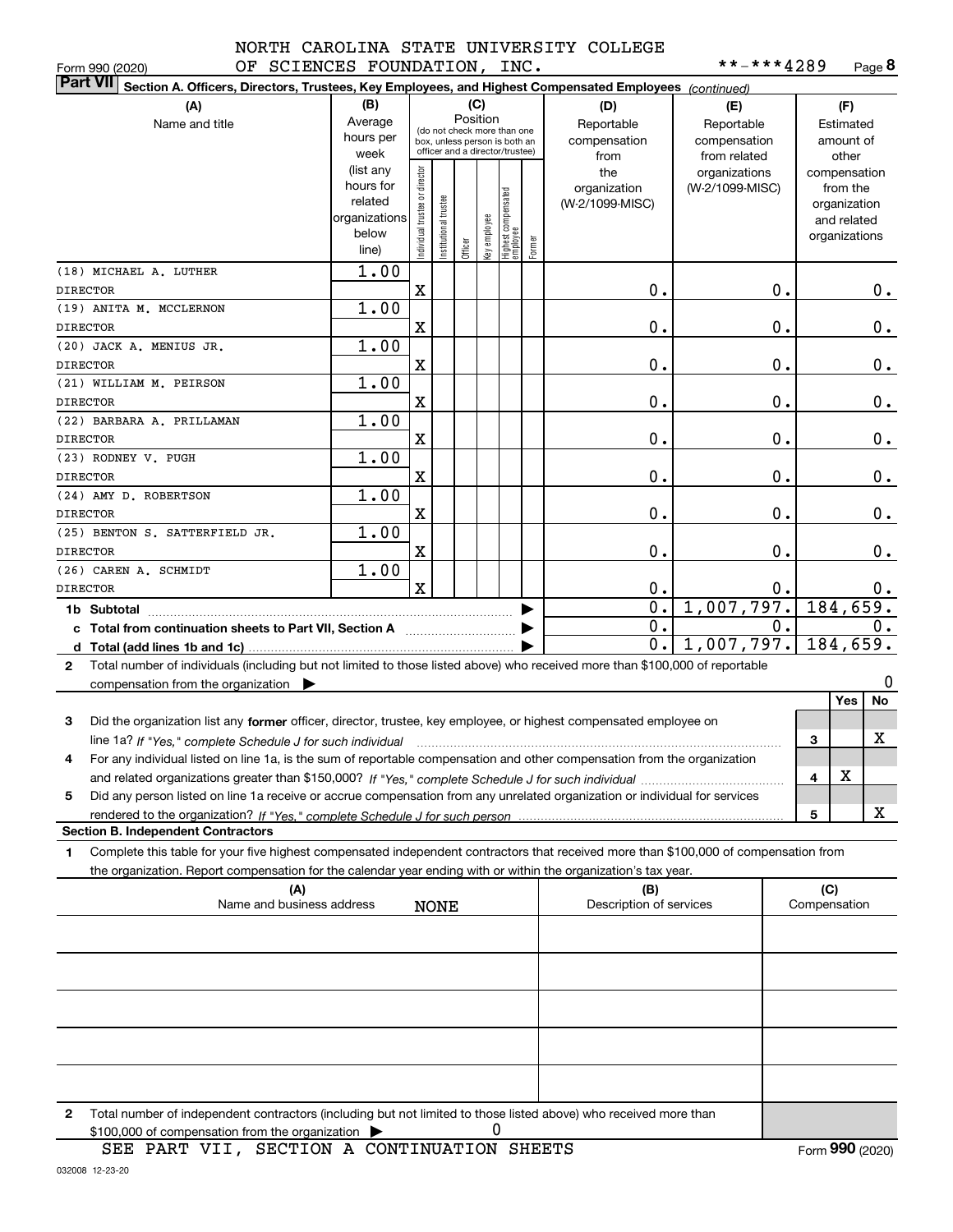NORTH CAROLINA STATE UNIVERSITY COLLEGE
OF SCIENCES FOUNDATION, INC. **-***4289

Form 990 (2020)

**Part VII Section A. Officers, Directors, Trustees, Key Employees, and Highest Compensated Employees** *(continued)*

| (A) Name and title | (B) Average hours per week (list any hours for related organizations below line) | (C) Position: Individual trustee or director | Institutional trustee | Officer | Key employee | Highest compensated employee | Former | (D) Reportable compensation from the organization (W-2/1099-MISC) | (E) Reportable compensation from related organizations (W-2/1099-MISC) | (F) Estimated amount of other compensation from the organization and related organizations |
|---|---|---|---|---|---|---|---|---|---|---|
| (18) MICHAEL A. LUTHER<br>DIRECTOR | 1.00 | X | | | | | | 0. | 0. | 0. |
| (19) ANITA M. MCCLERNON<br>DIRECTOR | 1.00 | X | | | | | | 0. | 0. | 0. |
| (20) JACK A. MENIUS JR.<br>DIRECTOR | 1.00 | X | | | | | | 0. | 0. | 0. |
| (21) WILLIAM M. PEIRSON<br>DIRECTOR | 1.00 | X | | | | | | 0. | 0. | 0. |
| (22) BARBARA A. PRILLAMAN<br>DIRECTOR | 1.00 | X | | | | | | 0. | 0. | 0. |
| (23) RODNEY V. PUGH<br>DIRECTOR | 1.00 | X | | | | | | 0. | 0. | 0. |
| (24) AMY D. ROBERTSON<br>DIRECTOR | 1.00 | X | | | | | | 0. | 0. | 0. |
| (25) BENTON S. SATTERFIELD JR.<br>DIRECTOR | 1.00 | X | | | | | | 0. | 0. | 0. |
| (26) CAREN A. SCHMIDT<br>DIRECTOR | 1.00 | X | | | | | | 0. | 0. | 0. |
| **1b Subtotal** | | | | | | | | 0. | 1,007,797. | 184,659. |
| **c Total from continuation sheets to Part VII, Section A** | | | | | | | | 0. | 0. | 0. |
| **d Total (add lines 1b and 1c)** | | | | | | | | 0. | 1,007,797. | 184,659. |

**2** Total number of individuals (including but not limited to those listed above) who received more than $100,000 of reportable compensation from the organization ▶ 0

| | | Yes | No |
|---|---|---|---|
| **3** Did the organization list any **former** officer, director, trustee, key employee, or highest compensated employee on line 1a? *If "Yes," complete Schedule J for such individual* | 3 | | X |
| **4** For any individual listed on line 1a, is the sum of reportable compensation and other compensation from the organization and related organizations greater than $150,000? *If "Yes," complete Schedule J for such individual* | 4 | X | |
| **5** Did any person listed on line 1a receive or accrue compensation from any unrelated organization or individual for services rendered to the organization? *If "Yes," complete Schedule J for such person* | 5 | | X |

**Section B. Independent Contractors**

**1** Complete this table for your five highest compensated independent contractors that received more than $100,000 of compensation from the organization. Report compensation for the calendar year ending with or within the organization's tax year.

| (A) Name and business address | (B) Description of services | (C) Compensation |
|---|---|---|
| NONE | | |
| | | |
| | | |
| | | |
| | | |

**2** Total number of independent contractors (including but not limited to those listed above) who received more than $100,000 of compensation from the organization ▶ 0

SEE PART VII, SECTION A CONTINUATION SHEETS

Form **990** (2020)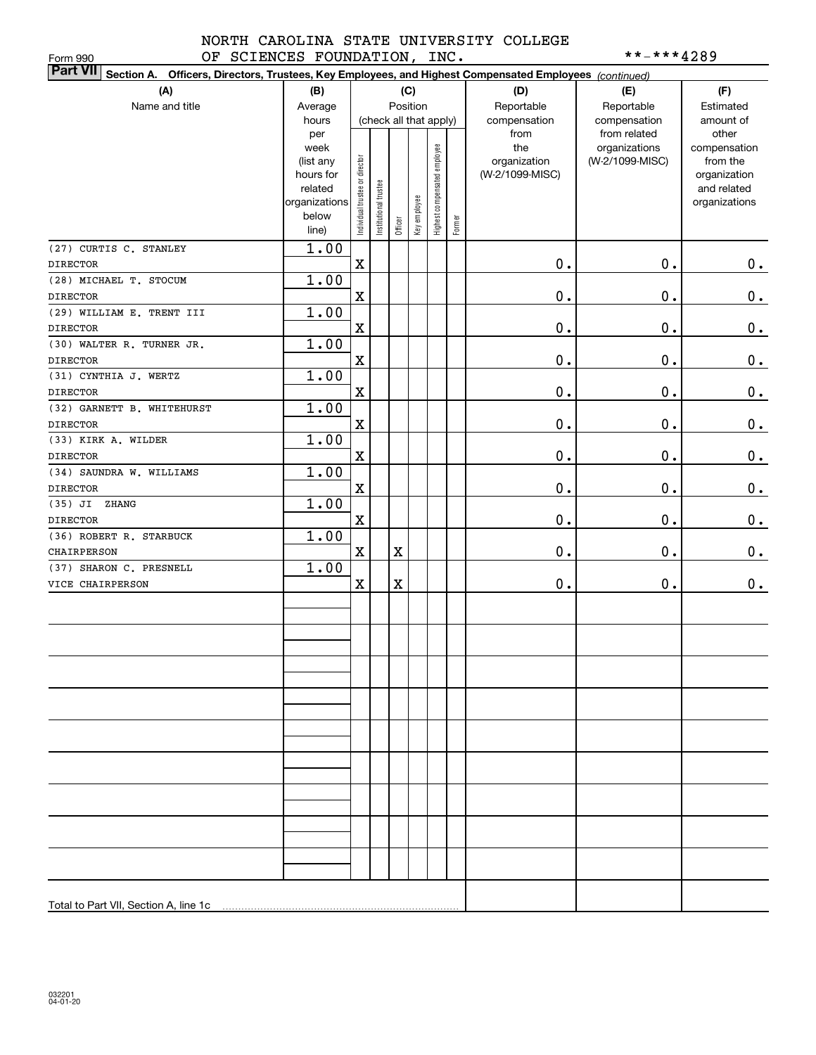NORTH CAROLINA STATE UNIVERSITY COLLEGE OF SCIENCES FOUNDATION, INC.

Form 990

**-***4289

**Part VII** Section A. Officers, Directors, Trustees, Key Employees, and Highest Compensated Employees *(continued)*

| (A) Name and title | (B) Average hours per week (list any hours for related organizations below line) | (C) Position (check all that apply): Individual trustee or director | Institutional trustee | Officer | Key employee | Highest compensated employee | Former | (D) Reportable compensation from the organization (W-2/1099-MISC) | (E) Reportable compensation from related organizations (W-2/1099-MISC) | (F) Estimated amount of other compensation from the organization and related organizations |
|---|---|---|---|---|---|---|---|---|---|---|
| (27) CURTIS C. STANLEY<br>DIRECTOR | 1.00 | X | | | | | | 0. | 0. | 0. |
| (28) MICHAEL T. STOCUM<br>DIRECTOR | 1.00 | X | | | | | | 0. | 0. | 0. |
| (29) WILLIAM E. TRENT III<br>DIRECTOR | 1.00 | X | | | | | | 0. | 0. | 0. |
| (30) WALTER R. TURNER JR.<br>DIRECTOR | 1.00 | X | | | | | | 0. | 0. | 0. |
| (31) CYNTHIA J. WERTZ<br>DIRECTOR | 1.00 | X | | | | | | 0. | 0. | 0. |
| (32) GARNETT B. WHITEHURST<br>DIRECTOR | 1.00 | X | | | | | | 0. | 0. | 0. |
| (33) KIRK A. WILDER<br>DIRECTOR | 1.00 | X | | | | | | 0. | 0. | 0. |
| (34) SAUNDRA W. WILLIAMS<br>DIRECTOR | 1.00 | X | | | | | | 0. | 0. | 0. |
| (35) JI ZHANG<br>DIRECTOR | 1.00 | X | | | | | | 0. | 0. | 0. |
| (36) ROBERT R. STARBUCK<br>CHAIRPERSON | 1.00 | X | | X | | | | 0. | 0. | 0. |
| (37) SHARON C. PRESNELL<br>VICE CHAIRPERSON | 1.00 | X | | X | | | | 0. | 0. | 0. |
| | | | | | | | | | | |
| | | | | | | | | | | |
| | | | | | | | | | | |
| | | | | | | | | | | |
| | | | | | | | | | | |
| | | | | | | | | | | |
| | | | | | | | | | | |
| | | | | | | | | | | |
| | | | | | | | | | | |
| Total to Part VII, Section A, line 1c | | | | | | | | | | |

032201 04-01-20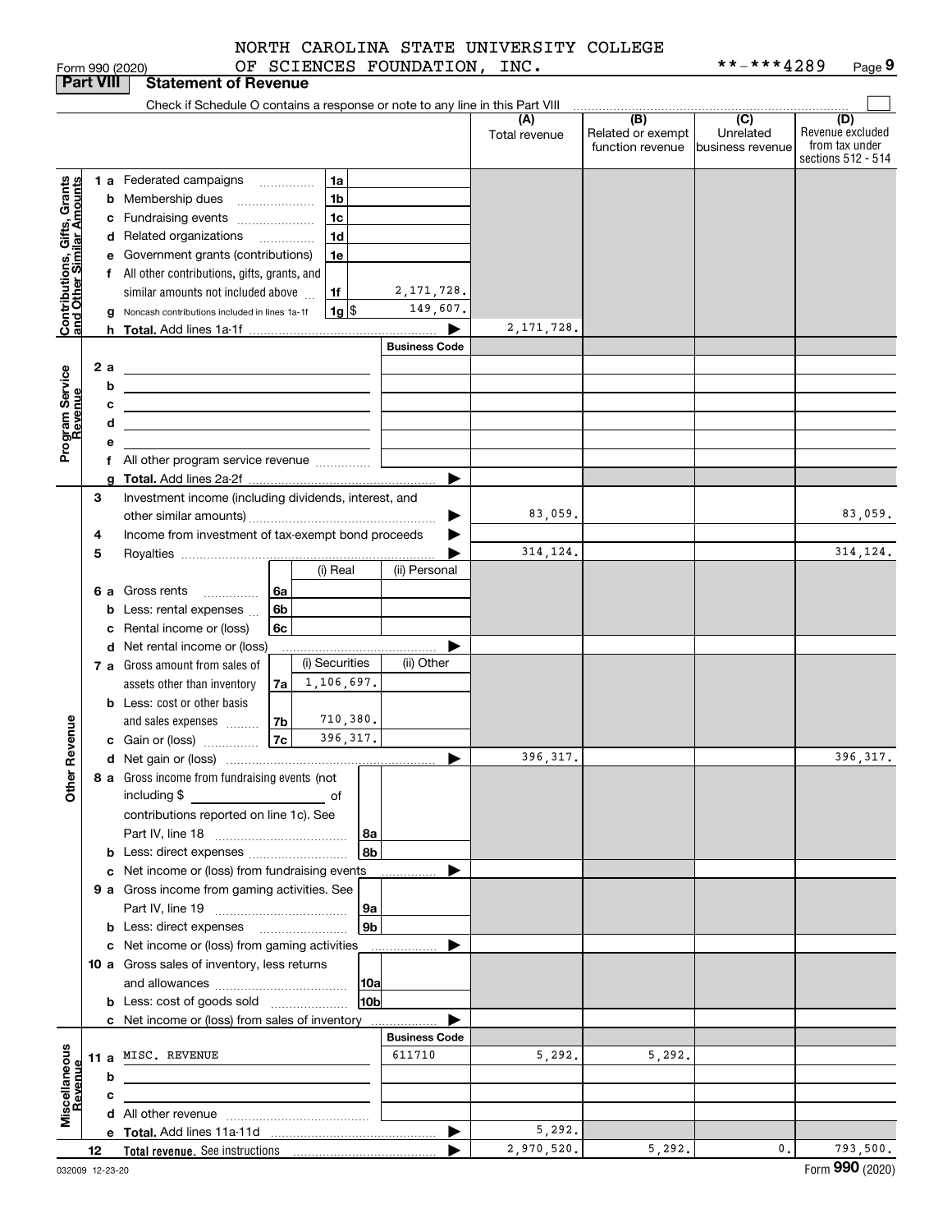NORTH CAROLINA STATE UNIVERSITY COLLEGE OF SCIENCES FOUNDATION, INC. **-***4289

Form 990 (2020)

## Part VIII Statement of Revenue

Check if Schedule O contains a response or note to any line in this Part VIII

| | | | (A) Total revenue | (B) Related or exempt function revenue | (C) Unrelated business revenue | (D) Revenue excluded from tax under sections 512 - 514 |
|---|---|---|---|---|---|---|
| **Contributions, Gifts, Grants and Other Similar Amounts** | 1a Federated campaigns | 1a | | | | |
| | b Membership dues | 1b | | | | |
| | c Fundraising events | 1c | | | | |
| | d Related organizations | 1d | | | | |
| | e Government grants (contributions) | 1e | | | | |
| | f All other contributions, gifts, grants, and similar amounts not included above | 1f 2,171,728. | | | | |
| | g Noncash contributions included in lines 1a-1f | 1g $ 149,607. | | | | |
| | h **Total.** Add lines 1a-1f | ▶ | 2,171,728. | | | |
| **Program Service Revenue** | | Business Code | | | | |
| | 2a | | | | | |
| | b | | | | | |
| | c | | | | | |
| | d | | | | | |
| | e | | | | | |
| | f All other program service revenue | | | | | |
| | g **Total.** Add lines 2a-2f | ▶ | | | | |
| **Other Revenue** | 3 Investment income (including dividends, interest, and other similar amounts) | ▶ | 83,059. | | | 83,059. |
| | 4 Income from investment of tax-exempt bond proceeds | ▶ | | | | |
| | 5 Royalties | ▶ | 314,124. | | | 314,124. |
| | 6a Gross rents — 6a (i) Real / (ii) Personal | | | | | |
| | b Less: rental expenses — 6b | | | | | |
| | c Rental income or (loss) — 6c | | | | | |
| | d Net rental income or (loss) | ▶ | | | | |
| | 7a Gross amount from sales of assets other than inventory — 7a (i) Securities 1,106,697. / (ii) Other | | | | | |
| | b Less: cost or other basis and sales expenses — 7b (i) Securities 710,380. | | | | | |
| | c Gain or (loss) — 7c (i) Securities 396,317. | | | | | |
| | d Net gain or (loss) | ▶ | 396,317. | | | 396,317. |
| | 8a Gross income from fundraising events (not including $ ______ of contributions reported on line 1c). See Part IV, line 18 | 8a | | | | |
| | b Less: direct expenses | 8b | | | | |
| | c Net income or (loss) from fundraising events | ▶ | | | | |
| | 9a Gross income from gaming activities. See Part IV, line 19 | 9a | | | | |
| | b Less: direct expenses | 9b | | | | |
| | c Net income or (loss) from gaming activities | ▶ | | | | |
| | 10a Gross sales of inventory, less returns and allowances | 10a | | | | |
| | b Less: cost of goods sold | 10b | | | | |
| | c Net income or (loss) from sales of inventory | ▶ | | | | |
| **Miscellaneous Revenue** | | Business Code | | | | |
| | 11a MISC. REVENUE | 611710 | 5,292. | 5,292. | | |
| | b | | | | | |
| | c | | | | | |
| | d All other revenue | | | | | |
| | e **Total.** Add lines 11a-11d | ▶ | 5,292. | | | |
| | 12 **Total revenue.** See instructions | ▶ | 2,970,520. | 5,292. | 0. | 793,500. |

032009 12-23-20

Form **990** (2020)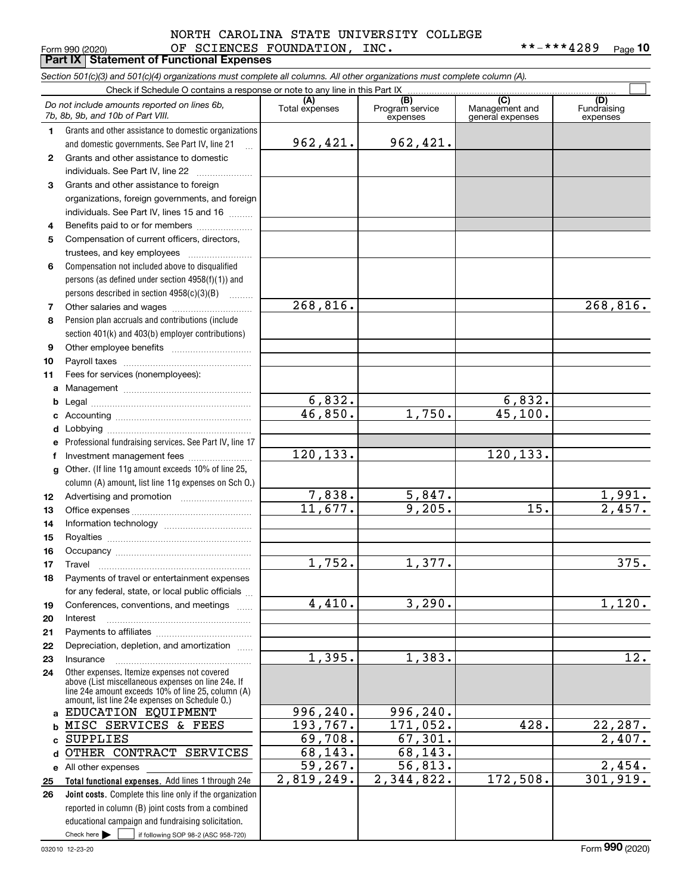NORTH CAROLINA STATE UNIVERSITY COLLEGE OF SCIENCES FOUNDATION, INC.

Form 990 (2020) **-***4289 Page **10**

**Part IX Statement of Functional Expenses**

*Section 501(c)(3) and 501(c)(4) organizations must complete all columns. All other organizations must complete column (A).*

Check if Schedule O contains a response or note to any line in this Part IX ☐

| | *Do not include amounts reported on lines 6b, 7b, 8b, 9b, and 10b of Part VIII.* | (A) Total expenses | (B) Program service expenses | (C) Management and general expenses | (D) Fundraising expenses |
|---|---|---|---|---|---|
| 1 | Grants and other assistance to domestic organizations and domestic governments. See Part IV, line 21 | 962,421. | 962,421. | | |
| 2 | Grants and other assistance to domestic individuals. See Part IV, line 22 | | | | |
| 3 | Grants and other assistance to foreign organizations, foreign governments, and foreign individuals. See Part IV, lines 15 and 16 | | | | |
| 4 | Benefits paid to or for members | | | | |
| 5 | Compensation of current officers, directors, trustees, and key employees | | | | |
| 6 | Compensation not included above to disqualified persons (as defined under section 4958(f)(1)) and persons described in section 4958(c)(3)(B) | | | | |
| 7 | Other salaries and wages | 268,816. | | | 268,816. |
| 8 | Pension plan accruals and contributions (include section 401(k) and 403(b) employer contributions) | | | | |
| 9 | Other employee benefits | | | | |
| 10 | Payroll taxes | | | | |
| 11 | Fees for services (nonemployees): | | | | |
| a | Management | | | | |
| b | Legal | 6,832. | | 6,832. | |
| c | Accounting | 46,850. | 1,750. | 45,100. | |
| d | Lobbying | | | | |
| e | Professional fundraising services. See Part IV, line 17 | | | | |
| f | Investment management fees | 120,133. | | 120,133. | |
| g | Other. (If line 11g amount exceeds 10% of line 25, column (A) amount, list line 11g expenses on Sch O.) | | | | |
| 12 | Advertising and promotion | 7,838. | 5,847. | | 1,991. |
| 13 | Office expenses | 11,677. | 9,205. | 15. | 2,457. |
| 14 | Information technology | | | | |
| 15 | Royalties | | | | |
| 16 | Occupancy | | | | |
| 17 | Travel | 1,752. | 1,377. | | 375. |
| 18 | Payments of travel or entertainment expenses for any federal, state, or local public officials | | | | |
| 19 | Conferences, conventions, and meetings | 4,410. | 3,290. | | 1,120. |
| 20 | Interest | | | | |
| 21 | Payments to affiliates | | | | |
| 22 | Depreciation, depletion, and amortization | | | | |
| 23 | Insurance | 1,395. | 1,383. | | 12. |
| 24 | Other expenses. Itemize expenses not covered above (List miscellaneous expenses on line 24e. If line 24e amount exceeds 10% of line 25, column (A) amount, list line 24e expenses on Schedule O.) | | | | |
| a | EDUCATION EQUIPMENT | 996,240. | 996,240. | | |
| b | MISC SERVICES & FEES | 193,767. | 171,052. | 428. | 22,287. |
| c | SUPPLIES | 69,708. | 67,301. | | 2,407. |
| d | OTHER CONTRACT SERVICES | 68,143. | 68,143. | | |
| e | All other expenses | 59,267. | 56,813. | | 2,454. |
| 25 | **Total functional expenses.** Add lines 1 through 24e | 2,819,249. | 2,344,822. | 172,508. | 301,919. |
| 26 | **Joint costs.** Complete this line only if the organization reported in column (B) joint costs from a combined educational campaign and fundraising solicitation. Check here ☐ if following SOP 98-2 (ASC 958-720) | | | | |

032010 12-23-20 Form **990** (2020)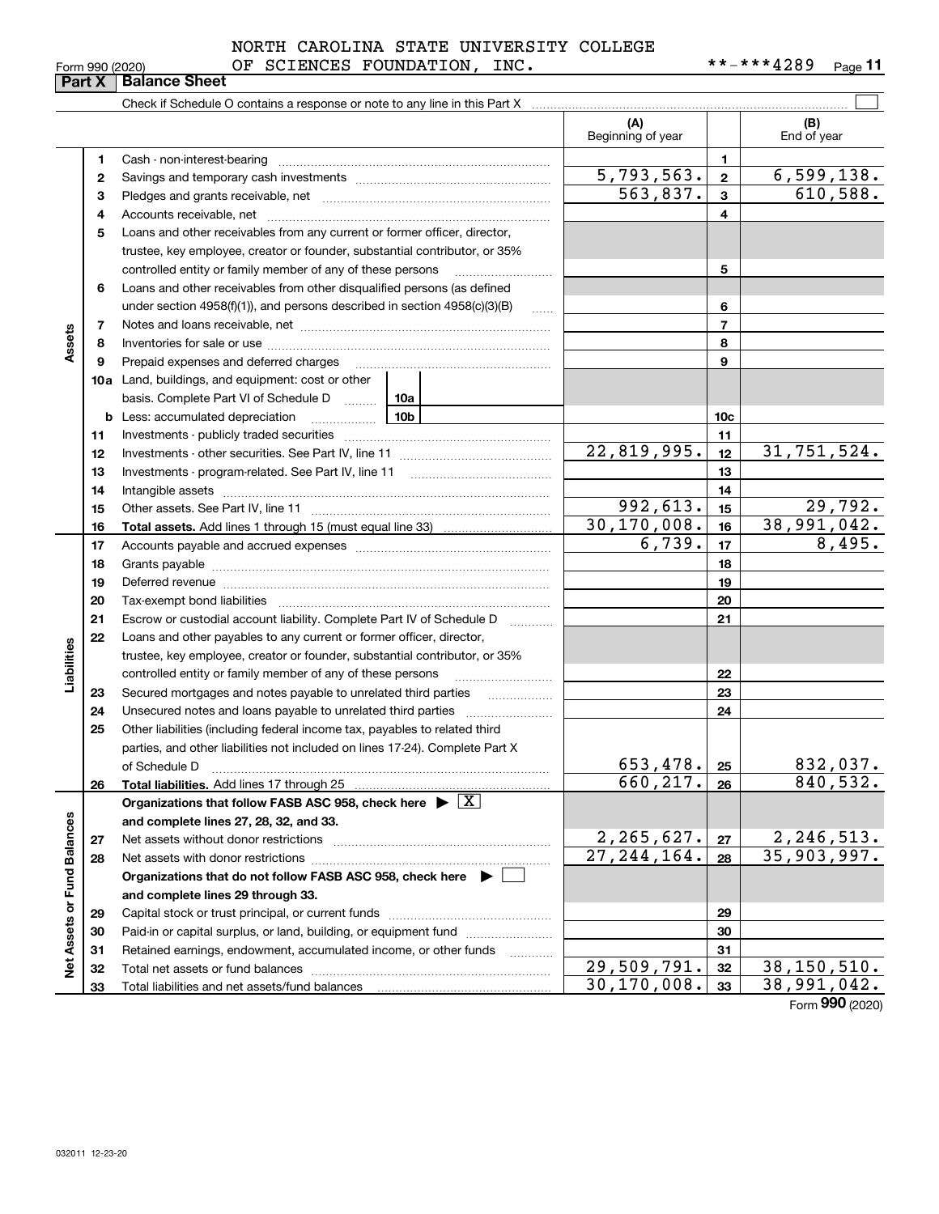NORTH CAROLINA STATE UNIVERSITY COLLEGE OF SCIENCES FOUNDATION, INC. **-***4289

Form 990 (2020)

## Part X Balance Sheet

Check if Schedule O contains a response or note to any line in this Part X

| | | | (A) Beginning of year | | (B) End of year |
|---|---|---|---|---|---|
| **Assets** | 1 | Cash - non-interest-bearing | | 1 | |
| | 2 | Savings and temporary cash investments | 5,793,563. | 2 | 6,599,138. |
| | 3 | Pledges and grants receivable, net | 563,837. | 3 | 610,588. |
| | 4 | Accounts receivable, net | | 4 | |
| | 5 | Loans and other receivables from any current or former officer, director, trustee, key employee, creator or founder, substantial contributor, or 35% controlled entity or family member of any of these persons | | 5 | |
| | 6 | Loans and other receivables from other disqualified persons (as defined under section 4958(f)(1)), and persons described in section 4958(c)(3)(B) | | 6 | |
| | 7 | Notes and loans receivable, net | | 7 | |
| | 8 | Inventories for sale or use | | 8 | |
| | 9 | Prepaid expenses and deferred charges | | 9 | |
| | 10a | Land, buildings, and equipment: cost or other basis. Complete Part VI of Schedule D 10a | | | |
| | b | Less: accumulated depreciation 10b | | 10c | |
| | 11 | Investments - publicly traded securities | | 11 | |
| | 12 | Investments - other securities. See Part IV, line 11 | 22,819,995. | 12 | 31,751,524. |
| | 13 | Investments - program-related. See Part IV, line 11 | | 13 | |
| | 14 | Intangible assets | | 14 | |
| | 15 | Other assets. See Part IV, line 11 | 992,613. | 15 | 29,792. |
| | 16 | **Total assets.** Add lines 1 through 15 (must equal line 33) | 30,170,008. | 16 | 38,991,042. |
| **Liabilities** | 17 | Accounts payable and accrued expenses | 6,739. | 17 | 8,495. |
| | 18 | Grants payable | | 18 | |
| | 19 | Deferred revenue | | 19 | |
| | 20 | Tax-exempt bond liabilities | | 20 | |
| | 21 | Escrow or custodial account liability. Complete Part IV of Schedule D | | 21 | |
| | 22 | Loans and other payables to any current or former officer, director, trustee, key employee, creator or founder, substantial contributor, or 35% controlled entity or family member of any of these persons | | 22 | |
| | 23 | Secured mortgages and notes payable to unrelated third parties | | 23 | |
| | 24 | Unsecured notes and loans payable to unrelated third parties | | 24 | |
| | 25 | Other liabilities (including federal income tax, payables to related third parties, and other liabilities not included on lines 17-24). Complete Part X of Schedule D | 653,478. | 25 | 832,037. |
| | 26 | **Total liabilities.** Add lines 17 through 25 | 660,217. | 26 | 840,532. |
| **Net Assets or Fund Balances** | | **Organizations that follow FASB ASC 958, check here ▶ [X] and complete lines 27, 28, 32, and 33.** | | | |
| | 27 | Net assets without donor restrictions | 2,265,627. | 27 | 2,246,513. |
| | 28 | Net assets with donor restrictions | 27,244,164. | 28 | 35,903,997. |
| | | **Organizations that do not follow FASB ASC 958, check here ▶ [ ] and complete lines 29 through 33.** | | | |
| | 29 | Capital stock or trust principal, or current funds | | 29 | |
| | 30 | Paid-in or capital surplus, or land, building, or equipment fund | | 30 | |
| | 31 | Retained earnings, endowment, accumulated income, or other funds | | 31 | |
| | 32 | Total net assets or fund balances | 29,509,791. | 32 | 38,150,510. |
| | 33 | Total liabilities and net assets/fund balances | 30,170,008. | 33 | 38,991,042. |

Form **990** (2020)

032011 12-23-20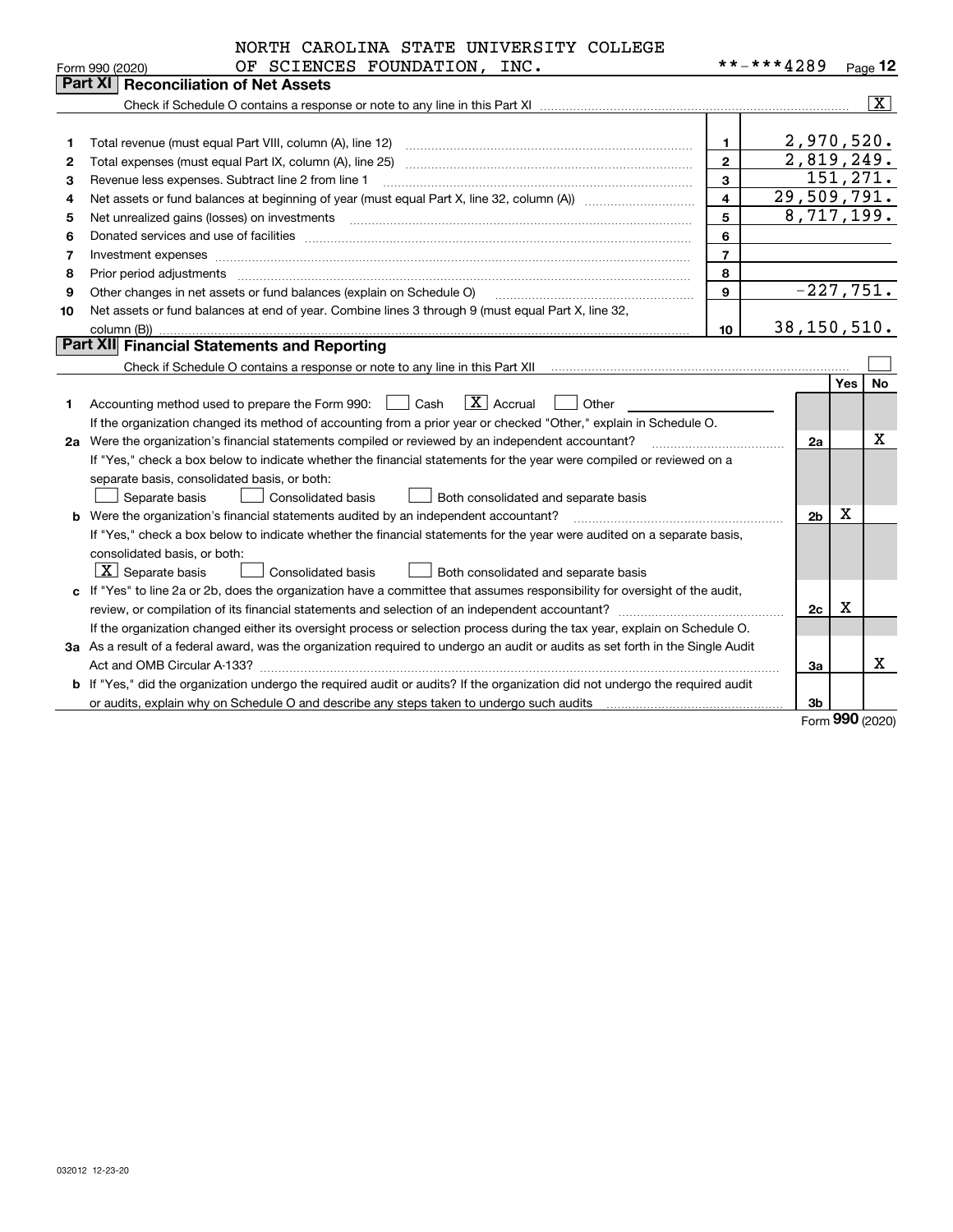NORTH CAROLINA STATE UNIVERSITY COLLEGE OF SCIENCES FOUNDATION, INC.

Form 990 (2020) **-***4289 Page 12

## Part XI Reconciliation of Net Assets

Check if Schedule O contains a response or note to any line in this Part XI .......... [X]

| | | | |
|---|---|---|---|
| 1 | Total revenue (must equal Part VIII, column (A), line 12) | 1 | 2,970,520. |
| 2 | Total expenses (must equal Part IX, column (A), line 25) | 2 | 2,819,249. |
| 3 | Revenue less expenses. Subtract line 2 from line 1 | 3 | 151,271. |
| 4 | Net assets or fund balances at beginning of year (must equal Part X, line 32, column (A)) | 4 | 29,509,791. |
| 5 | Net unrealized gains (losses) on investments | 5 | 8,717,199. |
| 6 | Donated services and use of facilities | 6 | |
| 7 | Investment expenses | 7 | |
| 8 | Prior period adjustments | 8 | |
| 9 | Other changes in net assets or fund balances (explain on Schedule O) | 9 | -227,751. |
| 10 | Net assets or fund balances at end of year. Combine lines 3 through 9 (must equal Part X, line 32, column (B)) | 10 | 38,150,510. |

## Part XII Financial Statements and Reporting

Check if Schedule O contains a response or note to any line in this Part XII .......... [ ]

| | | | Yes | No |
|---|---|---|---|---|
| 1 | Accounting method used to prepare the Form 990: [ ] Cash [X] Accrual [ ] Other | | | |
| | If the organization changed its method of accounting from a prior year or checked "Other," explain in Schedule O. | | | |
| 2a | Were the organization's financial statements compiled or reviewed by an independent accountant? | 2a | | X |
| | If "Yes," check a box below to indicate whether the financial statements for the year were compiled or reviewed on a separate basis, consolidated basis, or both: [ ] Separate basis [ ] Consolidated basis [ ] Both consolidated and separate basis | | | |
| b | Were the organization's financial statements audited by an independent accountant? | 2b | X | |
| | If "Yes," check a box below to indicate whether the financial statements for the year were audited on a separate basis, consolidated basis, or both: [X] Separate basis [ ] Consolidated basis [ ] Both consolidated and separate basis | | | |
| c | If "Yes" to line 2a or 2b, does the organization have a committee that assumes responsibility for oversight of the audit, review, or compilation of its financial statements and selection of an independent accountant? | 2c | X | |
| | If the organization changed either its oversight process or selection process during the tax year, explain on Schedule O. | | | |
| 3a | As a result of a federal award, was the organization required to undergo an audit or audits as set forth in the Single Audit Act and OMB Circular A-133? | 3a | | X |
| b | If "Yes," did the organization undergo the required audit or audits? If the organization did not undergo the required audit or audits, explain why on Schedule O and describe any steps taken to undergo such audits | 3b | | |

Form 990 (2020)

032012 12-23-20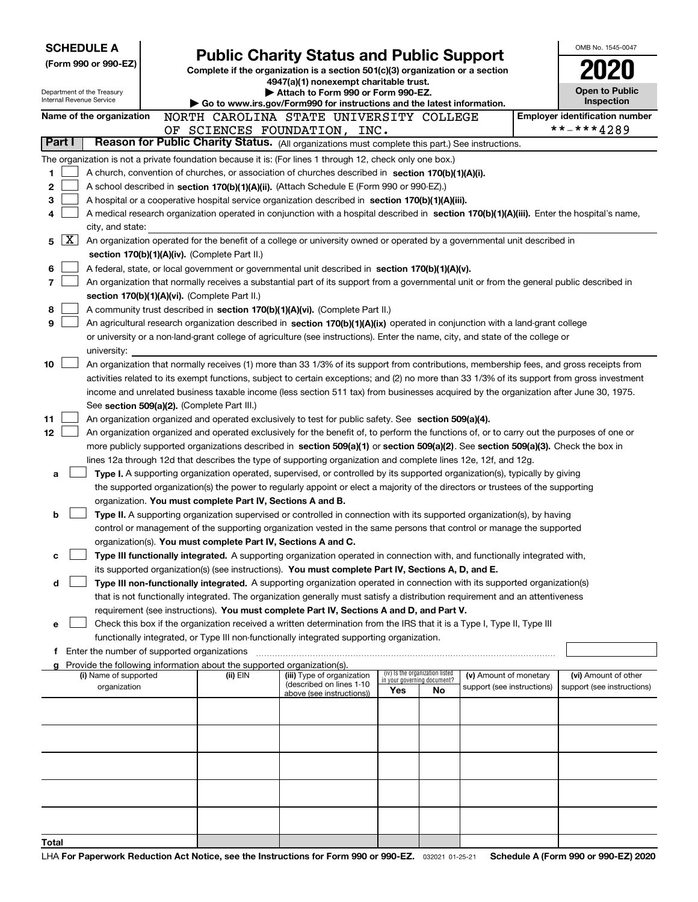**SCHEDULE A**
**(Form 990 or 990-EZ)**

Department of the Treasury
Internal Revenue Service

# Public Charity Status and Public Support

**Complete if the organization is a section 501(c)(3) organization or a section 4947(a)(1) nonexempt charitable trust.**
**▶ Attach to Form 990 or Form 990-EZ.**
**▶ Go to www.irs.gov/Form990 for instructions and the latest information.**

OMB No. 1545-0047

**2020**

**Open to Public Inspection**

**Name of the organization** NORTH CAROLINA STATE UNIVERSITY COLLEGE OF SCIENCES FOUNDATION, INC.

**Employer identification number** \*\*-\*\*\*4289

## Part I  Reason for Public Charity Status. (All organizations must complete this part.) See instructions.

The organization is not a private foundation because it is: (For lines 1 through 12, check only one box.)

1. [ ] A church, convention of churches, or association of churches described in **section 170(b)(1)(A)(i).**
2. [ ] A school described in **section 170(b)(1)(A)(ii).** (Attach Schedule E (Form 990 or 990-EZ).)
3. [ ] A hospital or a cooperative hospital service organization described in **section 170(b)(1)(A)(iii).**
4. [ ] A medical research organization operated in conjunction with a hospital described in **section 170(b)(1)(A)(iii).** Enter the hospital's name, city, and state:
5. [X] An organization operated for the benefit of a college or university owned or operated by a governmental unit described in **section 170(b)(1)(A)(iv).** (Complete Part II.)
6. [ ] A federal, state, or local government or governmental unit described in **section 170(b)(1)(A)(v).**
7. [ ] An organization that normally receives a substantial part of its support from a governmental unit or from the general public described in **section 170(b)(1)(A)(vi).** (Complete Part II.)
8. [ ] A community trust described in **section 170(b)(1)(A)(vi).** (Complete Part II.)
9. [ ] An agricultural research organization described in **section 170(b)(1)(A)(ix)** operated in conjunction with a land-grant college or university or a non-land-grant college of agriculture (see instructions). Enter the name, city, and state of the college or university:
10. [ ] An organization that normally receives (1) more than 33 1/3% of its support from contributions, membership fees, and gross receipts from activities related to its exempt functions, subject to certain exceptions; and (2) no more than 33 1/3% of its support from gross investment income and unrelated business taxable income (less section 511 tax) from businesses acquired by the organization after June 30, 1975. See **section 509(a)(2).** (Complete Part III.)
11. [ ] An organization organized and operated exclusively to test for public safety. See **section 509(a)(4).**
12. [ ] An organization organized and operated exclusively for the benefit of, to perform the functions of, or to carry out the purposes of one or more publicly supported organizations described in **section 509(a)(1)** or **section 509(a)(2)**. See **section 509(a)(3).** Check the box in lines 12a through 12d that describes the type of supporting organization and complete lines 12e, 12f, and 12g.

   a. [ ] **Type I.** A supporting organization operated, supervised, or controlled by its supported organization(s), typically by giving the supported organization(s) the power to regularly appoint or elect a majority of the directors or trustees of the supporting organization. **You must complete Part IV, Sections A and B.**

   b. [ ] **Type II.** A supporting organization supervised or controlled in connection with its supported organization(s), by having control or management of the supporting organization vested in the same persons that control or manage the supported organization(s). **You must complete Part IV, Sections A and C.**

   c. [ ] **Type III functionally integrated.** A supporting organization operated in connection with, and functionally integrated with, its supported organization(s) (see instructions). **You must complete Part IV, Sections A, D, and E.**

   d. [ ] **Type III non-functionally integrated.** A supporting organization operated in connection with its supported organization(s) that is not functionally integrated. The organization generally must satisfy a distribution requirement and an attentiveness requirement (see instructions). **You must complete Part IV, Sections A and D, and Part V.**

   e. [ ] Check this box if the organization received a written determination from the IRS that it is a Type I, Type II, Type III functionally integrated, or Type III non-functionally integrated supporting organization.

   f. Enter the number of supported organizations

   g. Provide the following information about the supported organization(s).

| (i) Name of supported organization | (ii) EIN | (iii) Type of organization (described on lines 1-10 above (see instructions)) | (iv) Is the organization listed in your governing document? Yes | No | (v) Amount of monetary support (see instructions) | (vi) Amount of other support (see instructions) |
|---|---|---|---|---|---|---|
| | | | | | | |
| | | | | | | |
| | | | | | | |
| | | | | | | |
| | | | | | | |
| **Total** | | | | | | |

LHA **For Paperwork Reduction Act Notice, see the Instructions for Form 990 or 990-EZ.** 032021 01-25-21 **Schedule A (Form 990 or 990-EZ) 2020**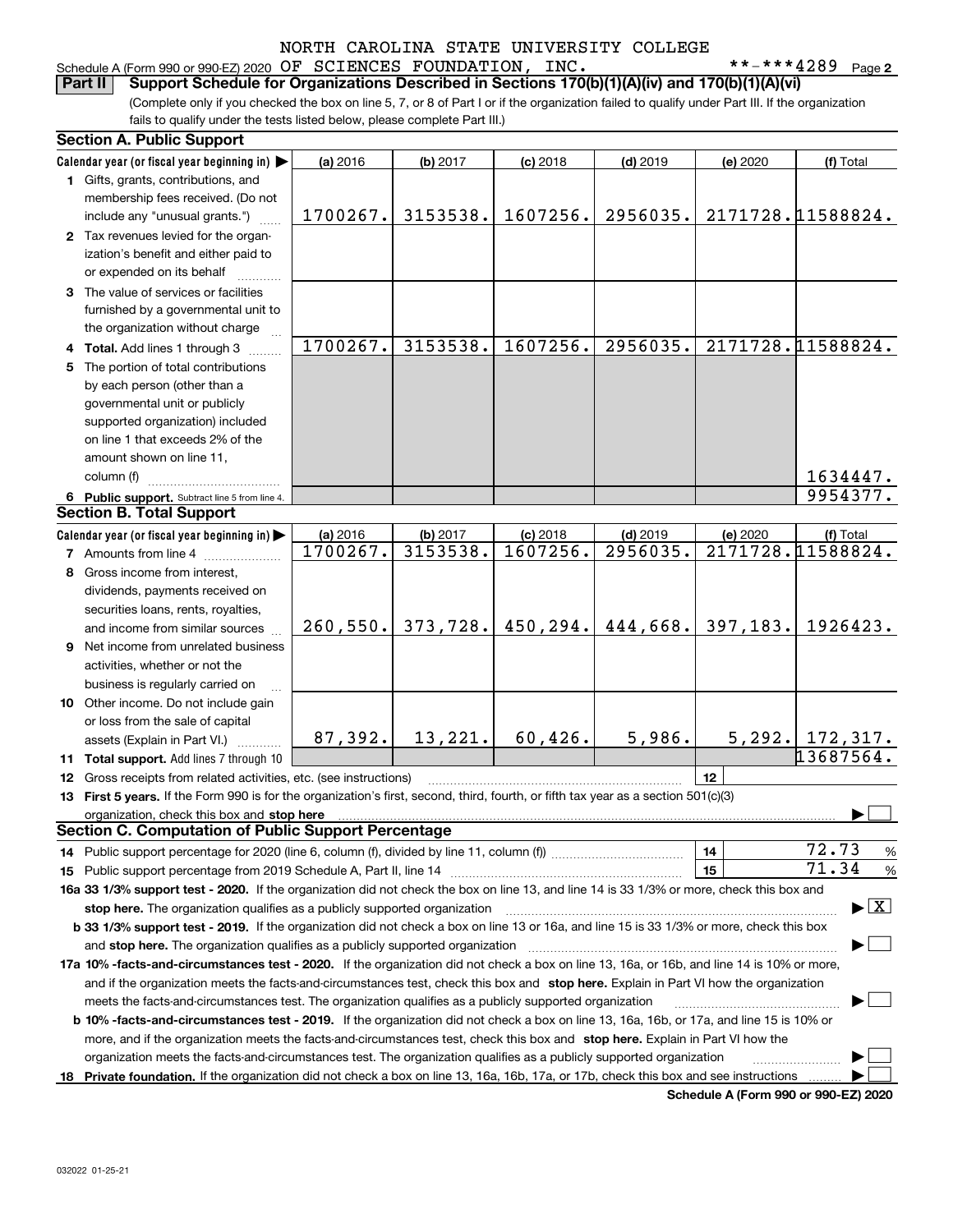NORTH CAROLINA STATE UNIVERSITY COLLEGE

Schedule A (Form 990 or 990-EZ) 2020 OF SCIENCES FOUNDATION, INC. **-***4289 Page 2

**Part II** **Support Schedule for Organizations Described in Sections 170(b)(1)(A)(iv) and 170(b)(1)(A)(vi)**

(Complete only if you checked the box on line 5, 7, or 8 of Part I or if the organization failed to qualify under Part III. If the organization fails to qualify under the tests listed below, please complete Part III.)

### Section A. Public Support

| Calendar year (or fiscal year beginning in) ▶ | (a) 2016 | (b) 2017 | (c) 2018 | (d) 2019 | (e) 2020 | (f) Total |
|---|---|---|---|---|---|---|
| **1** Gifts, grants, contributions, and membership fees received. (Do not include any "unusual grants.") | 1700267. | 3153538. | 1607256. | 2956035. | 2171728. | 11588824. |
| **2** Tax revenues levied for the organization's benefit and either paid to or expended on its behalf | | | | | | |
| **3** The value of services or facilities furnished by a governmental unit to the organization without charge | | | | | | |
| **4 Total.** Add lines 1 through 3 | 1700267. | 3153538. | 1607256. | 2956035. | 2171728. | 11588824. |
| **5** The portion of total contributions by each person (other than a governmental unit or publicly supported organization) included on line 1 that exceeds 2% of the amount shown on line 11, column (f) | | | | | | 1634447. |
| **6 Public support.** Subtract line 5 from line 4. | | | | | | 9954377. |

### Section B. Total Support

| Calendar year (or fiscal year beginning in) ▶ | (a) 2016 | (b) 2017 | (c) 2018 | (d) 2019 | (e) 2020 | (f) Total |
|---|---|---|---|---|---|---|
| **7** Amounts from line 4 | 1700267. | 3153538. | 1607256. | 2956035. | 2171728. | 11588824. |
| **8** Gross income from interest, dividends, payments received on securities loans, rents, royalties, and income from similar sources | 260,550. | 373,728. | 450,294. | 444,668. | 397,183. | 1926423. |
| **9** Net income from unrelated business activities, whether or not the business is regularly carried on | | | | | | |
| **10** Other income. Do not include gain or loss from the sale of capital assets (Explain in Part VI.) | 87,392. | 13,221. | 60,426. | 5,986. | 5,292. | 172,317. |
| **11 Total support.** Add lines 7 through 10 | | | | | | 13687564. |

**12** Gross receipts from related activities, etc. (see instructions) | **12** |

**13 First 5 years.** If the Form 990 is for the organization's first, second, third, fourth, or fifth tax year as a section 501(c)(3) organization, check this box and **stop here** ▶ ☐

### Section C. Computation of Public Support Percentage

**14** Public support percentage for 2020 (line 6, column (f), divided by line 11, column (f)) | **14** | 72.73 %

**15** Public support percentage from 2019 Schedule A, Part II, line 14 | **15** | 71.34 %

**16a 33 1/3% support test - 2020.** If the organization did not check the box on line 13, and line 14 is 33 1/3% or more, check this box and **stop here.** The organization qualifies as a publicly supported organization ▶ ☒

**b 33 1/3% support test - 2019.** If the organization did not check a box on line 13 or 16a, and line 15 is 33 1/3% or more, check this box and **stop here.** The organization qualifies as a publicly supported organization ▶ ☐

**17a 10% -facts-and-circumstances test - 2020.** If the organization did not check a box on line 13, 16a, or 16b, and line 14 is 10% or more, and if the organization meets the facts-and-circumstances test, check this box and **stop here.** Explain in Part VI how the organization meets the facts-and-circumstances test. The organization qualifies as a publicly supported organization ▶ ☐

**b 10% -facts-and-circumstances test - 2019.** If the organization did not check a box on line 13, 16a, 16b, or 17a, and line 15 is 10% or more, and if the organization meets the facts-and-circumstances test, check this box and **stop here.** Explain in Part VI how the organization meets the facts-and-circumstances test. The organization qualifies as a publicly supported organization ▶ ☐

**18 Private foundation.** If the organization did not check a box on line 13, 16a, 16b, 17a, or 17b, check this box and see instructions ▶ ☐

**Schedule A (Form 990 or 990-EZ) 2020**

032022 01-25-21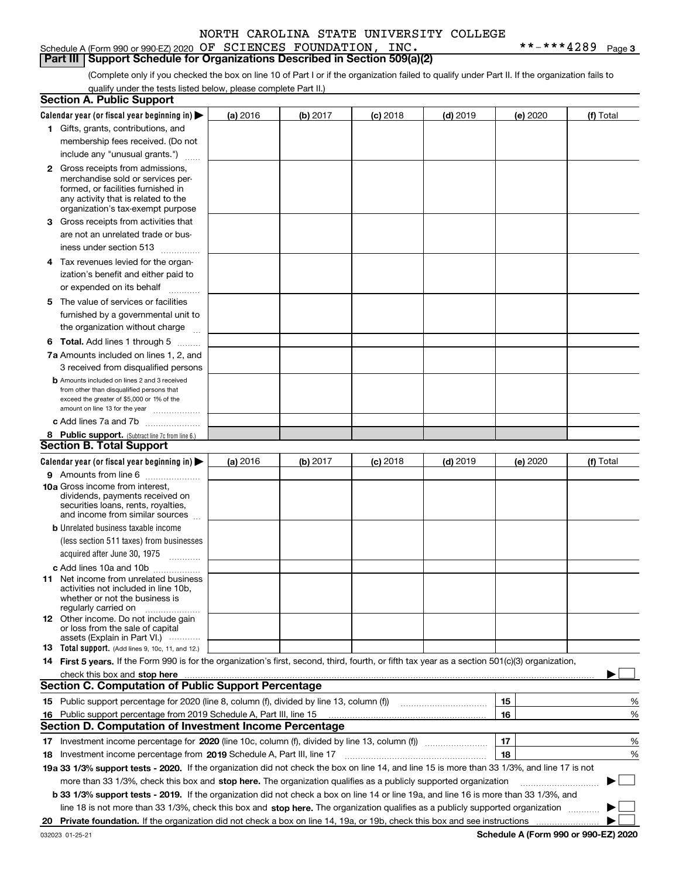NORTH CAROLINA STATE UNIVERSITY COLLEGE

Schedule A (Form 990 or 990-EZ) 2020 OF SCIENCES FOUNDATION, INC. **-***4289 Page 3

## Part III | Support Schedule for Organizations Described in Section 509(a)(2)

(Complete only if you checked the box on line 10 of Part I or if the organization failed to qualify under Part II. If the organization fails to qualify under the tests listed below, please complete Part II.)

### Section A. Public Support

| Calendar year (or fiscal year beginning in) ▶ | (a) 2016 | (b) 2017 | (c) 2018 | (d) 2019 | (e) 2020 | (f) Total |
|---|---|---|---|---|---|---|
| **1** Gifts, grants, contributions, and membership fees received. (Do not include any "unusual grants.") | | | | | | |
| **2** Gross receipts from admissions, merchandise sold or services performed, or facilities furnished in any activity that is related to the organization's tax-exempt purpose | | | | | | |
| **3** Gross receipts from activities that are not an unrelated trade or business under section 513 | | | | | | |
| **4** Tax revenues levied for the organization's benefit and either paid to or expended on its behalf | | | | | | |
| **5** The value of services or facilities furnished by a governmental unit to the organization without charge | | | | | | |
| **6 Total.** Add lines 1 through 5 | | | | | | |
| **7a** Amounts included on lines 1, 2, and 3 received from disqualified persons | | | | | | |
| **b** Amounts included on lines 2 and 3 received from other than disqualified persons that exceed the greater of $5,000 or 1% of the amount on line 13 for the year | | | | | | |
| **c** Add lines 7a and 7b | | | | | | |
| **8 Public support.** (Subtract line 7c from line 6.) | | | | | | |

### Section B. Total Support

| Calendar year (or fiscal year beginning in) ▶ | (a) 2016 | (b) 2017 | (c) 2018 | (d) 2019 | (e) 2020 | (f) Total |
|---|---|---|---|---|---|---|
| **9** Amounts from line 6 | | | | | | |
| **10a** Gross income from interest, dividends, payments received on securities loans, rents, royalties, and income from similar sources | | | | | | |
| **b** Unrelated business taxable income (less section 511 taxes) from businesses acquired after June 30, 1975 | | | | | | |
| **c** Add lines 10a and 10b | | | | | | |
| **11** Net income from unrelated business activities not included in line 10b, whether or not the business is regularly carried on | | | | | | |
| **12** Other income. Do not include gain or loss from the sale of capital assets (Explain in Part VI.) | | | | | | |
| **13 Total support.** (Add lines 9, 10c, 11, and 12.) | | | | | | |

**14 First 5 years.** If the Form 990 is for the organization's first, second, third, fourth, or fifth tax year as a section 501(c)(3) organization, check this box and **stop here** ▶ ☐

### Section C. Computation of Public Support Percentage

| | | | |
|---|---|---|---|
| **15** Public support percentage for 2020 (line 8, column (f), divided by line 13, column (f)) | 15 | | % |
| **16** Public support percentage from 2019 Schedule A, Part III, line 15 | 16 | | % |

### Section D. Computation of Investment Income Percentage

| | | | |
|---|---|---|---|
| **17** Investment income percentage for **2020** (line 10c, column (f), divided by line 13, column (f)) | 17 | | % |
| **18** Investment income percentage from **2019** Schedule A, Part III, line 17 | 18 | | % |

**19a 33 1/3% support tests - 2020.** If the organization did not check the box on line 14, and line 15 is more than 33 1/3%, and line 17 is not more than 33 1/3%, check this box and **stop here.** The organization qualifies as a publicly supported organization ▶ ☐

**b 33 1/3% support tests - 2019.** If the organization did not check a box on line 14 or line 19a, and line 16 is more than 33 1/3%, and line 18 is not more than 33 1/3%, check this box and **stop here.** The organization qualifies as a publicly supported organization ▶ ☐

**20 Private foundation.** If the organization did not check a box on line 14, 19a, or 19b, check this box and see instructions ▶ ☐

032023 01-25-21 **Schedule A (Form 990 or 990-EZ) 2020**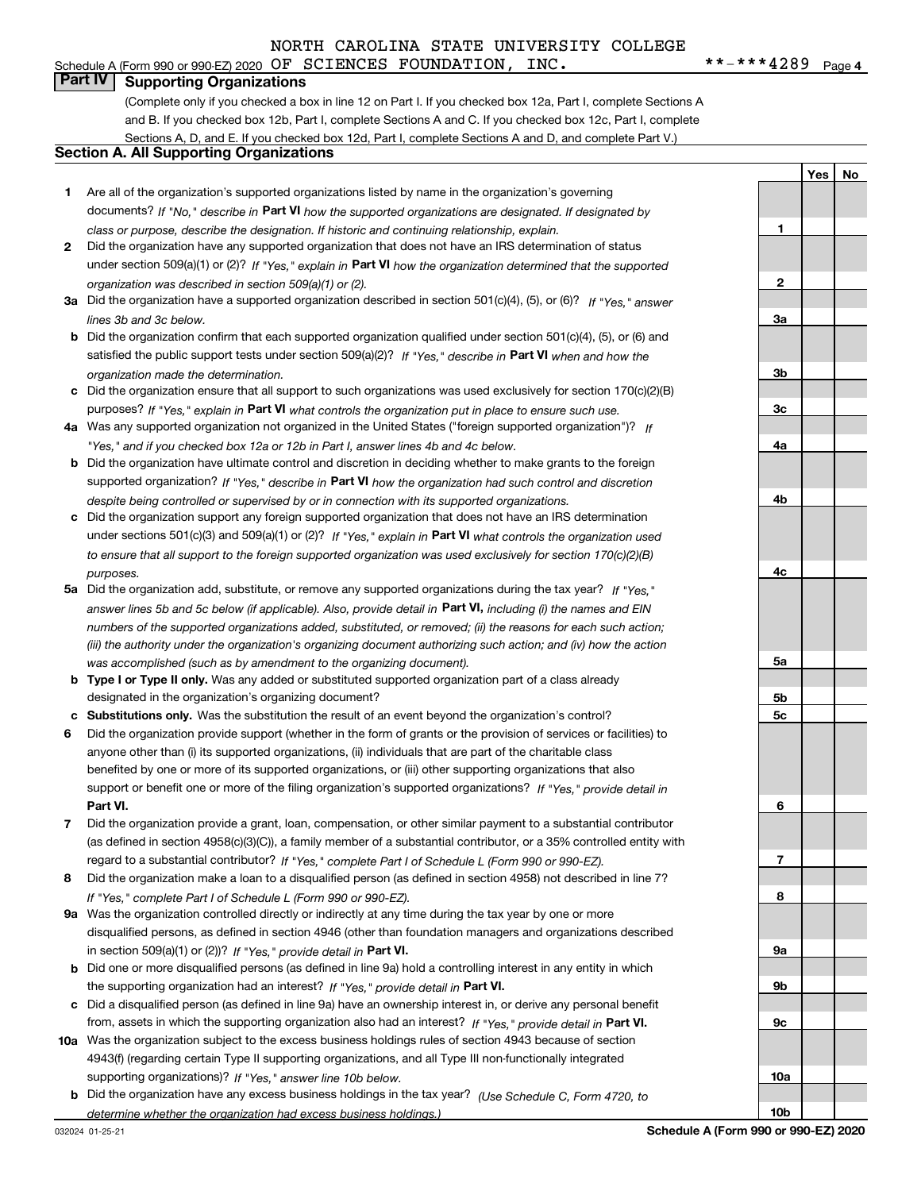NORTH CAROLINA STATE UNIVERSITY COLLEGE
Schedule A (Form 990 or 990-EZ) 2020 OF SCIENCES FOUNDATION, INC. **-***4289 Page 4

**Part IV Supporting Organizations**

(Complete only if you checked a box in line 12 on Part I. If you checked box 12a, Part I, complete Sections A and B. If you checked box 12b, Part I, complete Sections A and C. If you checked box 12c, Part I, complete Sections A, D, and E. If you checked box 12d, Part I, complete Sections A and D, and complete Part V.)

## Section A. All Supporting Organizations

| | | | Yes | No |
|---|---|---|---|---|
| **1** | Are all of the organization's supported organizations listed by name in the organization's governing documents? *If "No," describe in* **Part VI** *how the supported organizations are designated. If designated by class or purpose, describe the designation. If historic and continuing relationship, explain.* | 1 | | |
| **2** | Did the organization have any supported organization that does not have an IRS determination of status under section 509(a)(1) or (2)? *If "Yes," explain in* **Part VI** *how the organization determined that the supported organization was described in section 509(a)(1) or (2).* | 2 | | |
| **3a** | Did the organization have a supported organization described in section 501(c)(4), (5), or (6)? *If "Yes," answer lines 3b and 3c below.* | 3a | | |
| **b** | Did the organization confirm that each supported organization qualified under section 501(c)(4), (5), or (6) and satisfied the public support tests under section 509(a)(2)? *If "Yes," describe in* **Part VI** *when and how the organization made the determination.* | 3b | | |
| **c** | Did the organization ensure that all support to such organizations was used exclusively for section 170(c)(2)(B) purposes? *If "Yes," explain in* **Part VI** *what controls the organization put in place to ensure such use.* | 3c | | |
| **4a** | Was any supported organization not organized in the United States ("foreign supported organization")? *If "Yes," and if you checked box 12a or 12b in Part I, answer lines 4b and 4c below.* | 4a | | |
| **b** | Did the organization have ultimate control and discretion in deciding whether to make grants to the foreign supported organization? *If "Yes," describe in* **Part VI** *how the organization had such control and discretion despite being controlled or supervised by or in connection with its supported organizations.* | 4b | | |
| **c** | Did the organization support any foreign supported organization that does not have an IRS determination under sections 501(c)(3) and 509(a)(1) or (2)? *If "Yes," explain in* **Part VI** *what controls the organization used to ensure that all support to the foreign supported organization was used exclusively for section 170(c)(2)(B) purposes.* | 4c | | |
| **5a** | Did the organization add, substitute, or remove any supported organizations during the tax year? *If "Yes," answer lines 5b and 5c below (if applicable). Also, provide detail in* **Part VI,** *including (i) the names and EIN numbers of the supported organizations added, substituted, or removed; (ii) the reasons for each such action; (iii) the authority under the organization's organizing document authorizing such action; and (iv) how the action was accomplished (such as by amendment to the organizing document).* | 5a | | |
| **b** | **Type I or Type II only.** Was any added or substituted supported organization part of a class already designated in the organization's organizing document? | 5b | | |
| **c** | **Substitutions only.** Was the substitution the result of an event beyond the organization's control? | 5c | | |
| **6** | Did the organization provide support (whether in the form of grants or the provision of services or facilities) to anyone other than (i) its supported organizations, (ii) individuals that are part of the charitable class benefited by one or more of its supported organizations, or (iii) other supporting organizations that also support or benefit one or more of the filing organization's supported organizations? *If "Yes," provide detail in* **Part VI.** | 6 | | |
| **7** | Did the organization provide a grant, loan, compensation, or other similar payment to a substantial contributor (as defined in section 4958(c)(3)(C)), a family member of a substantial contributor, or a 35% controlled entity with regard to a substantial contributor? *If "Yes," complete Part I of Schedule L (Form 990 or 990-EZ).* | 7 | | |
| **8** | Did the organization make a loan to a disqualified person (as defined in section 4958) not described in line 7? *If "Yes," complete Part I of Schedule L (Form 990 or 990-EZ).* | 8 | | |
| **9a** | Was the organization controlled directly or indirectly at any time during the tax year by one or more disqualified persons, as defined in section 4946 (other than foundation managers and organizations described in section 509(a)(1) or (2))? *If "Yes," provide detail in* **Part VI.** | 9a | | |
| **b** | Did one or more disqualified persons (as defined in line 9a) hold a controlling interest in any entity in which the supporting organization had an interest? *If "Yes," provide detail in* **Part VI.** | 9b | | |
| **c** | Did a disqualified person (as defined in line 9a) have an ownership interest in, or derive any personal benefit from, assets in which the supporting organization also had an interest? *If "Yes," provide detail in* **Part VI.** | 9c | | |
| **10a** | Was the organization subject to the excess business holdings rules of section 4943 because of section 4943(f) (regarding certain Type II supporting organizations, and all Type III non-functionally integrated supporting organizations)? *If "Yes," answer line 10b below.* | 10a | | |
| **b** | Did the organization have any excess business holdings in the tax year? *(Use Schedule C, Form 4720, to determine whether the organization had excess business holdings.)* | 10b | | |

032024 01-25-21 **Schedule A (Form 990 or 990-EZ) 2020**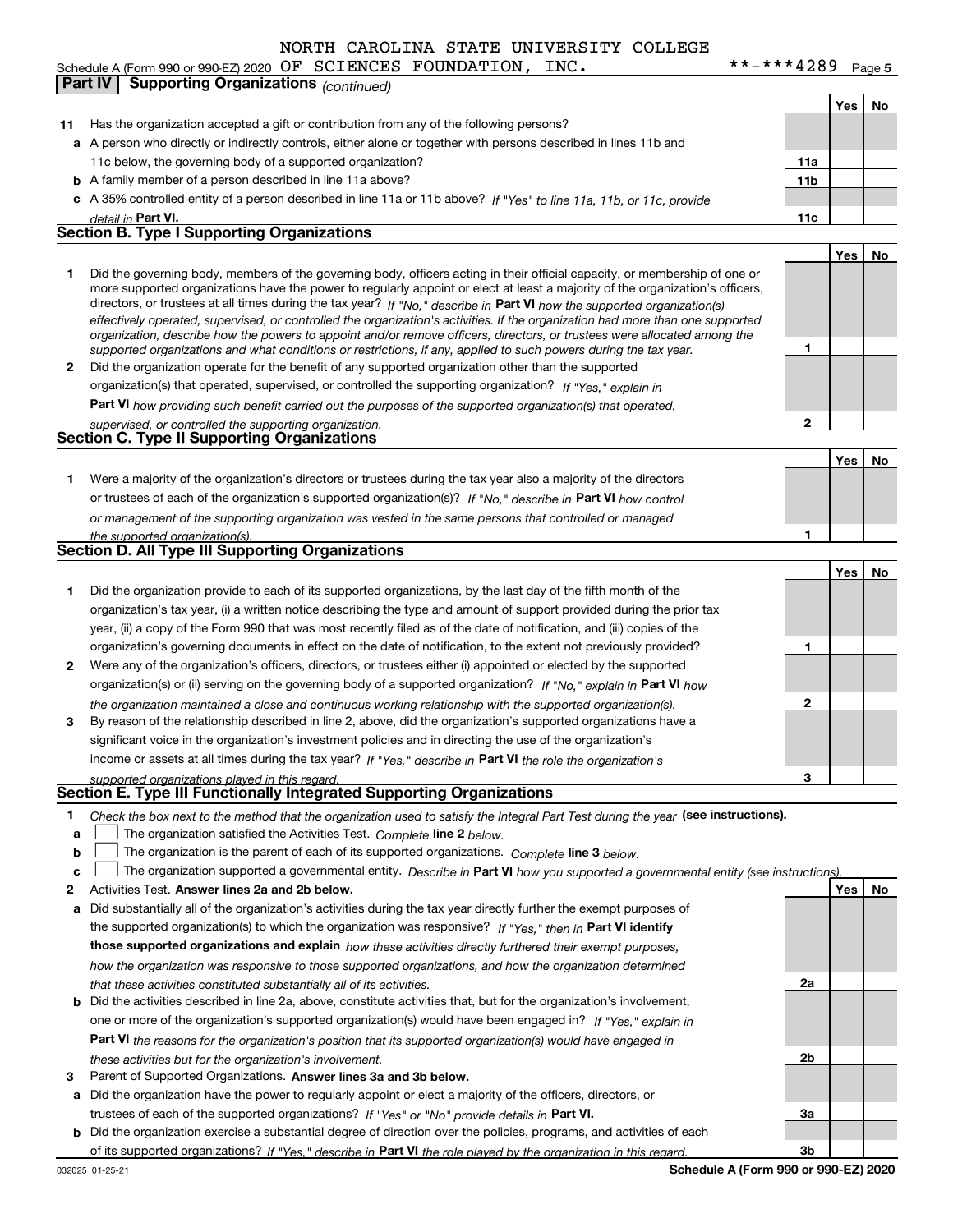NORTH CAROLINA STATE UNIVERSITY COLLEGE

Schedule A (Form 990 or 990-EZ) 2020 OF SCIENCES FOUNDATION, INC. **-***4289

## Part IV Supporting Organizations *(continued)*

| | | | Yes | No |
|---|---|---|---|---|
| **11** | Has the organization accepted a gift or contribution from any of the following persons? | | | |
| **a** | A person who directly or indirectly controls, either alone or together with persons described in lines 11b and 11c below, the governing body of a supported organization? | **11a** | | |
| **b** | A family member of a person described in line 11a above? | **11b** | | |
| **c** | A 35% controlled entity of a person described in line 11a or 11b above? *If "Yes" to line 11a, 11b, or 11c, provide detail in* **Part VI.** | **11c** | | |

## Section B. Type I Supporting Organizations

| | | | Yes | No |
|---|---|---|---|---|
| **1** | Did the governing body, members of the governing body, officers acting in their official capacity, or membership of one or more supported organizations have the power to regularly appoint or elect at least a majority of the organization's officers, directors, or trustees at all times during the tax year? *If "No," describe in* **Part VI** *how the supported organization(s) effectively operated, supervised, or controlled the organization's activities. If the organization had more than one supported organization, describe how the powers to appoint and/or remove officers, directors, or trustees were allocated among the supported organizations and what conditions or restrictions, if any, applied to such powers during the tax year.* | **1** | | |
| **2** | Did the organization operate for the benefit of any supported organization other than the supported organization(s) that operated, supervised, or controlled the supporting organization? *If "Yes," explain in* **Part VI** *how providing such benefit carried out the purposes of the supported organization(s) that operated, supervised, or controlled the supporting organization.* | **2** | | |

## Section C. Type II Supporting Organizations

| | | | Yes | No |
|---|---|---|---|---|
| **1** | Were a majority of the organization's directors or trustees during the tax year also a majority of the directors or trustees of each of the organization's supported organization(s)? *If "No," describe in* **Part VI** *how control or management of the supporting organization was vested in the same persons that controlled or managed the supported organization(s).* | **1** | | |

## Section D. All Type III Supporting Organizations

| | | | Yes | No |
|---|---|---|---|---|
| **1** | Did the organization provide to each of its supported organizations, by the last day of the fifth month of the organization's tax year, (i) a written notice describing the type and amount of support provided during the prior tax year, (ii) a copy of the Form 990 that was most recently filed as of the date of notification, and (iii) copies of the organization's governing documents in effect on the date of notification, to the extent not previously provided? | **1** | | |
| **2** | Were any of the organization's officers, directors, or trustees either (i) appointed or elected by the supported organization(s) or (ii) serving on the governing body of a supported organization? *If "No," explain in* **Part VI** *how the organization maintained a close and continuous working relationship with the supported organization(s).* | **2** | | |
| **3** | By reason of the relationship described in line 2, above, did the organization's supported organizations have a significant voice in the organization's investment policies and in directing the use of the organization's income or assets at all times during the tax year? *If "Yes," describe in* **Part VI** *the role the organization's supported organizations played in this regard.* | **3** | | |

## Section E. Type III Functionally Integrated Supporting Organizations

**1** *Check the box next to the method that the organization used to satisfy the Integral Part Test during the year* **(see instructions).**

- **a** ☐ The organization satisfied the Activities Test. *Complete* **line 2** *below.*
- **b** ☐ The organization is the parent of each of its supported organizations. *Complete* **line 3** *below.*
- **c** ☐ The organization supported a governmental entity. *Describe in* **Part VI** *how you supported a governmental entity (see instructions).*

| | | | Yes | No |
|---|---|---|---|---|
| **2** | Activities Test. **Answer lines 2a and 2b below.** | | | |
| **a** | Did substantially all of the organization's activities during the tax year directly further the exempt purposes of the supported organization(s) to which the organization was responsive? *If "Yes," then in* **Part VI identify those supported organizations and explain** *how these activities directly furthered their exempt purposes, how the organization was responsive to those supported organizations, and how the organization determined that these activities constituted substantially all of its activities.* | **2a** | | |
| **b** | Did the activities described in line 2a, above, constitute activities that, but for the organization's involvement, one or more of the organization's supported organization(s) would have been engaged in? *If "Yes," explain in* **Part VI** *the reasons for the organization's position that its supported organization(s) would have engaged in these activities but for the organization's involvement.* | **2b** | | |
| **3** | Parent of Supported Organizations. **Answer lines 3a and 3b below.** | | | |
| **a** | Did the organization have the power to regularly appoint or elect a majority of the officers, directors, or trustees of each of the supported organizations? *If "Yes" or "No" provide details in* **Part VI.** | **3a** | | |
| **b** | Did the organization exercise a substantial degree of direction over the policies, programs, and activities of each of its supported organizations? *If "Yes," describe in* **Part VI** *the role played by the organization in this regard.* | **3b** | | |

032025 01-25-21 **Schedule A (Form 990 or 990-EZ) 2020**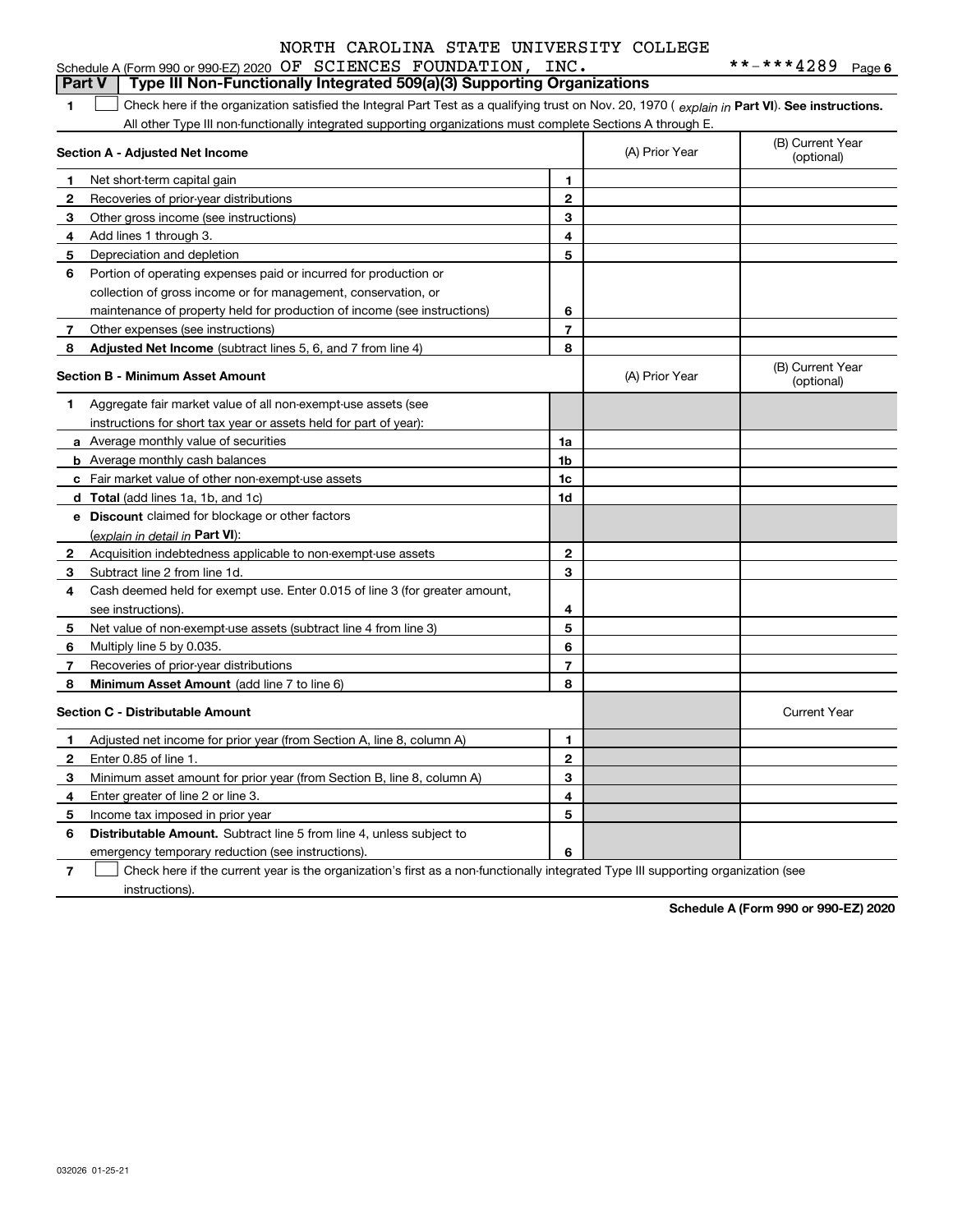NORTH CAROLINA STATE UNIVERSITY COLLEGE

Schedule A (Form 990 or 990-EZ) 2020 OF SCIENCES FOUNDATION, INC. **-***4289 Page 6

## Part V Type III Non-Functionally Integrated 509(a)(3) Supporting Organizations

1 ☐ Check here if the organization satisfied the Integral Part Test as a qualifying trust on Nov. 20, 1970 ( *explain in* **Part VI**). **See instructions.** All other Type III non-functionally integrated supporting organizations must complete Sections A through E.

| Section A - Adjusted Net Income | | | (A) Prior Year | (B) Current Year (optional) |
|---|---|---|---|---|
| 1 | Net short-term capital gain | 1 | | |
| 2 | Recoveries of prior-year distributions | 2 | | |
| 3 | Other gross income (see instructions) | 3 | | |
| 4 | Add lines 1 through 3. | 4 | | |
| 5 | Depreciation and depletion | 5 | | |
| 6 | Portion of operating expenses paid or incurred for production or collection of gross income or for management, conservation, or maintenance of property held for production of income (see instructions) | 6 | | |
| 7 | Other expenses (see instructions) | 7 | | |
| 8 | **Adjusted Net Income** (subtract lines 5, 6, and 7 from line 4) | 8 | | |

| Section B - Minimum Asset Amount | | | (A) Prior Year | (B) Current Year (optional) |
|---|---|---|---|---|
| 1 | Aggregate fair market value of all non-exempt-use assets (see instructions for short tax year or assets held for part of year): | | | |
| a | Average monthly value of securities | 1a | | |
| b | Average monthly cash balances | 1b | | |
| c | Fair market value of other non-exempt-use assets | 1c | | |
| d | **Total** (add lines 1a, 1b, and 1c) | 1d | | |
| e | **Discount** claimed for blockage or other factors (*explain in detail in* **Part VI**): | | | |
| 2 | Acquisition indebtedness applicable to non-exempt-use assets | 2 | | |
| 3 | Subtract line 2 from line 1d. | 3 | | |
| 4 | Cash deemed held for exempt use. Enter 0.015 of line 3 (for greater amount, see instructions). | 4 | | |
| 5 | Net value of non-exempt-use assets (subtract line 4 from line 3) | 5 | | |
| 6 | Multiply line 5 by 0.035. | 6 | | |
| 7 | Recoveries of prior-year distributions | 7 | | |
| 8 | **Minimum Asset Amount** (add line 7 to line 6) | 8 | | |

| Section C - Distributable Amount | | | | Current Year |
|---|---|---|---|---|
| 1 | Adjusted net income for prior year (from Section A, line 8, column A) | 1 | | |
| 2 | Enter 0.85 of line 1. | 2 | | |
| 3 | Minimum asset amount for prior year (from Section B, line 8, column A) | 3 | | |
| 4 | Enter greater of line 2 or line 3. | 4 | | |
| 5 | Income tax imposed in prior year | 5 | | |
| 6 | **Distributable Amount.** Subtract line 5 from line 4, unless subject to emergency temporary reduction (see instructions). | 6 | | |

7 ☐ Check here if the current year is the organization's first as a non-functionally integrated Type III supporting organization (see instructions).

**Schedule A (Form 990 or 990-EZ) 2020**

032026 01-25-21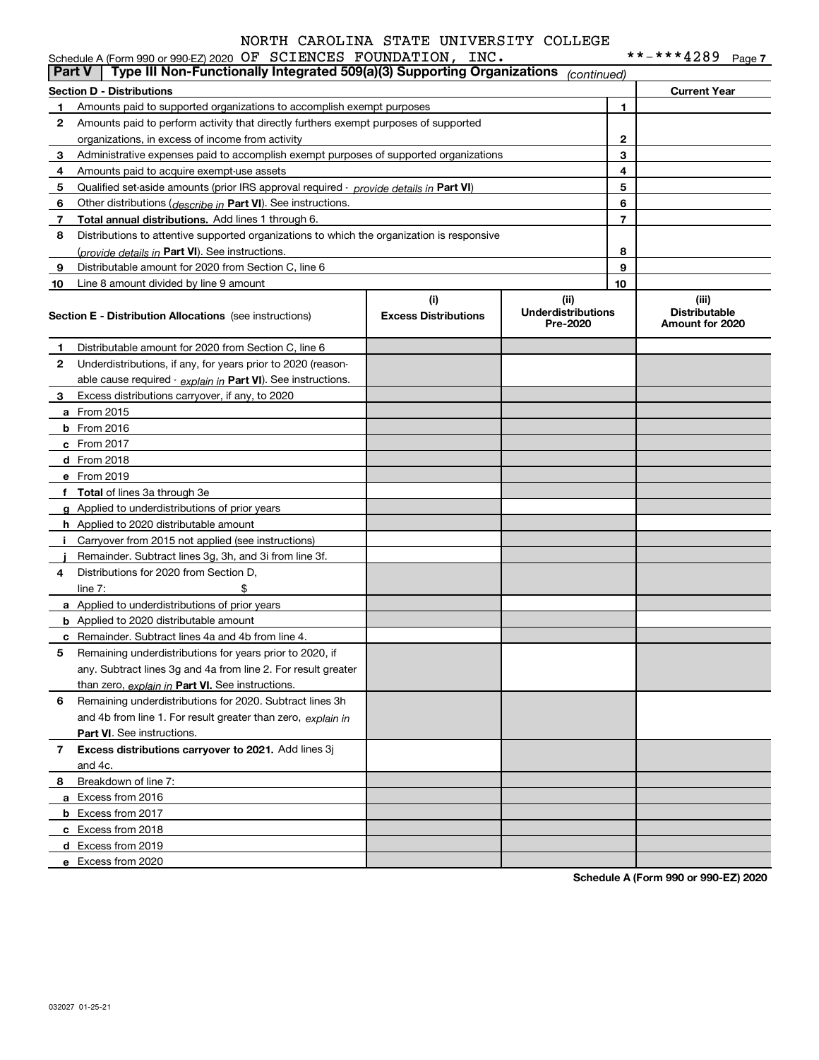Schedule A (Form 990 or 990-EZ) 2020 NORTH CAROLINA STATE UNIVERSITY COLLEGE OF SCIENCES FOUNDATION, INC. **-***4289 Page 7

## Part V | Type III Non-Functionally Integrated 509(a)(3) Supporting Organizations *(continued)*

| Section D - Distributions | | | Current Year |
|---|---|---|---|
| 1 | Amounts paid to supported organizations to accomplish exempt purposes | 1 | |
| 2 | Amounts paid to perform activity that directly furthers exempt purposes of supported organizations, in excess of income from activity | 2 | |
| 3 | Administrative expenses paid to accomplish exempt purposes of supported organizations | 3 | |
| 4 | Amounts paid to acquire exempt-use assets | 4 | |
| 5 | Qualified set-aside amounts (prior IRS approval required - *provide details in* **Part VI**) | 5 | |
| 6 | Other distributions (*describe in* **Part VI**). See instructions. | 6 | |
| 7 | **Total annual distributions.** Add lines 1 through 6. | 7 | |
| 8 | Distributions to attentive supported organizations to which the organization is responsive (*provide details in* **Part VI**). See instructions. | 8 | |
| 9 | Distributable amount for 2020 from Section C, line 6 | 9 | |
| 10 | Line 8 amount divided by line 9 amount | 10 | |

| Section E - Distribution Allocations (see instructions) | (i) Excess Distributions | (ii) Underdistributions Pre-2020 | (iii) Distributable Amount for 2020 |
|---|---|---|---|
| **1** Distributable amount for 2020 from Section C, line 6 | | | |
| **2** Underdistributions, if any, for years prior to 2020 (reasonable cause required - *explain in* **Part VI**). See instructions. | | | |
| **3** Excess distributions carryover, if any, to 2020 | | | |
| **a** From 2015 | | | |
| **b** From 2016 | | | |
| **c** From 2017 | | | |
| **d** From 2018 | | | |
| **e** From 2019 | | | |
| **f** **Total** of lines 3a through 3e | | | |
| **g** Applied to underdistributions of prior years | | | |
| **h** Applied to 2020 distributable amount | | | |
| **i** Carryover from 2015 not applied (see instructions) | | | |
| **j** Remainder. Subtract lines 3g, 3h, and 3i from line 3f. | | | |
| **4** Distributions for 2020 from Section D, line 7: $ | | | |
| **a** Applied to underdistributions of prior years | | | |
| **b** Applied to 2020 distributable amount | | | |
| **c** Remainder. Subtract lines 4a and 4b from line 4. | | | |
| **5** Remaining underdistributions for years prior to 2020, if any. Subtract lines 3g and 4a from line 2. For result greater than zero, *explain in* **Part VI.** See instructions. | | | |
| **6** Remaining underdistributions for 2020. Subtract lines 3h and 4b from line 1. For result greater than zero, *explain in* **Part VI**. See instructions. | | | |
| **7** **Excess distributions carryover to 2021.** Add lines 3j and 4c. | | | |
| **8** Breakdown of line 7: | | | |
| **a** Excess from 2016 | | | |
| **b** Excess from 2017 | | | |
| **c** Excess from 2018 | | | |
| **d** Excess from 2019 | | | |
| **e** Excess from 2020 | | | |

**Schedule A (Form 990 or 990-EZ) 2020**

032027 01-25-21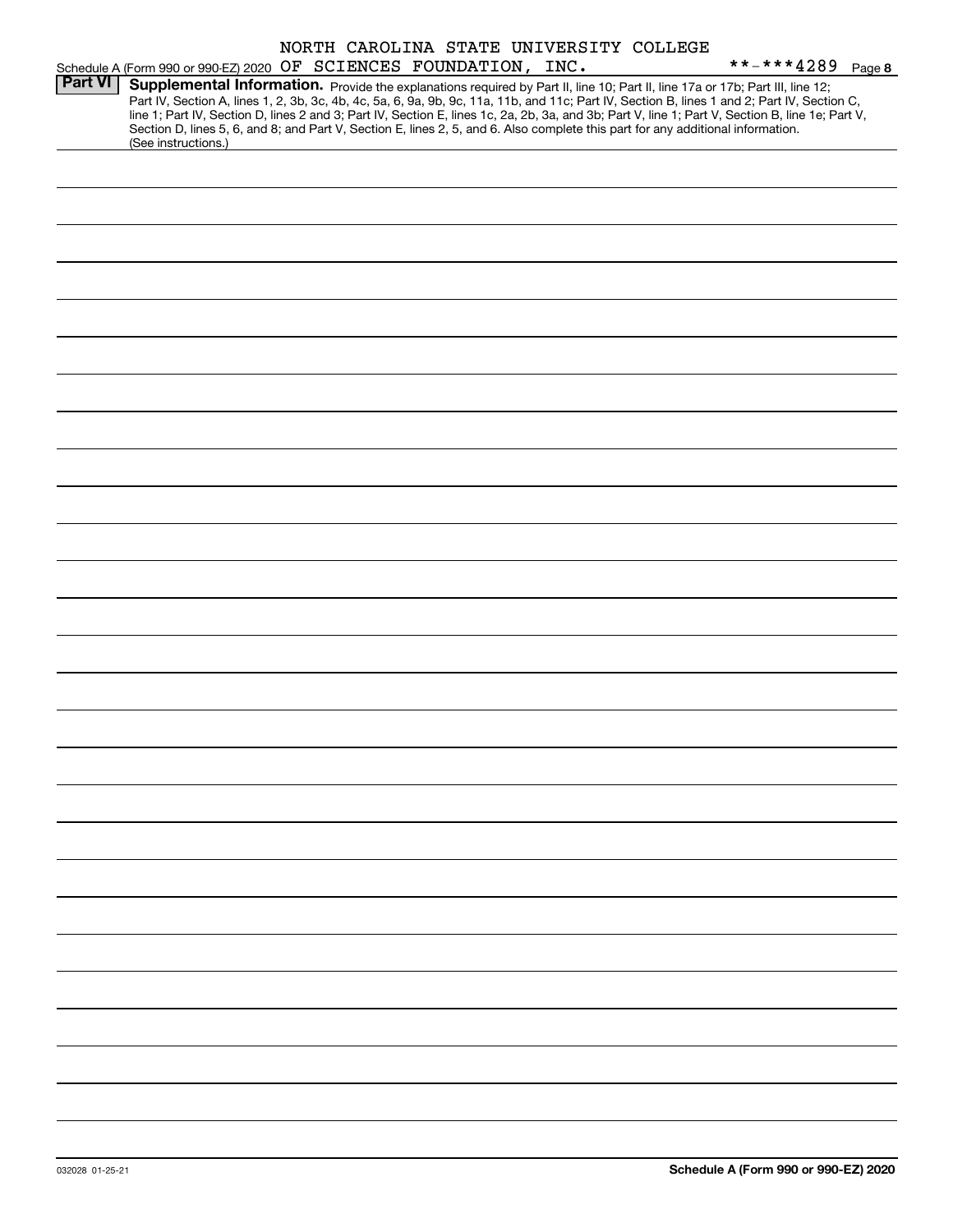NORTH CAROLINA STATE UNIVERSITY COLLEGE

Schedule A (Form 990 or 990-EZ) 2020 OF SCIENCES FOUNDATION, INC. **-***4289 Page **8**

**Part VI** **Supplemental Information.** Provide the explanations required by Part II, line 10; Part II, line 17a or 17b; Part III, line 12; Part IV, Section A, lines 1, 2, 3b, 3c, 4b, 4c, 5a, 6, 9a, 9b, 9c, 11a, 11b, and 11c; Part IV, Section B, lines 1 and 2; Part IV, Section C, line 1; Part IV, Section D, lines 2 and 3; Part IV, Section E, lines 1c, 2a, 2b, 3a, and 3b; Part V, line 1; Part V, Section B, line 1e; Part V, Section D, lines 5, 6, and 8; and Part V, Section E, lines 2, 5, and 6. Also complete this part for any additional information. (See instructions.)

032028 01-25-21 **Schedule A (Form 990 or 990-EZ) 2020**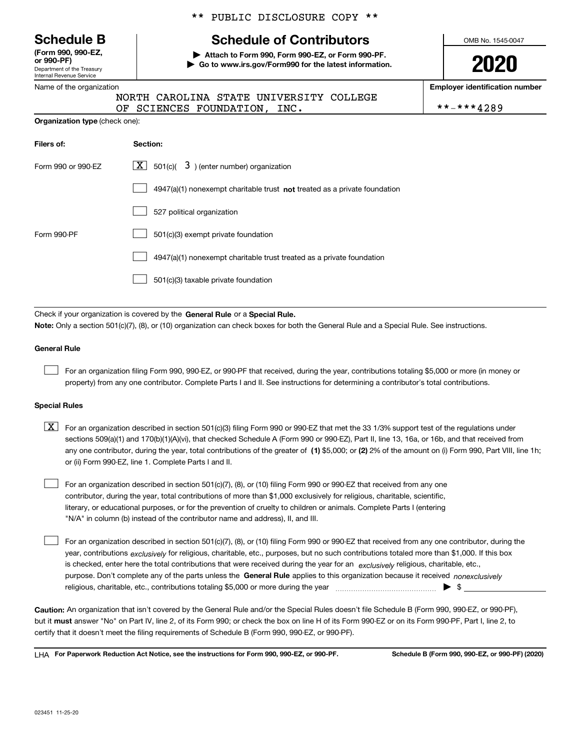\*\* PUBLIC DISCLOSURE COPY \*\*

# Schedule B

**(Form 990, 990-EZ, or 990-PF)**
Department of the Treasury
Internal Revenue Service

## Schedule of Contributors

**▶ Attach to Form 990, Form 990-EZ, or Form 990-PF.**
**▶ Go to www.irs.gov/Form990 for the latest information.**

OMB No. 1545-0047

**2020**

Name of the organization: NORTH CAROLINA STATE UNIVERSITY COLLEGE OF SCIENCES FOUNDATION, INC.

**Employer identification number**: \*\*-\*\*\*4289

**Organization type** (check one):

| **Filers of:** | **Section:** |
|---|---|
| Form 990 or 990-EZ | [X] 501(c)( 3 ) (enter number) organization |
| | [ ] 4947(a)(1) nonexempt charitable trust **not** treated as a private foundation |
| | [ ] 527 political organization |
| Form 990-PF | [ ] 501(c)(3) exempt private foundation |
| | [ ] 4947(a)(1) nonexempt charitable trust treated as a private foundation |
| | [ ] 501(c)(3) taxable private foundation |

Check if your organization is covered by the **General Rule** or a **Special Rule.**

**Note:** Only a section 501(c)(7), (8), or (10) organization can check boxes for both the General Rule and a Special Rule. See instructions.

### General Rule

[ ] For an organization filing Form 990, 990-EZ, or 990-PF that received, during the year, contributions totaling $5,000 or more (in money or property) from any one contributor. Complete Parts I and II. See instructions for determining a contributor's total contributions.

### Special Rules

[X] For an organization described in section 501(c)(3) filing Form 990 or 990-EZ that met the 33 1/3% support test of the regulations under sections 509(a)(1) and 170(b)(1)(A)(vi), that checked Schedule A (Form 990 or 990-EZ), Part II, line 13, 16a, or 16b, and that received from any one contributor, during the year, total contributions of the greater of **(1)** $5,000; or **(2)** 2% of the amount on (i) Form 990, Part VIII, line 1h; or (ii) Form 990-EZ, line 1. Complete Parts I and II.

[ ] For an organization described in section 501(c)(7), (8), or (10) filing Form 990 or 990-EZ that received from any one contributor, during the year, total contributions of more than $1,000 exclusively for religious, charitable, scientific, literary, or educational purposes, or for the prevention of cruelty to children or animals. Complete Parts I (entering "N/A" in column (b) instead of the contributor name and address), II, and III.

[ ] For an organization described in section 501(c)(7), (8), or (10) filing Form 990 or 990-EZ that received from any one contributor, during the year, contributions *exclusively* for religious, charitable, etc., purposes, but no such contributions totaled more than $1,000. If this box is checked, enter here the total contributions that were received during the year for an *exclusively* religious, charitable, etc., purpose. Don't complete any of the parts unless the **General Rule** applies to this organization because it received *nonexclusively* religious, charitable, etc., contributions totaling $5,000 or more during the year ▶ $

**Caution:** An organization that isn't covered by the General Rule and/or the Special Rules doesn't file Schedule B (Form 990, 990-EZ, or 990-PF), but it **must** answer "No" on Part IV, line 2, of its Form 990; or check the box on line H of its Form 990-EZ or on its Form 990-PF, Part I, line 2, to certify that it doesn't meet the filing requirements of Schedule B (Form 990, 990-EZ, or 990-PF).

LHA **For Paperwork Reduction Act Notice, see the instructions for Form 990, 990-EZ, or 990-PF.** **Schedule B (Form 990, 990-EZ, or 990-PF) (2020)**

023451 11-25-20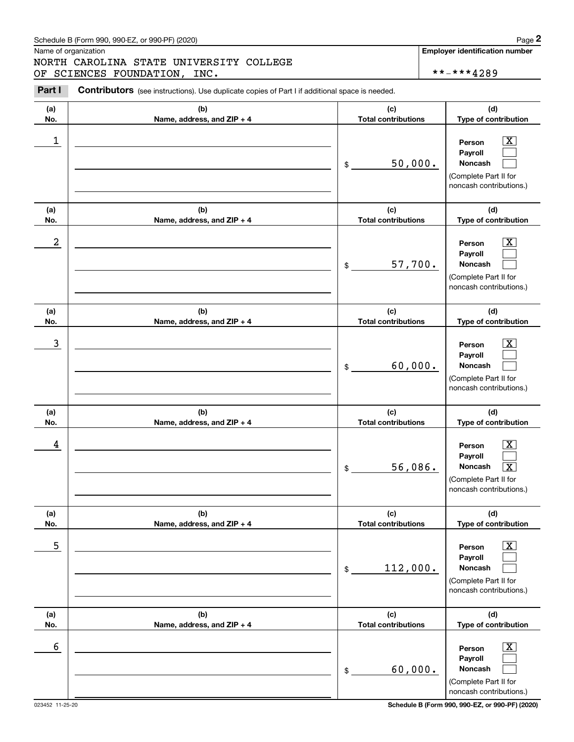Schedule B (Form 990, 990-EZ, or 990-PF) (2020)

Name of organization: NORTH CAROLINA STATE UNIVERSITY COLLEGE OF SCIENCES FOUNDATION, INC.

**Employer identification number:** **-***4289

**Part I** **Contributors** (see instructions). Use duplicate copies of Part I if additional space is needed.

| (a) No. | (b) Name, address, and ZIP + 4 | (c) Total contributions | (d) Type of contribution |
|---|---|---|---|
| 1 | | $ 50,000. | Person [X] Payroll [ ] Noncash [ ] (Complete Part II for noncash contributions.) |
| 2 | | $ 57,700. | Person [X] Payroll [ ] Noncash [ ] (Complete Part II for noncash contributions.) |
| 3 | | $ 60,000. | Person [X] Payroll [ ] Noncash [ ] (Complete Part II for noncash contributions.) |
| 4 | | $ 56,086. | Person [X] Payroll [ ] Noncash [X] (Complete Part II for noncash contributions.) |
| 5 | | $ 112,000. | Person [X] Payroll [ ] Noncash [ ] (Complete Part II for noncash contributions.) |
| 6 | | $ 60,000. | Person [X] Payroll [ ] Noncash [ ] (Complete Part II for noncash contributions.) |

023452 11-25-20

Schedule B (Form 990, 990-EZ, or 990-PF) (2020)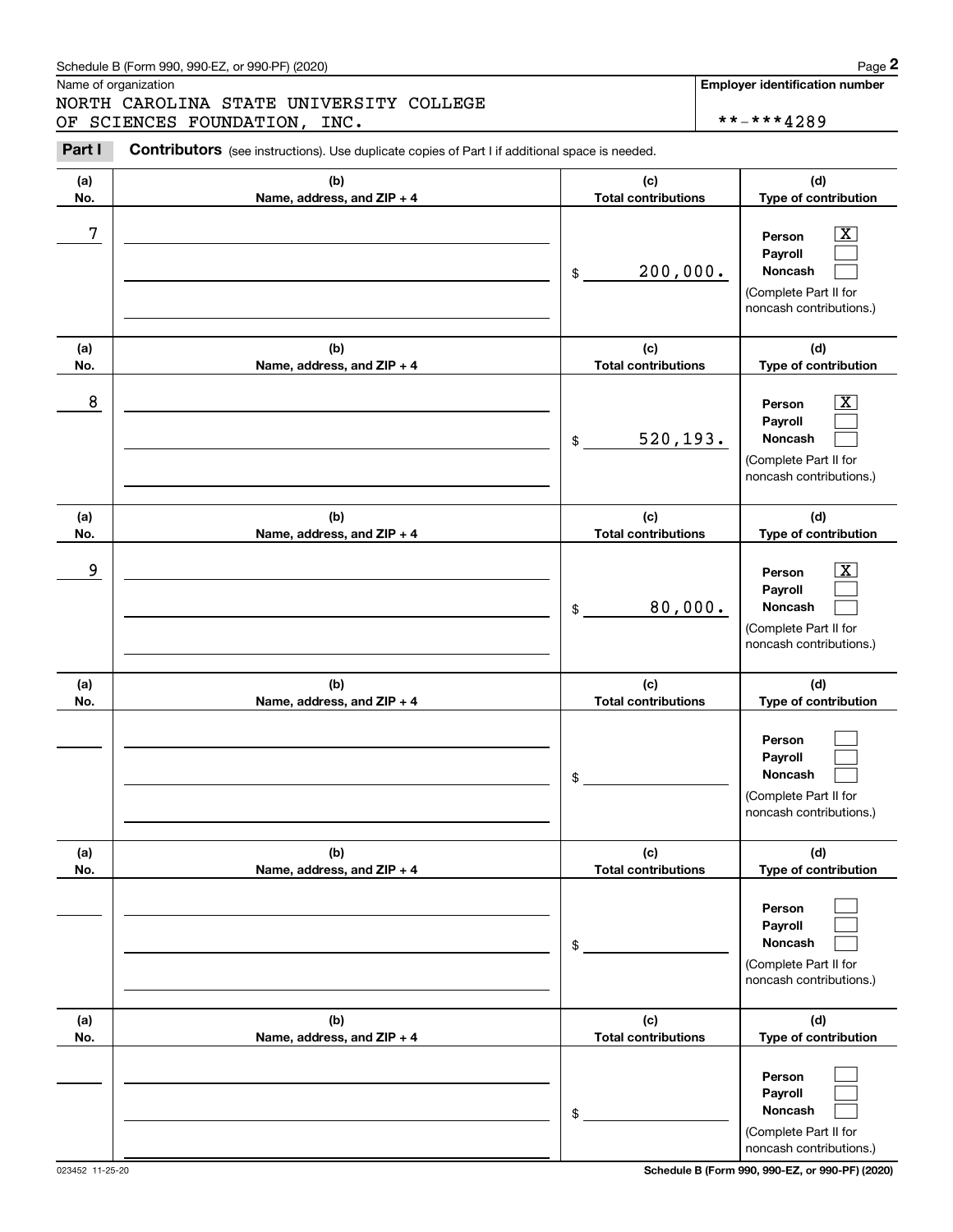Schedule B (Form 990, 990-EZ, or 990-PF) (2020)

Name of organization

NORTH CAROLINA STATE UNIVERSITY COLLEGE OF SCIENCES FOUNDATION, INC.

Employer identification number

**-***4289

**Part I** **Contributors** (see instructions). Use duplicate copies of Part I if additional space is needed.

| (a) No. | (b) Name, address, and ZIP + 4 | (c) Total contributions | (d) Type of contribution |
|---|---|---|---|
| 7 | | $ 200,000. | Person [X] Payroll [ ] Noncash [ ] (Complete Part II for noncash contributions.) |
| 8 | | $ 520,193. | Person [X] Payroll [ ] Noncash [ ] (Complete Part II for noncash contributions.) |
| 9 | | $ 80,000. | Person [X] Payroll [ ] Noncash [ ] (Complete Part II for noncash contributions.) |
| | | $ | Person [ ] Payroll [ ] Noncash [ ] (Complete Part II for noncash contributions.) |
| | | $ | Person [ ] Payroll [ ] Noncash [ ] (Complete Part II for noncash contributions.) |
| | | $ | Person [ ] Payroll [ ] Noncash [ ] (Complete Part II for noncash contributions.) |

023452 11-25-20

Schedule B (Form 990, 990-EZ, or 990-PF) (2020)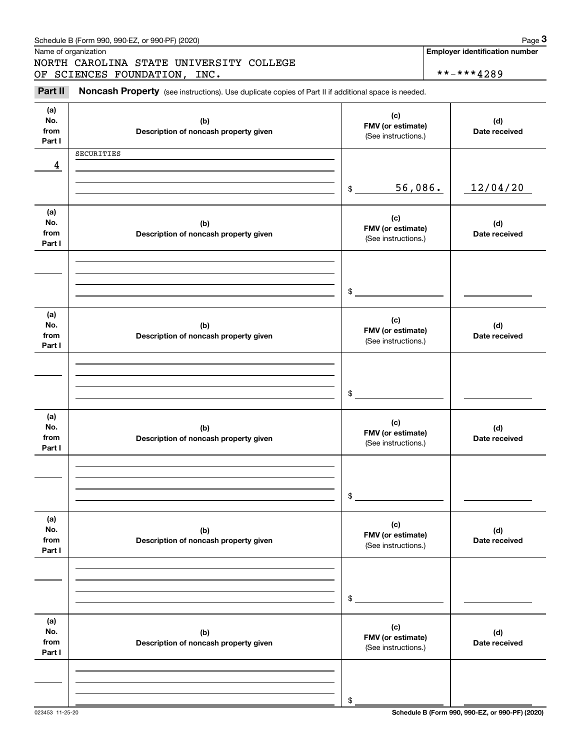Schedule B (Form 990, 990-EZ, or 990-PF) (2020)

Name of organization

NORTH CAROLINA STATE UNIVERSITY COLLEGE OF SCIENCES FOUNDATION, INC.

**Employer identification number**

**-***4289

**Part II** **Noncash Property** (see instructions). Use duplicate copies of Part II if additional space is needed.

| (a) No. from Part I | (b) Description of noncash property given | (c) FMV (or estimate) (See instructions.) | (d) Date received |
|---|---|---|---|
| 4 | SECURITIES | $ 56,086. | 12/04/20 |

| (a) No. from Part I | (b) Description of noncash property given | (c) FMV (or estimate) (See instructions.) | (d) Date received |
|---|---|---|---|
| | | $ | |

| (a) No. from Part I | (b) Description of noncash property given | (c) FMV (or estimate) (See instructions.) | (d) Date received |
|---|---|---|---|
| | | $ | |

| (a) No. from Part I | (b) Description of noncash property given | (c) FMV (or estimate) (See instructions.) | (d) Date received |
|---|---|---|---|
| | | $ | |

| (a) No. from Part I | (b) Description of noncash property given | (c) FMV (or estimate) (See instructions.) | (d) Date received |
|---|---|---|---|
| | | $ | |

| (a) No. from Part I | (b) Description of noncash property given | (c) FMV (or estimate) (See instructions.) | (d) Date received |
|---|---|---|---|
| | | $ | |

023453 11-25-20

**Schedule B (Form 990, 990-EZ, or 990-PF) (2020)**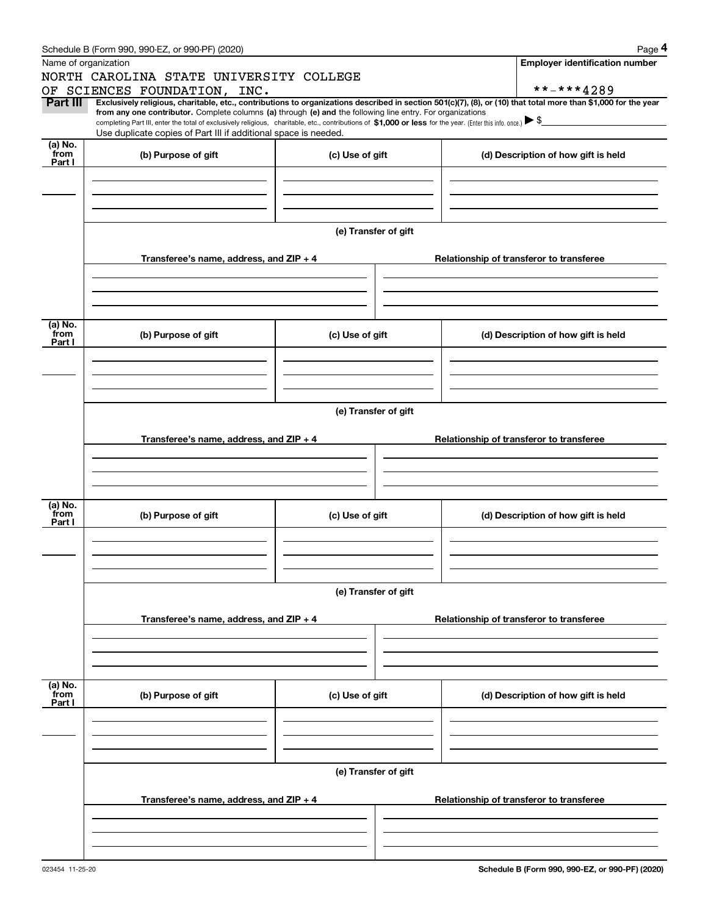Name of organization

NORTH CAROLINA STATE UNIVERSITY COLLEGE OF SCIENCES FOUNDATION, INC.

**Employer identification number**

**-***4289

**Part III** **Exclusively religious, charitable, etc., contributions to organizations described in section 501(c)(7), (8), or (10) that total more than $1,000 for the year from any one contributor.** Complete columns **(a)** through **(e) and** the following line entry. For organizations completing Part III, enter the total of exclusively religious, charitable, etc., contributions of **$1,000 or less** for the year. (Enter this info. once.) ▶ $

Use duplicate copies of Part III if additional space is needed.

| (a) No. from Part I | (b) Purpose of gift | (c) Use of gift | (d) Description of how gift is held |
|---|---|---|---|
| | | | |

**(e) Transfer of gift**

| Transferee's name, address, and ZIP + 4 | Relationship of transferor to transferee |
|---|---|
| | |

| (a) No. from Part I | (b) Purpose of gift | (c) Use of gift | (d) Description of how gift is held |
|---|---|---|---|
| | | | |

**(e) Transfer of gift**

| Transferee's name, address, and ZIP + 4 | Relationship of transferor to transferee |
|---|---|
| | |

| (a) No. from Part I | (b) Purpose of gift | (c) Use of gift | (d) Description of how gift is held |
|---|---|---|---|
| | | | |

**(e) Transfer of gift**

| Transferee's name, address, and ZIP + 4 | Relationship of transferor to transferee |
|---|---|
| | |

| (a) No. from Part I | (b) Purpose of gift | (c) Use of gift | (d) Description of how gift is held |
|---|---|---|---|
| | | | |

**(e) Transfer of gift**

| Transferee's name, address, and ZIP + 4 | Relationship of transferor to transferee |
|---|---|
| | |

023454 11-25-20

**Schedule B (Form 990, 990-EZ, or 990-PF) (2020)**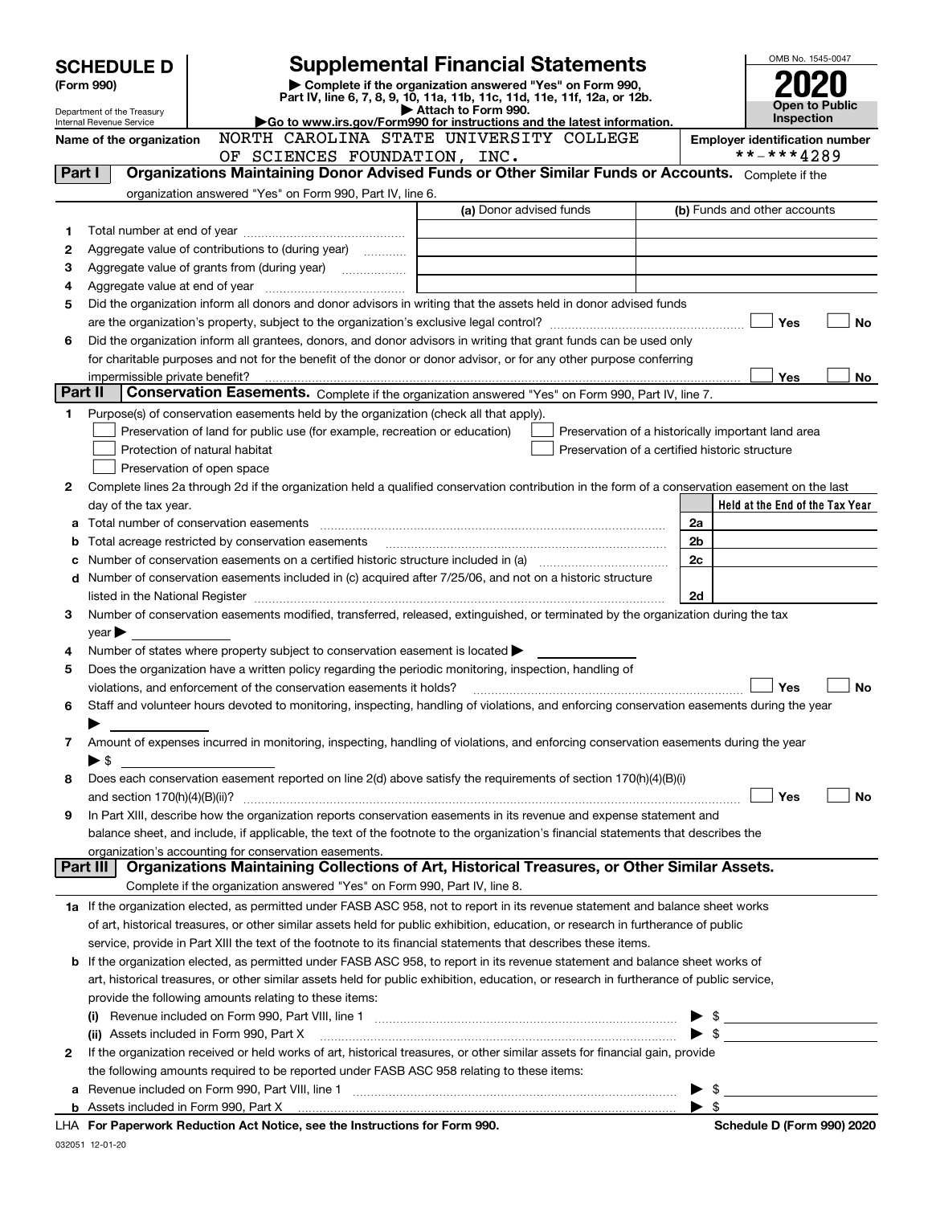**SCHEDULE D**
**(Form 990)**

Department of the Treasury
Internal Revenue Service

# Supplemental Financial Statements

▶ Complete if the organization answered "Yes" on Form 990, Part IV, line 6, 7, 8, 9, 10, 11a, 11b, 11c, 11d, 11e, 11f, 12a, or 12b.
▶ Attach to Form 990.
▶Go to www.irs.gov/Form990 for instructions and the latest information.

OMB No. 1545-0047

**2020**

**Open to Public Inspection**

**Name of the organization** NORTH CAROLINA STATE UNIVERSITY COLLEGE OF SCIENCES FOUNDATION, INC.

**Employer identification number** **-***4289

## Part I Organizations Maintaining Donor Advised Funds or Other Similar Funds or Accounts.
Complete if the organization answered "Yes" on Form 990, Part IV, line 6.

| | | (a) Donor advised funds | (b) Funds and other accounts |
|---|---|---|---|
| 1 | Total number at end of year | | |
| 2 | Aggregate value of contributions to (during year) | | |
| 3 | Aggregate value of grants from (during year) | | |
| 4 | Aggregate value at end of year | | |

5 Did the organization inform all donors and donor advisors in writing that the assets held in donor advised funds are the organization's property, subject to the organization's exclusive legal control? ☐ Yes ☐ No

6 Did the organization inform all grantees, donors, and donor advisors in writing that grant funds can be used only for charitable purposes and not for the benefit of the donor or donor advisor, or for any other purpose conferring impermissible private benefit? ☐ Yes ☐ No

## Part II Conservation Easements.
Complete if the organization answered "Yes" on Form 990, Part IV, line 7.

1 Purpose(s) of conservation easements held by the organization (check all that apply).

☐ Preservation of land for public use (for example, recreation or education)
☐ Protection of natural habitat
☐ Preservation of open space
☐ Preservation of a historically important land area
☐ Preservation of a certified historic structure

2 Complete lines 2a through 2d if the organization held a qualified conservation contribution in the form of a conservation easement on the last day of the tax year.

| | | | Held at the End of the Tax Year |
|---|---|---|---|
| a | Total number of conservation easements | 2a | |
| b | Total acreage restricted by conservation easements | 2b | |
| c | Number of conservation easements on a certified historic structure included in (a) | 2c | |
| d | Number of conservation easements included in (c) acquired after 7/25/06, and not on a historic structure listed in the National Register | 2d | |

3 Number of conservation easements modified, transferred, released, extinguished, or terminated by the organization during the tax year ▶

4 Number of states where property subject to conservation easement is located ▶

5 Does the organization have a written policy regarding the periodic monitoring, inspection, handling of violations, and enforcement of the conservation easements it holds? ☐ Yes ☐ No

6 Staff and volunteer hours devoted to monitoring, inspecting, handling of violations, and enforcing conservation easements during the year ▶

7 Amount of expenses incurred in monitoring, inspecting, handling of violations, and enforcing conservation easements during the year ▶ $

8 Does each conservation easement reported on line 2(d) above satisfy the requirements of section 170(h)(4)(B)(i) and section 170(h)(4)(B)(ii)? ☐ Yes ☐ No

9 In Part XIII, describe how the organization reports conservation easements in its revenue and expense statement and balance sheet, and include, if applicable, the text of the footnote to the organization's financial statements that describes the organization's accounting for conservation easements.

## Part III Organizations Maintaining Collections of Art, Historical Treasures, or Other Similar Assets.
Complete if the organization answered "Yes" on Form 990, Part IV, line 8.

1a If the organization elected, as permitted under FASB ASC 958, not to report in its revenue statement and balance sheet works of art, historical treasures, or other similar assets held for public exhibition, education, or research in furtherance of public service, provide in Part XIII the text of the footnote to its financial statements that describes these items.

b If the organization elected, as permitted under FASB ASC 958, to report in its revenue statement and balance sheet works of art, historical treasures, or other similar assets held for public exhibition, education, or research in furtherance of public service, provide the following amounts relating to these items:

(i) Revenue included on Form 990, Part VIII, line 1 ▶ $

(ii) Assets included in Form 990, Part X ▶ $

2 If the organization received or held works of art, historical treasures, or other similar assets for financial gain, provide the following amounts required to be reported under FASB ASC 958 relating to these items:

a Revenue included on Form 990, Part VIII, line 1 ▶ $

b Assets included in Form 990, Part X ▶ $

LHA **For Paperwork Reduction Act Notice, see the Instructions for Form 990.** **Schedule D (Form 990) 2020**

032051 12-01-20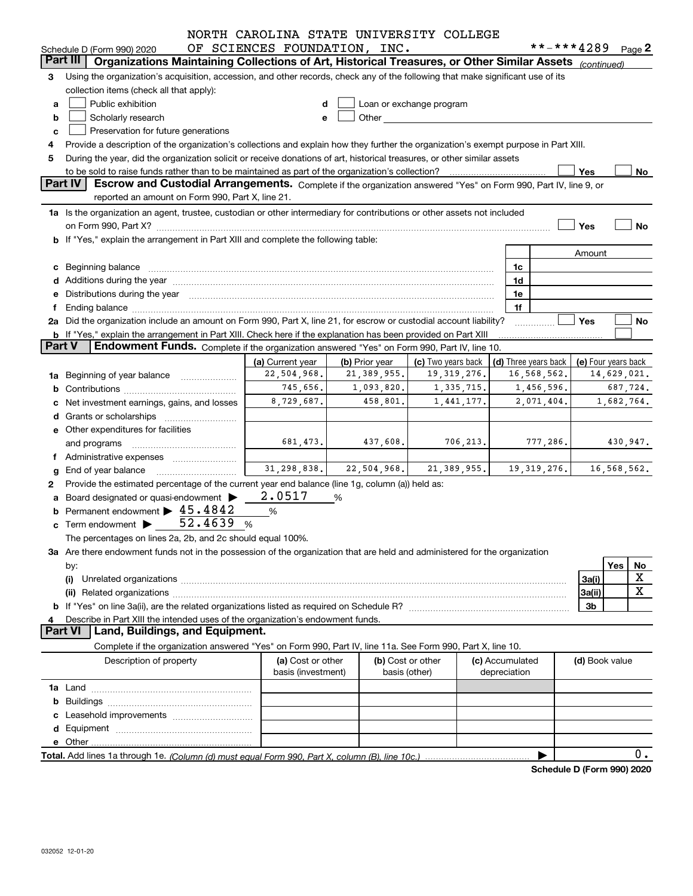NORTH CAROLINA STATE UNIVERSITY COLLEGE OF SCIENCES FOUNDATION, INC.

Schedule D (Form 990) 2020 **-***4289 Page 2

## Part III Organizations Maintaining Collections of Art, Historical Treasures, or Other Similar Assets *(continued)*

3 Using the organization's acquisition, accession, and other records, check any of the following that make significant use of its collection items (check all that apply):

- a ☐ Public exhibition
- b ☐ Scholarly research
- c ☐ Preservation for future generations
- d ☐ Loan or exchange program
- e ☐ Other

4 Provide a description of the organization's collections and explain how they further the organization's exempt purpose in Part XIII.

5 During the year, did the organization solicit or receive donations of art, historical treasures, or other similar assets to be sold to raise funds rather than to be maintained as part of the organization's collection? ☐ Yes ☐ No

## Part IV Escrow and Custodial Arrangements.

Complete if the organization answered "Yes" on Form 990, Part IV, line 9, or reported an amount on Form 990, Part X, line 21.

1a Is the organization an agent, trustee, custodian or other intermediary for contributions or other assets not included on Form 990, Part X? ☐ Yes ☐ No

b If "Yes," explain the arrangement in Part XIII and complete the following table:

| | | Amount |
|---|---|---|
| c Beginning balance | 1c | |
| d Additions during the year | 1d | |
| e Distributions during the year | 1e | |
| f Ending balance | 1f | |

2a Did the organization include an amount on Form 990, Part X, line 21, for escrow or custodial account liability? ☐ Yes ☐ No

b If "Yes," explain the arrangement in Part XIII. Check here if the explanation has been provided on Part XIII ☐

## Part V Endowment Funds.

Complete if the organization answered "Yes" on Form 990, Part IV, line 10.

| | (a) Current year | (b) Prior year | (c) Two years back | (d) Three years back | (e) Four years back |
|---|---|---|---|---|---|
| 1a Beginning of year balance | 22,504,968. | 21,389,955. | 19,319,276. | 16,568,562. | 14,629,021. |
| b Contributions | 745,656. | 1,093,820. | 1,335,715. | 1,456,596. | 687,724. |
| c Net investment earnings, gains, and losses | 8,729,687. | 458,801. | 1,441,177. | 2,071,404. | 1,682,764. |
| d Grants or scholarships | | | | | |
| e Other expenditures for facilities and programs | 681,473. | 437,608. | 706,213. | 777,286. | 430,947. |
| f Administrative expenses | | | | | |
| g End of year balance | 31,298,838. | 22,504,968. | 21,389,955. | 19,319,276. | 16,568,562. |

2 Provide the estimated percentage of the current year end balance (line 1g, column (a)) held as:

- a Board designated or quasi-endowment ▶ 2.0517 %
- b Permanent endowment ▶ 45.4842 %
- c Term endowment ▶ 52.4639 %

The percentages on lines 2a, 2b, and 2c should equal 100%.

3a Are there endowment funds not in the possession of the organization that are held and administered for the organization by:

| | | Yes | No |
|---|---|---|---|
| (i) Unrelated organizations | 3a(i) | | X |
| (ii) Related organizations | 3a(ii) | | X |
| b If "Yes" on line 3a(ii), are the related organizations listed as required on Schedule R? | 3b | | |

4 Describe in Part XIII the intended uses of the organization's endowment funds.

## Part VI Land, Buildings, and Equipment.

Complete if the organization answered "Yes" on Form 990, Part IV, line 11a. See Form 990, Part X, line 10.

| Description of property | (a) Cost or other basis (investment) | (b) Cost or other basis (other) | (c) Accumulated depreciation | (d) Book value |
|---|---|---|---|---|
| 1a Land | | | | |
| b Buildings | | | | |
| c Leasehold improvements | | | | |
| d Equipment | | | | |
| e Other | | | | |
| **Total.** Add lines 1a through 1e. *(Column (d) must equal Form 990, Part X, column (B), line 10c.)* | | | ▶ | 0. |

Schedule D (Form 990) 2020

032052 12-01-20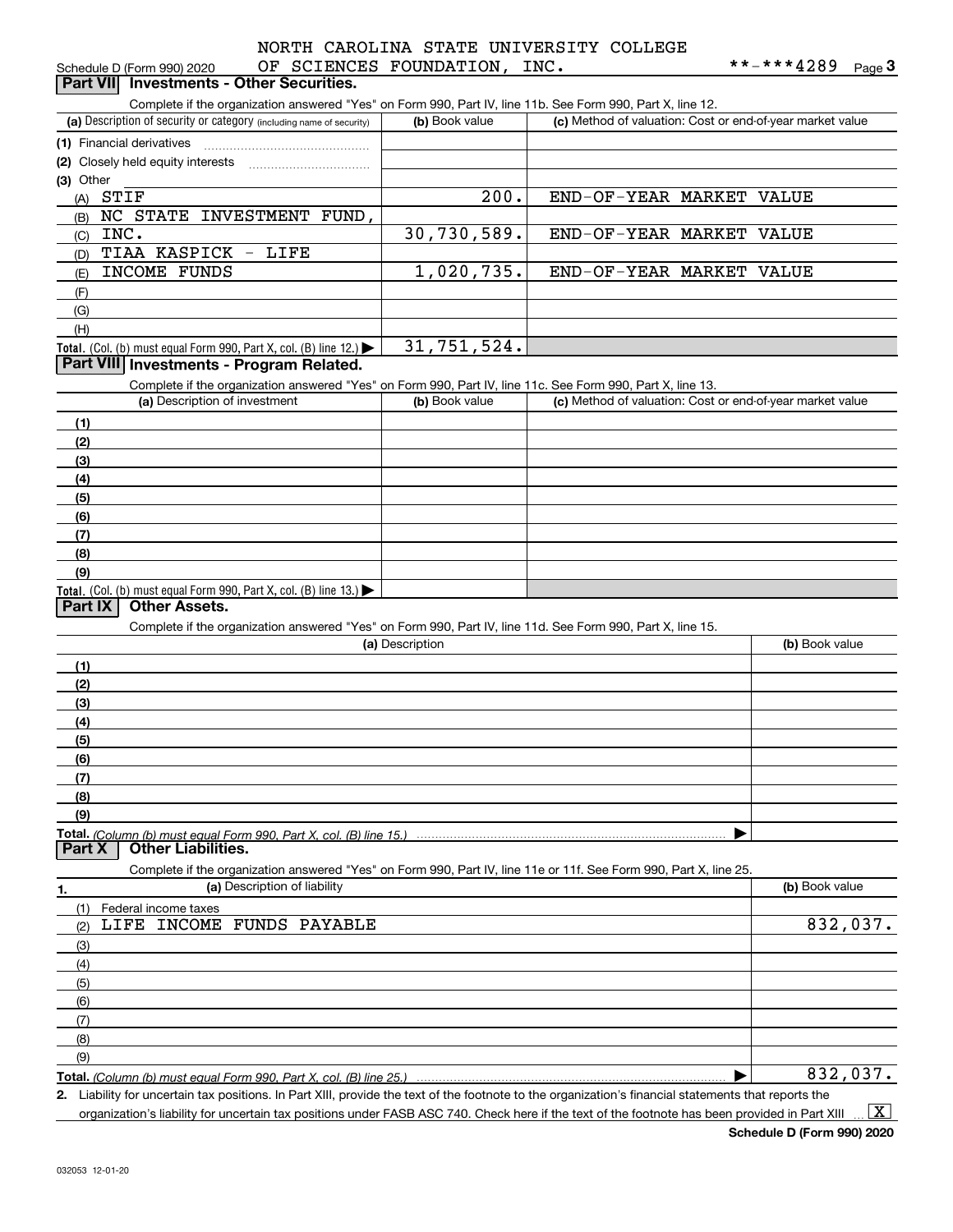NORTH CAROLINA STATE UNIVERSITY COLLEGE OF SCIENCES FOUNDATION, INC. **-***4289

Schedule D (Form 990) 2020

## Part VII Investments - Other Securities.

Complete if the organization answered "Yes" on Form 990, Part IV, line 11b. See Form 990, Part X, line 12.

| (a) Description of security or category (including name of security) | (b) Book value | (c) Method of valuation: Cost or end-of-year market value |
|---|---|---|
| (1) Financial derivatives | | |
| (2) Closely held equity interests | | |
| (3) Other | | |
| (A) STIF | 200. | END-OF-YEAR MARKET VALUE |
| (B) NC STATE INVESTMENT FUND, | | |
| (C) INC. | 30,730,589. | END-OF-YEAR MARKET VALUE |
| (D) TIAA KASPICK - LIFE | | |
| (E) INCOME FUNDS | 1,020,735. | END-OF-YEAR MARKET VALUE |
| (F) | | |
| (G) | | |
| (H) | | |
| Total. (Col. (b) must equal Form 990, Part X, col. (B) line 12.) | 31,751,524. | |

## Part VIII Investments - Program Related.

Complete if the organization answered "Yes" on Form 990, Part IV, line 11c. See Form 990, Part X, line 13.

| (a) Description of investment | (b) Book value | (c) Method of valuation: Cost or end-of-year market value |
|---|---|---|
| (1) | | |
| (2) | | |
| (3) | | |
| (4) | | |
| (5) | | |
| (6) | | |
| (7) | | |
| (8) | | |
| (9) | | |
| Total. (Col. (b) must equal Form 990, Part X, col. (B) line 13.) | | |

## Part IX Other Assets.

Complete if the organization answered "Yes" on Form 990, Part IV, line 11d. See Form 990, Part X, line 15.

| (a) Description | (b) Book value |
|---|---|
| (1) | |
| (2) | |
| (3) | |
| (4) | |
| (5) | |
| (6) | |
| (7) | |
| (8) | |
| (9) | |
| Total. (Column (b) must equal Form 990, Part X, col. (B) line 15.) | |

## Part X Other Liabilities.

Complete if the organization answered "Yes" on Form 990, Part IV, line 11e or 11f. See Form 990, Part X, line 25.

| 1. (a) Description of liability | (b) Book value |
|---|---|
| (1) Federal income taxes | |
| (2) LIFE INCOME FUNDS PAYABLE | 832,037. |
| (3) | |
| (4) | |
| (5) | |
| (6) | |
| (7) | |
| (8) | |
| (9) | |
| Total. (Column (b) must equal Form 990, Part X, col. (B) line 25.) | 832,037. |

2. Liability for uncertain tax positions. In Part XIII, provide the text of the footnote to the organization's financial statements that reports the organization's liability for uncertain tax positions under FASB ASC 740. Check here if the text of the footnote has been provided in Part XIII [X]

Schedule D (Form 990) 2020

032053 12-01-20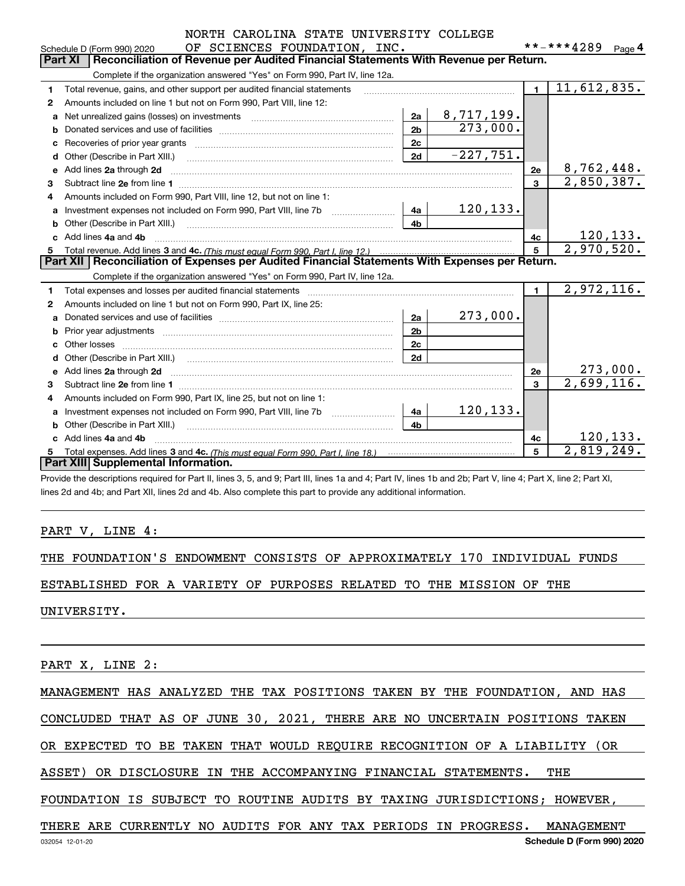Schedule D (Form 990) 2020 NORTH CAROLINA STATE UNIVERSITY COLLEGE OF SCIENCES FOUNDATION, INC. **-***4289 Page 4

## Part XI Reconciliation of Revenue per Audited Financial Statements With Revenue per Return.

Complete if the organization answered "Yes" on Form 990, Part IV, line 12a.

| | | | | | |
|---|---|---|---|---|---|
| 1 | Total revenue, gains, and other support per audited financial statements | | | 1 | 11,612,835. |
| 2 | Amounts included on line 1 but not on Form 990, Part VIII, line 12: | | | | |
| a | Net unrealized gains (losses) on investments | 2a | 8,717,199. | | |
| b | Donated services and use of facilities | 2b | 273,000. | | |
| c | Recoveries of prior year grants | 2c | | | |
| d | Other (Describe in Part XIII.) | 2d | -227,751. | | |
| e | Add lines 2a through 2d | | | 2e | 8,762,448. |
| 3 | Subtract line 2e from line 1 | | | 3 | 2,850,387. |
| 4 | Amounts included on Form 990, Part VIII, line 12, but not on line 1: | | | | |
| a | Investment expenses not included on Form 990, Part VIII, line 7b | 4a | 120,133. | | |
| b | Other (Describe in Part XIII.) | 4b | | | |
| c | Add lines 4a and 4b | | | 4c | 120,133. |
| 5 | Total revenue. Add lines 3 and 4c. *(This must equal Form 990, Part I, line 12.)* | | | 5 | 2,970,520. |

## Part XII Reconciliation of Expenses per Audited Financial Statements With Expenses per Return.

Complete if the organization answered "Yes" on Form 990, Part IV, line 12a.

| | | | | | |
|---|---|---|---|---|---|
| 1 | Total expenses and losses per audited financial statements | | | 1 | 2,972,116. |
| 2 | Amounts included on line 1 but not on Form 990, Part IX, line 25: | | | | |
| a | Donated services and use of facilities | 2a | 273,000. | | |
| b | Prior year adjustments | 2b | | | |
| c | Other losses | 2c | | | |
| d | Other (Describe in Part XIII.) | 2d | | | |
| e | Add lines 2a through 2d | | | 2e | 273,000. |
| 3 | Subtract line 2e from line 1 | | | 3 | 2,699,116. |
| 4 | Amounts included on Form 990, Part IX, line 25, but not on line 1: | | | | |
| a | Investment expenses not included on Form 990, Part VIII, line 7b | 4a | 120,133. | | |
| b | Other (Describe in Part XIII.) | 4b | | | |
| c | Add lines 4a and 4b | | | 4c | 120,133. |
| 5 | Total expenses. Add lines 3 and 4c. *(This must equal Form 990, Part I, line 18.)* | | | 5 | 2,819,249. |

## Part XIII Supplemental Information.

Provide the descriptions required for Part II, lines 3, 5, and 9; Part III, lines 1a and 4; Part IV, lines 1b and 2b; Part V, line 4; Part X, line 2; Part XI, lines 2d and 4b; and Part XII, lines 2d and 4b. Also complete this part to provide any additional information.

PART V, LINE 4:

THE FOUNDATION'S ENDOWMENT CONSISTS OF APPROXIMATELY 170 INDIVIDUAL FUNDS ESTABLISHED FOR A VARIETY OF PURPOSES RELATED TO THE MISSION OF THE UNIVERSITY.

PART X, LINE 2:

MANAGEMENT HAS ANALYZED THE TAX POSITIONS TAKEN BY THE FOUNDATION, AND HAS CONCLUDED THAT AS OF JUNE 30, 2021, THERE ARE NO UNCERTAIN POSITIONS TAKEN OR EXPECTED TO BE TAKEN THAT WOULD REQUIRE RECOGNITION OF A LIABILITY (OR ASSET) OR DISCLOSURE IN THE ACCOMPANYING FINANCIAL STATEMENTS. THE FOUNDATION IS SUBJECT TO ROUTINE AUDITS BY TAXING JURISDICTIONS; HOWEVER, THERE ARE CURRENTLY NO AUDITS FOR ANY TAX PERIODS IN PROGRESS. MANAGEMENT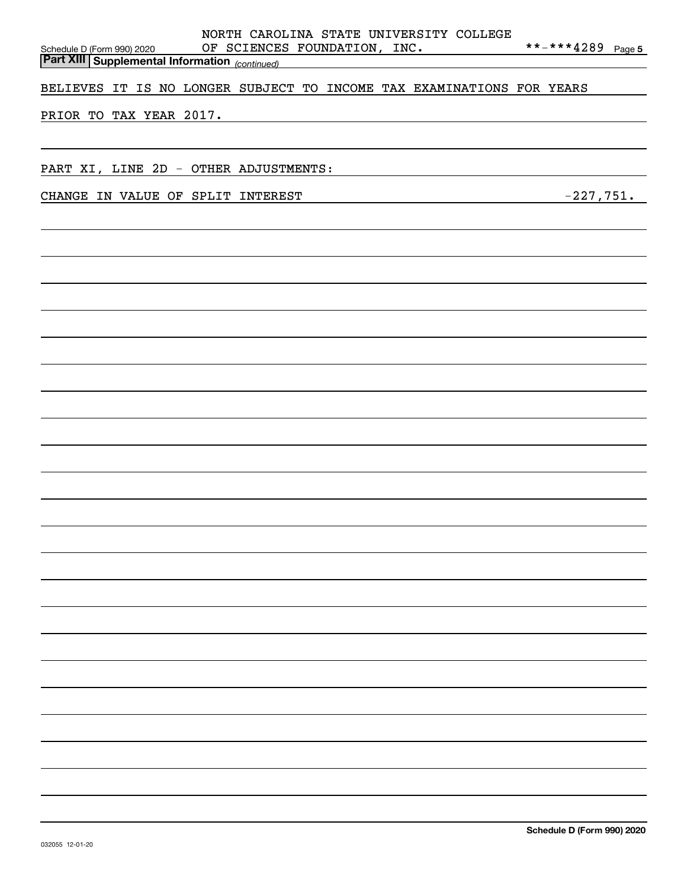## Part XIII Supplemental Information *(continued)*

BELIEVES IT IS NO LONGER SUBJECT TO INCOME TAX EXAMINATIONS FOR YEARS PRIOR TO TAX YEAR 2017.

PART XI, LINE 2D - OTHER ADJUSTMENTS:

| | |
|---|---|
| CHANGE IN VALUE OF SPLIT INTEREST | -227,751. |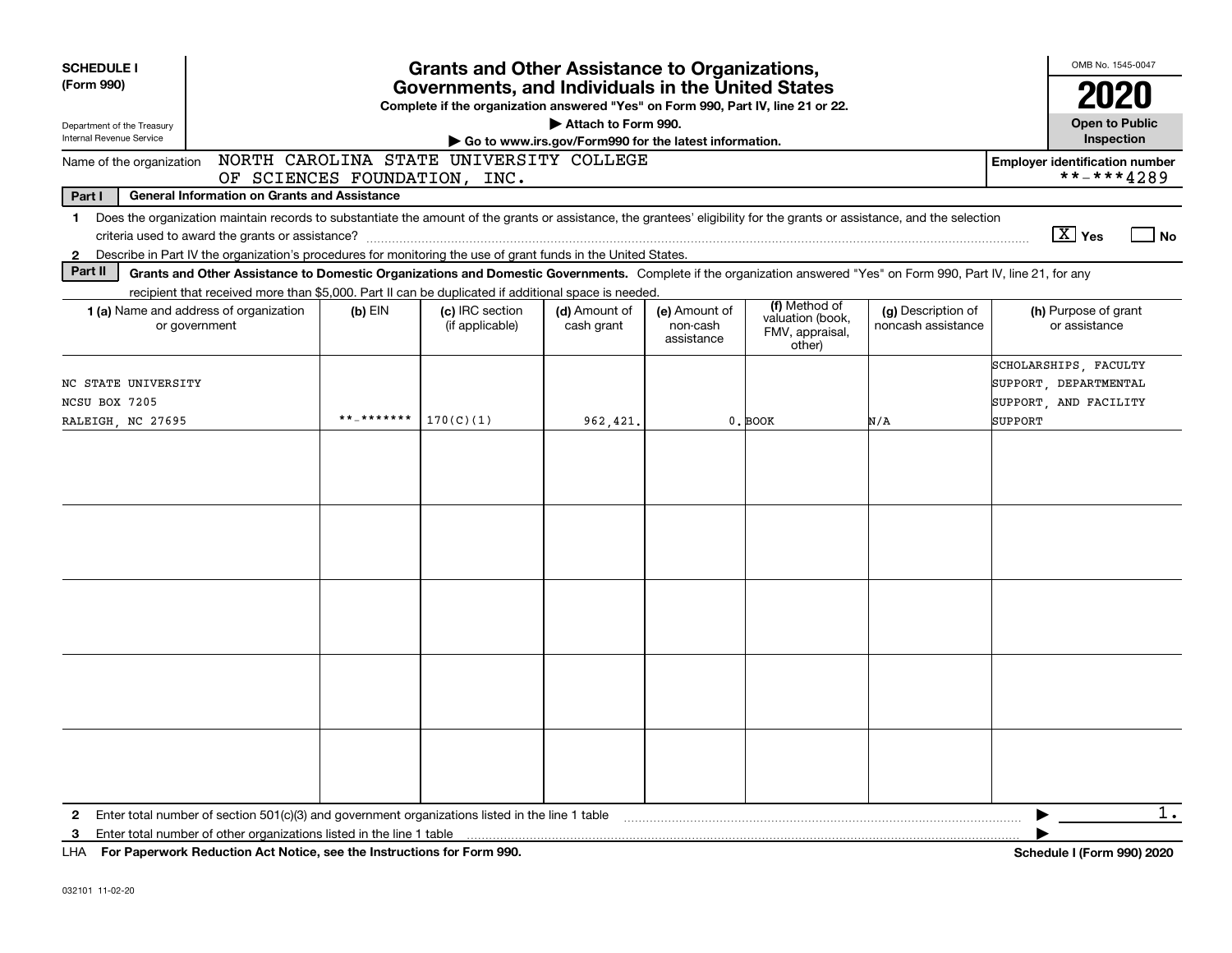**SCHEDULE I**
**(Form 990)**

Department of the Treasury
Internal Revenue Service

# Grants and Other Assistance to Organizations, Governments, and Individuals in the United States

**Complete if the organization answered "Yes" on Form 990, Part IV, line 21 or 22.**
**▶ Attach to Form 990.**
**▶ Go to www.irs.gov/Form990 for the latest information.**

OMB No. 1545-0047
**2020**
**Open to Public Inspection**

Name of the organization: NORTH CAROLINA STATE UNIVERSITY COLLEGE OF SCIENCES FOUNDATION, INC.

**Employer identification number** **-***4289

**Part I** **General Information on Grants and Assistance**

1 Does the organization maintain records to substantiate the amount of the grants or assistance, the grantees' eligibility for the grants or assistance, and the selection criteria used to award the grants or assistance? [X] Yes [ ] No

2 Describe in Part IV the organization's procedures for monitoring the use of grant funds in the United States.

**Part II** **Grants and Other Assistance to Domestic Organizations and Domestic Governments.** Complete if the organization answered "Yes" on Form 990, Part IV, line 21, for any recipient that received more than $5,000. Part II can be duplicated if additional space is needed.

| 1 (a) Name and address of organization or government | (b) EIN | (c) IRC section (if applicable) | (d) Amount of cash grant | (e) Amount of non-cash assistance | (f) Method of valuation (book, FMV, appraisal, other) | (g) Description of noncash assistance | (h) Purpose of grant or assistance |
|---|---|---|---|---|---|---|---|
| NC STATE UNIVERSITY NCSU BOX 7205 RALEIGH, NC 27695 | **-******* | 170(C)(1) | 962,421. | 0. | BOOK | N/A | SCHOLARSHIPS, FACULTY SUPPORT, DEPARTMENTAL SUPPORT, AND FACILITY SUPPORT |
| | | | | | | | |
| | | | | | | | |
| | | | | | | | |
| | | | | | | | |
| | | | | | | | |

2 Enter total number of section 501(c)(3) and government organizations listed in the line 1 table ▶ 1.

3 Enter total number of other organizations listed in the line 1 table ▶

LHA **For Paperwork Reduction Act Notice, see the Instructions for Form 990.** **Schedule I (Form 990) 2020**

032101 11-02-20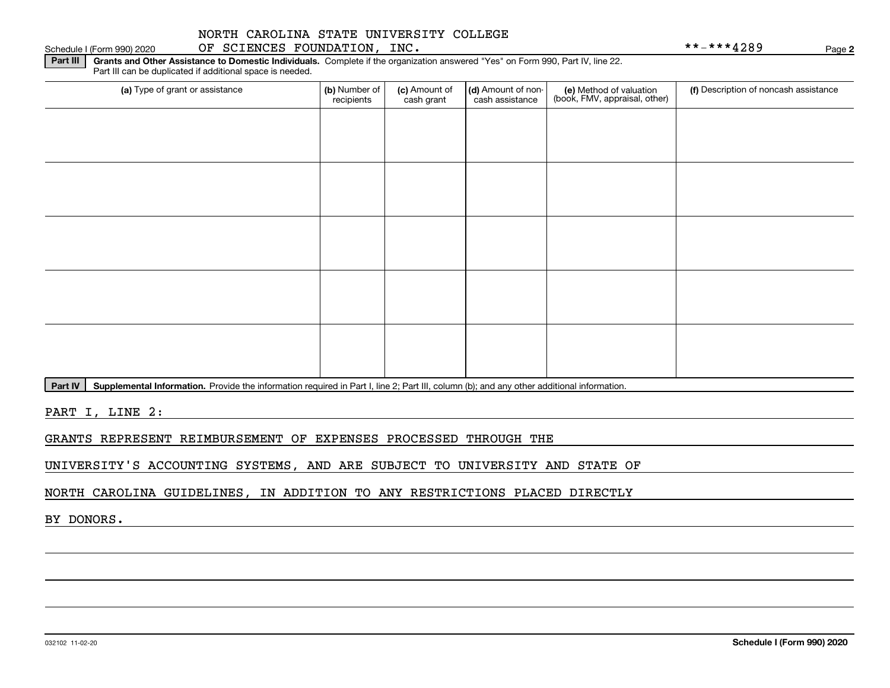NORTH CAROLINA STATE UNIVERSITY COLLEGE OF SCIENCES FOUNDATION, INC. **-***4289

Schedule I (Form 990) 2020 Page 2

**Part III** **Grants and Other Assistance to Domestic Individuals.** Complete if the organization answered "Yes" on Form 990, Part IV, line 22. Part III can be duplicated if additional space is needed.

| (a) Type of grant or assistance | (b) Number of recipients | (c) Amount of cash grant | (d) Amount of non-cash assistance | (e) Method of valuation (book, FMV, appraisal, other) | (f) Description of noncash assistance |
|---|---|---|---|---|---|
| | | | | | |
| | | | | | |
| | | | | | |
| | | | | | |
| | | | | | |

**Part IV** **Supplemental Information.** Provide the information required in Part I, line 2; Part III, column (b); and any other additional information.

PART I, LINE 2:

GRANTS REPRESENT REIMBURSEMENT OF EXPENSES PROCESSED THROUGH THE UNIVERSITY'S ACCOUNTING SYSTEMS, AND ARE SUBJECT TO UNIVERSITY AND STATE OF NORTH CAROLINA GUIDELINES, IN ADDITION TO ANY RESTRICTIONS PLACED DIRECTLY BY DONORS.

032102 11-02-20 **Schedule I (Form 990) 2020**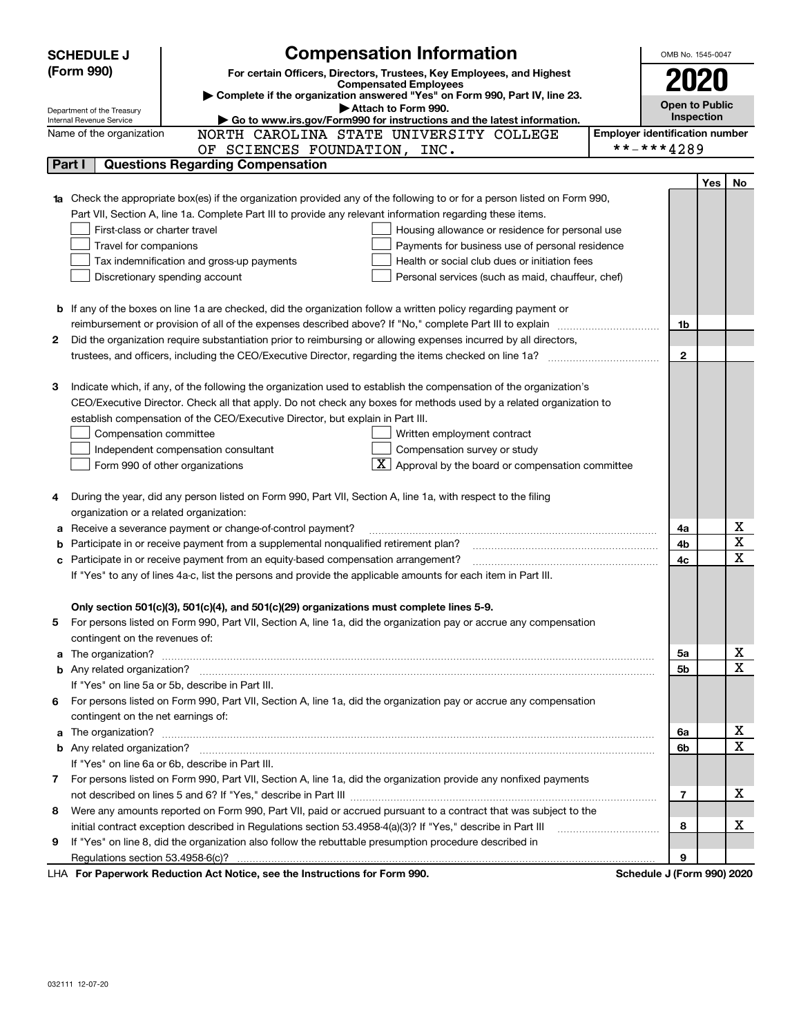# SCHEDULE J (Form 990)

## Compensation Information

**For certain Officers, Directors, Trustees, Key Employees, and Highest Compensated Employees**

▶ Complete if the organization answered "Yes" on Form 990, Part IV, line 23.

▶ Attach to Form 990.

▶ Go to www.irs.gov/Form990 for instructions and the latest information.

Department of the Treasury
Internal Revenue Service

OMB No. 1545-0047

**2020**

**Open to Public Inspection**

Name of the organization: NORTH CAROLINA STATE UNIVERSITY COLLEGE OF SCIENCES FOUNDATION, INC.

Employer identification number: **-***4289

## Part I Questions Regarding Compensation

| | | | Yes | No |
|---|---|---|---|---|
| **1a** | Check the appropriate box(es) if the organization provided any of the following to or for a person listed on Form 990, Part VII, Section A, line 1a. Complete Part III to provide any relevant information regarding these items.<br>☐ First-class or charter travel ☐ Housing allowance or residence for personal use<br>☐ Travel for companions ☐ Payments for business use of personal residence<br>☐ Tax indemnification and gross-up payments ☐ Health or social club dues or initiation fees<br>☐ Discretionary spending account ☐ Personal services (such as maid, chauffeur, chef) | | | |
| **b** | If any of the boxes on line 1a are checked, did the organization follow a written policy regarding payment or reimbursement or provision of all of the expenses described above? If "No," complete Part III to explain | 1b | | |
| **2** | Did the organization require substantiation prior to reimbursing or allowing expenses incurred by all directors, trustees, and officers, including the CEO/Executive Director, regarding the items checked on line 1a? | 2 | | |
| **3** | Indicate which, if any, of the following the organization used to establish the compensation of the organization's CEO/Executive Director. Check all that apply. Do not check any boxes for methods used by a related organization to establish compensation of the CEO/Executive Director, but explain in Part III.<br>☐ Compensation committee ☐ Written employment contract<br>☐ Independent compensation consultant ☐ Compensation survey or study<br>☐ Form 990 of other organizations ☒ Approval by the board or compensation committee | | | |
| **4** | During the year, did any person listed on Form 990, Part VII, Section A, line 1a, with respect to the filing organization or a related organization: | | | |
| **a** | Receive a severance payment or change-of-control payment? | 4a | | X |
| **b** | Participate in or receive payment from a supplemental nonqualified retirement plan? | 4b | | X |
| **c** | Participate in or receive payment from an equity-based compensation arrangement? | 4c | | X |
| | If "Yes" to any of lines 4a-c, list the persons and provide the applicable amounts for each item in Part III. | | | |
| | **Only section 501(c)(3), 501(c)(4), and 501(c)(29) organizations must complete lines 5-9.** | | | |
| **5** | For persons listed on Form 990, Part VII, Section A, line 1a, did the organization pay or accrue any compensation contingent on the revenues of: | | | |
| **a** | The organization? | 5a | | X |
| **b** | Any related organization? | 5b | | X |
| | If "Yes" on line 5a or 5b, describe in Part III. | | | |
| **6** | For persons listed on Form 990, Part VII, Section A, line 1a, did the organization pay or accrue any compensation contingent on the net earnings of: | | | |
| **a** | The organization? | 6a | | X |
| **b** | Any related organization? | 6b | | X |
| | If "Yes" on line 6a or 6b, describe in Part III. | | | |
| **7** | For persons listed on Form 990, Part VII, Section A, line 1a, did the organization provide any nonfixed payments not described on lines 5 and 6? If "Yes," describe in Part III | 7 | | X |
| **8** | Were any amounts reported on Form 990, Part VII, paid or accrued pursuant to a contract that was subject to the initial contract exception described in Regulations section 53.4958-4(a)(3)? If "Yes," describe in Part III | 8 | | X |
| **9** | If "Yes" on line 8, did the organization also follow the rebuttable presumption procedure described in Regulations section 53.4958-6(c)? | 9 | | |

LHA **For Paperwork Reduction Act Notice, see the Instructions for Form 990.** **Schedule J (Form 990) 2020**

032111 12-07-20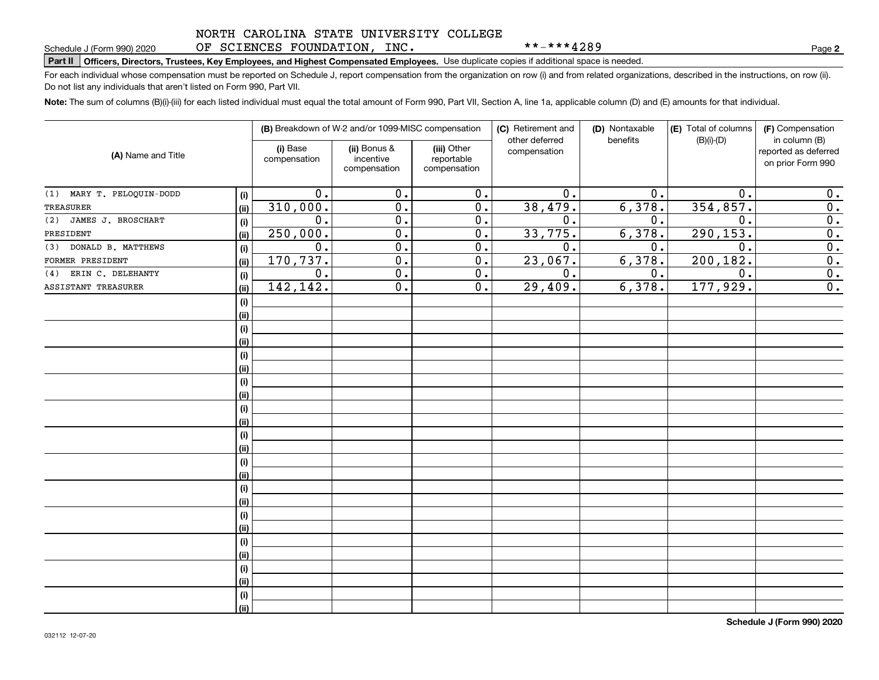NORTH CAROLINA STATE UNIVERSITY COLLEGE OF SCIENCES FOUNDATION, INC. **-***4289

Schedule J (Form 990) 2020

**Part II** **Officers, Directors, Trustees, Key Employees, and Highest Compensated Employees.** Use duplicate copies if additional space is needed.

For each individual whose compensation must be reported on Schedule J, report compensation from the organization on row (i) and from related organizations, described in the instructions, on row (ii). Do not list any individuals that aren't listed on Form 990, Part VII.

**Note:** The sum of columns (B)(i)-(iii) for each listed individual must equal the total amount of Form 990, Part VII, Section A, line 1a, applicable column (D) and (E) amounts for that individual.

| (A) Name and Title | | (B) Breakdown of W-2 and/or 1099-MISC compensation | | | (C) Retirement and other deferred compensation | (D) Nontaxable benefits | (E) Total of columns (B)(i)-(D) | (F) Compensation in column (B) reported as deferred on prior Form 990 |
|---|---|---|---|---|---|---|---|---|
| | | (i) Base compensation | (ii) Bonus & incentive compensation | (iii) Other reportable compensation | | | | |
| (1) MARY T. PELOQUIN-DODD | (i) | 0. | 0. | 0. | 0. | 0. | 0. | 0. |
| TREASURER | (ii) | 310,000. | 0. | 0. | 38,479. | 6,378. | 354,857. | 0. |
| (2) JAMES J. BROSCHART | (i) | 0. | 0. | 0. | 0. | 0. | 0. | 0. |
| PRESIDENT | (ii) | 250,000. | 0. | 0. | 33,775. | 6,378. | 290,153. | 0. |
| (3) DONALD B. MATTHEWS | (i) | 0. | 0. | 0. | 0. | 0. | 0. | 0. |
| FORMER PRESIDENT | (ii) | 170,737. | 0. | 0. | 23,067. | 6,378. | 200,182. | 0. |
| (4) ERIN C. DELEHANTY | (i) | 0. | 0. | 0. | 0. | 0. | 0. | 0. |
| ASSISTANT TREASURER | (ii) | 142,142. | 0. | 0. | 29,409. | 6,378. | 177,929. | 0. |
| | (i) | | | | | | | |
| | (ii) | | | | | | | |
| | (i) | | | | | | | |
| | (ii) | | | | | | | |
| | (i) | | | | | | | |
| | (ii) | | | | | | | |
| | (i) | | | | | | | |
| | (ii) | | | | | | | |
| | (i) | | | | | | | |
| | (ii) | | | | | | | |
| | (i) | | | | | | | |
| | (ii) | | | | | | | |
| | (i) | | | | | | | |
| | (ii) | | | | | | | |
| | (i) | | | | | | | |
| | (ii) | | | | | | | |
| | (i) | | | | | | | |
| | (ii) | | | | | | | |
| | (i) | | | | | | | |
| | (ii) | | | | | | | |
| | (i) | | | | | | | |
| | (ii) | | | | | | | |
| | (i) | | | | | | | |
| | (ii) | | | | | | | |

Schedule J (Form 990) 2020

032112 12-07-20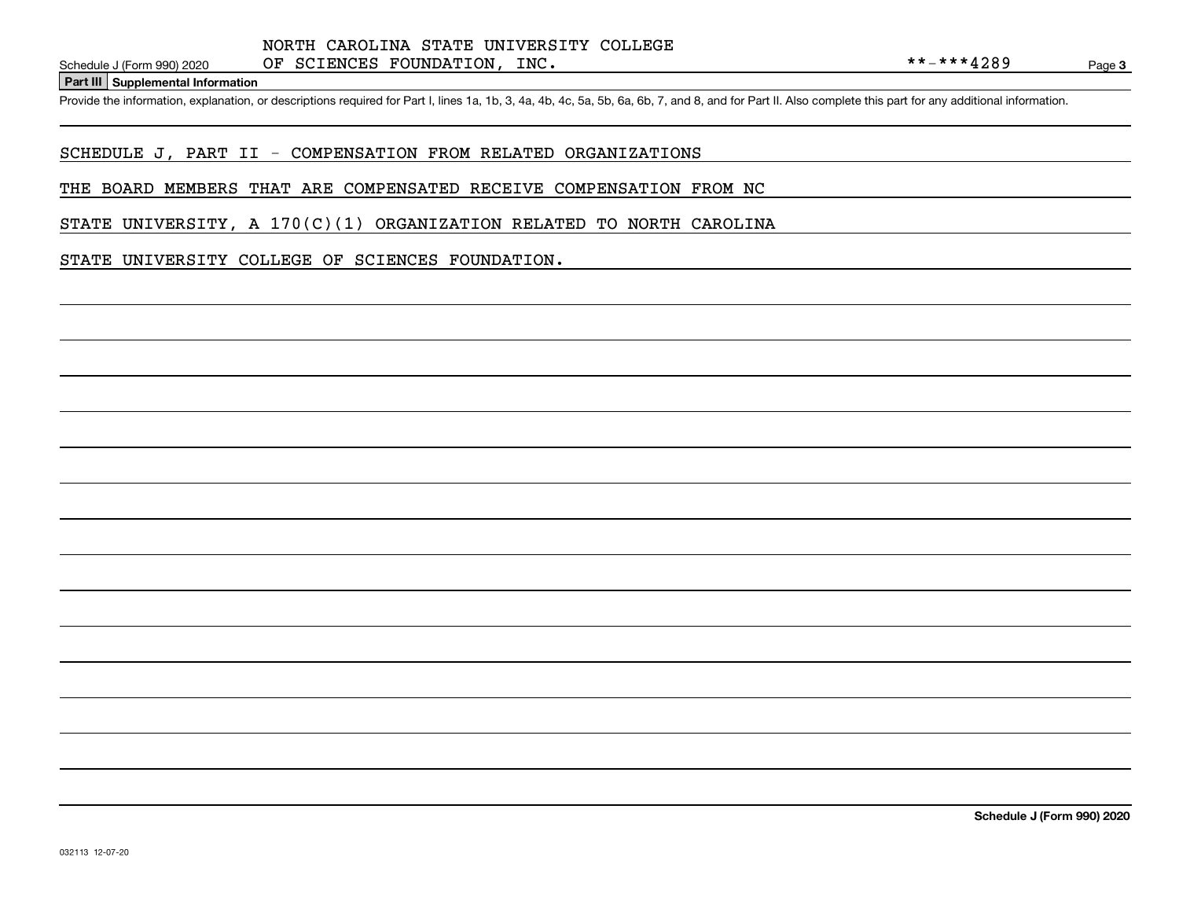NORTH CAROLINA STATE UNIVERSITY COLLEGE OF SCIENCES FOUNDATION, INC. **-***4289

Schedule J (Form 990) 2020

## Part III Supplemental Information

Provide the information, explanation, or descriptions required for Part I, lines 1a, 1b, 3, 4a, 4b, 4c, 5a, 5b, 6a, 6b, 7, and 8, and for Part II. Also complete this part for any additional information.

SCHEDULE J, PART II - COMPENSATION FROM RELATED ORGANIZATIONS

THE BOARD MEMBERS THAT ARE COMPENSATED RECEIVE COMPENSATION FROM NC STATE UNIVERSITY, A 170(C)(1) ORGANIZATION RELATED TO NORTH CAROLINA STATE UNIVERSITY COLLEGE OF SCIENCES FOUNDATION.

Schedule J (Form 990) 2020

032113 12-07-20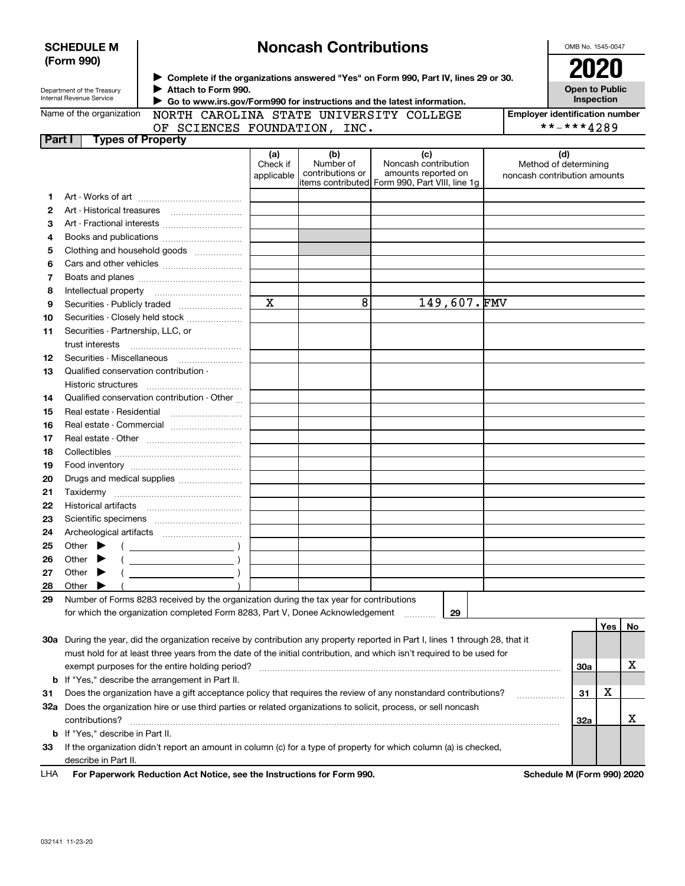**SCHEDULE M (Form 990)**

Department of the Treasury
Internal Revenue Service

# Noncash Contributions

▶ Complete if the organizations answered "Yes" on Form 990, Part IV, lines 29 or 30.
▶ Attach to Form 990.
▶ Go to www.irs.gov/Form990 for instructions and the latest information.

OMB No. 1545-0047

**2020**

**Open to Public Inspection**

Name of the organization: NORTH CAROLINA STATE UNIVERSITY COLLEGE OF SCIENCES FOUNDATION, INC.

Employer identification number: **-***4289

## Part I Types of Property

| | | (a) Check if applicable | (b) Number of contributions or items contributed | (c) Noncash contribution amounts reported on Form 990, Part VIII, line 1g | (d) Method of determining noncash contribution amounts |
|---|---|---|---|---|---|
| 1 | Art - Works of art | | | | |
| 2 | Art - Historical treasures | | | | |
| 3 | Art - Fractional interests | | | | |
| 4 | Books and publications | | | | |
| 5 | Clothing and household goods | | | | |
| 6 | Cars and other vehicles | | | | |
| 7 | Boats and planes | | | | |
| 8 | Intellectual property | | | | |
| 9 | Securities - Publicly traded | X | 8 | 149,607. | FMV |
| 10 | Securities - Closely held stock | | | | |
| 11 | Securities - Partnership, LLC, or trust interests | | | | |
| 12 | Securities - Miscellaneous | | | | |
| 13 | Qualified conservation contribution - Historic structures | | | | |
| 14 | Qualified conservation contribution - Other | | | | |
| 15 | Real estate - Residential | | | | |
| 16 | Real estate - Commercial | | | | |
| 17 | Real estate - Other | | | | |
| 18 | Collectibles | | | | |
| 19 | Food inventory | | | | |
| 20 | Drugs and medical supplies | | | | |
| 21 | Taxidermy | | | | |
| 22 | Historical artifacts | | | | |
| 23 | Scientific specimens | | | | |
| 24 | Archeological artifacts | | | | |
| 25 | Other ▶ ( ) | | | | |
| 26 | Other ▶ ( ) | | | | |
| 27 | Other ▶ ( ) | | | | |
| 28 | Other ▶ ( ) | | | | |

29 Number of Forms 8283 received by the organization during the tax year for contributions for which the organization completed Form 8283, Part V, Donee Acknowledgement ..... 29

| | | | Yes | No |
|---|---|---|---|---|
| 30a | During the year, did the organization receive by contribution any property reported in Part I, lines 1 through 28, that it must hold for at least three years from the date of the initial contribution, and which isn't required to be used for exempt purposes for the entire holding period? | 30a | | X |
| b | If "Yes," describe the arrangement in Part II. | | | |
| 31 | Does the organization have a gift acceptance policy that requires the review of any nonstandard contributions? | 31 | X | |
| 32a | Does the organization hire or use third parties or related organizations to solicit, process, or sell noncash contributions? | 32a | | X |
| b | If "Yes," describe in Part II. | | | |
| 33 | If the organization didn't report an amount in column (c) for a type of property for which column (a) is checked, describe in Part II. | | | |

LHA For Paperwork Reduction Act Notice, see the Instructions for Form 990. Schedule M (Form 990) 2020

032141 11-23-20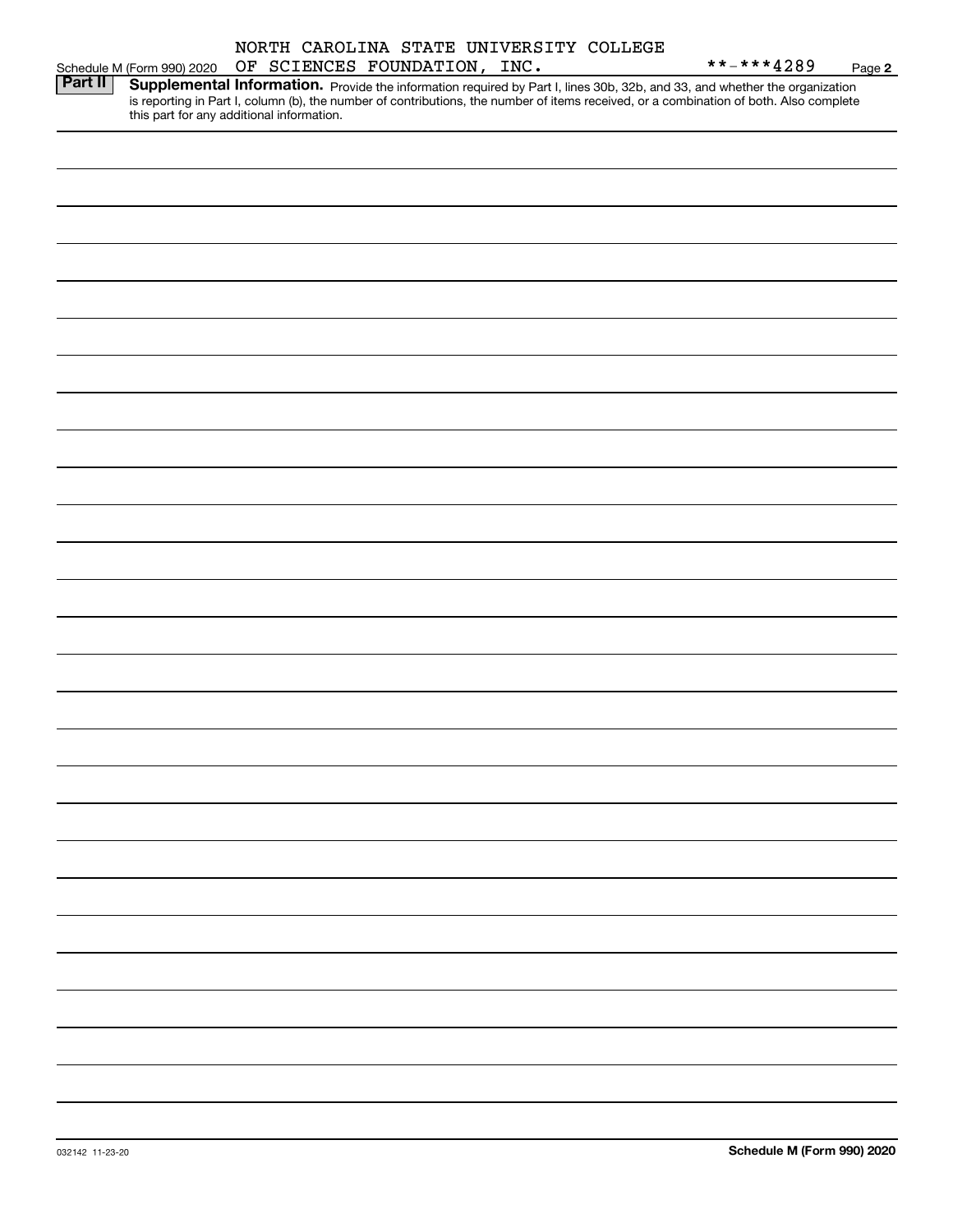NORTH CAROLINA STATE UNIVERSITY COLLEGE OF SCIENCES FOUNDATION, INC.

**-***4289

Schedule M (Form 990) 2020

**Part II** **Supplemental Information.** Provide the information required by Part I, lines 30b, 32b, and 33, and whether the organization is reporting in Part I, column (b), the number of contributions, the number of items received, or a combination of both. Also complete this part for any additional information.

032142 11-23-20

**Schedule M (Form 990) 2020**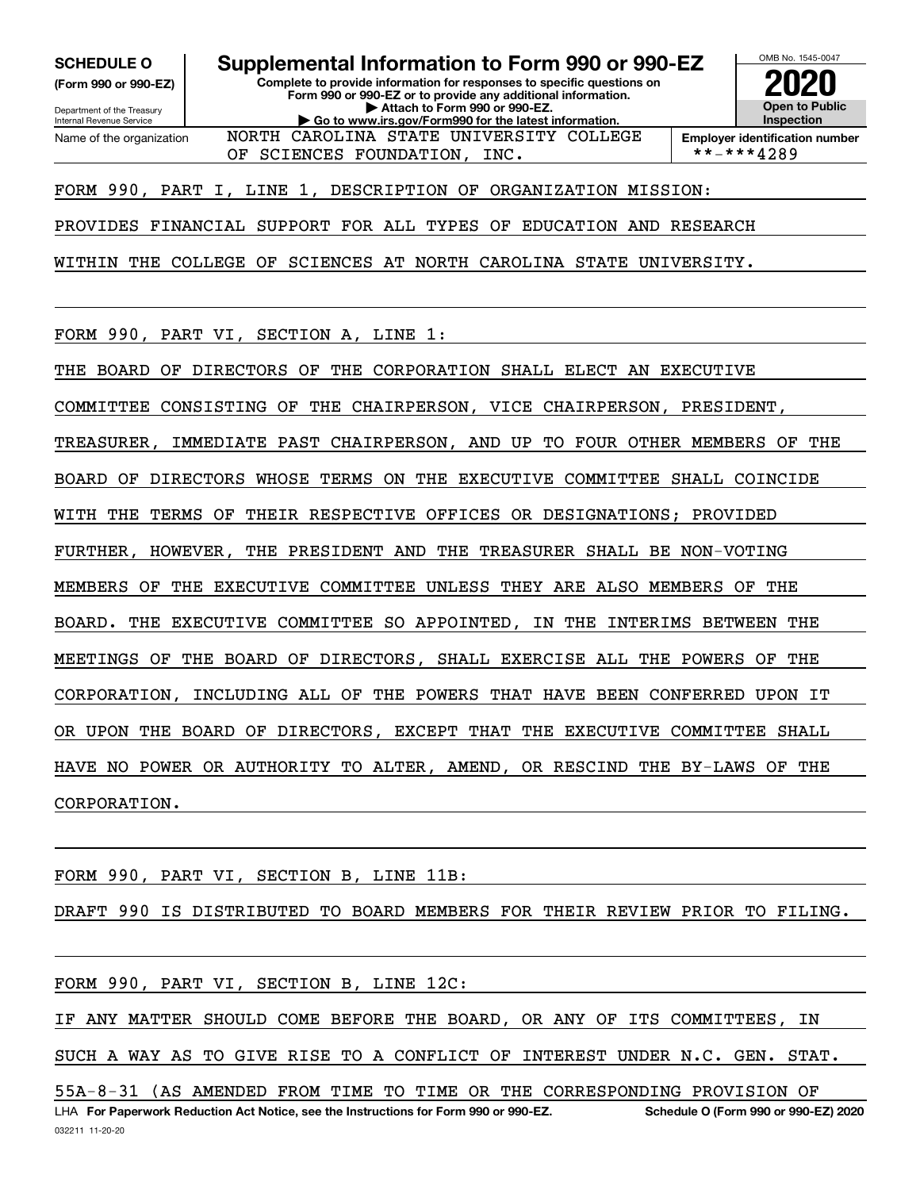**SCHEDULE O**
**(Form 990 or 990-EZ)**

Department of the Treasury
Internal Revenue Service

# Supplemental Information to Form 990 or 990-EZ

**Complete to provide information for responses to specific questions on Form 990 or 990-EZ or to provide any additional information.**
**▶ Attach to Form 990 or 990-EZ.**
**▶ Go to www.irs.gov/Form990 for the latest information.**

OMB No. 1545-0047

**2020**

**Open to Public Inspection**

Name of the organization: NORTH CAROLINA STATE UNIVERSITY COLLEGE OF SCIENCES FOUNDATION, INC.

**Employer identification number**: **-***4289

FORM 990, PART I, LINE 1, DESCRIPTION OF ORGANIZATION MISSION:

PROVIDES FINANCIAL SUPPORT FOR ALL TYPES OF EDUCATION AND RESEARCH WITHIN THE COLLEGE OF SCIENCES AT NORTH CAROLINA STATE UNIVERSITY.

FORM 990, PART VI, SECTION A, LINE 1:

THE BOARD OF DIRECTORS OF THE CORPORATION SHALL ELECT AN EXECUTIVE COMMITTEE CONSISTING OF THE CHAIRPERSON, VICE CHAIRPERSON, PRESIDENT, TREASURER, IMMEDIATE PAST CHAIRPERSON, AND UP TO FOUR OTHER MEMBERS OF THE BOARD OF DIRECTORS WHOSE TERMS ON THE EXECUTIVE COMMITTEE SHALL COINCIDE WITH THE TERMS OF THEIR RESPECTIVE OFFICES OR DESIGNATIONS; PROVIDED FURTHER, HOWEVER, THE PRESIDENT AND THE TREASURER SHALL BE NON-VOTING MEMBERS OF THE EXECUTIVE COMMITTEE UNLESS THEY ARE ALSO MEMBERS OF THE BOARD. THE EXECUTIVE COMMITTEE SO APPOINTED, IN THE INTERIMS BETWEEN THE MEETINGS OF THE BOARD OF DIRECTORS, SHALL EXERCISE ALL THE POWERS OF THE CORPORATION, INCLUDING ALL OF THE POWERS THAT HAVE BEEN CONFERRED UPON IT OR UPON THE BOARD OF DIRECTORS, EXCEPT THAT THE EXECUTIVE COMMITTEE SHALL HAVE NO POWER OR AUTHORITY TO ALTER, AMEND, OR RESCIND THE BY-LAWS OF THE CORPORATION.

FORM 990, PART VI, SECTION B, LINE 11B:

DRAFT 990 IS DISTRIBUTED TO BOARD MEMBERS FOR THEIR REVIEW PRIOR TO FILING.

FORM 990, PART VI, SECTION B, LINE 12C:

IF ANY MATTER SHOULD COME BEFORE THE BOARD, OR ANY OF ITS COMMITTEES, IN SUCH A WAY AS TO GIVE RISE TO A CONFLICT OF INTEREST UNDER N.C. GEN. STAT. 55A-8-31 (AS AMENDED FROM TIME TO TIME OR THE CORRESPONDING PROVISION OF

LHA **For Paperwork Reduction Act Notice, see the Instructions for Form 990 or 990-EZ.** **Schedule O (Form 990 or 990-EZ) 2020**

032211 11-20-20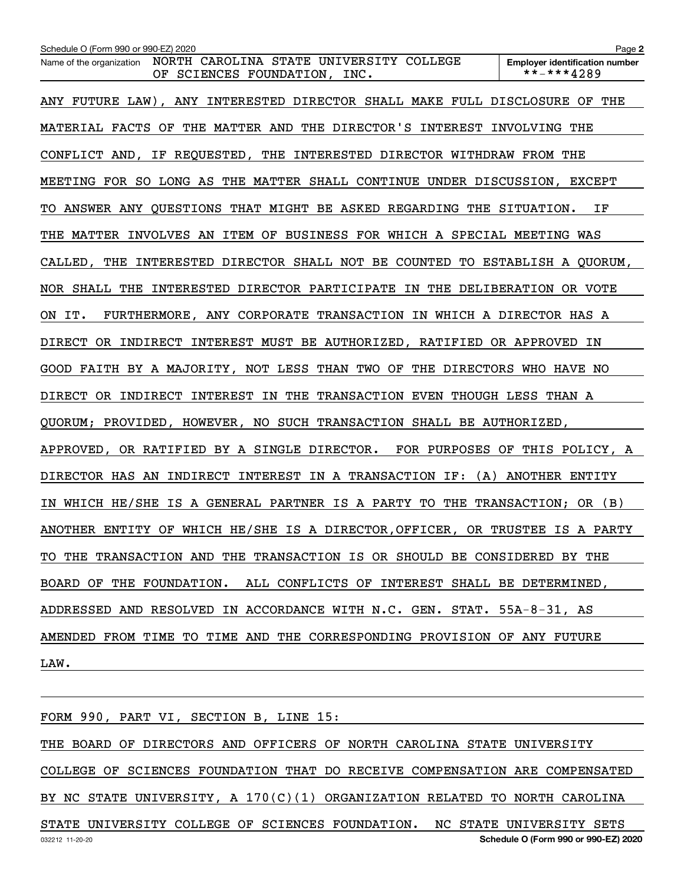ANY FUTURE LAW), ANY INTERESTED DIRECTOR SHALL MAKE FULL DISCLOSURE OF THE MATERIAL FACTS OF THE MATTER AND THE DIRECTOR'S INTEREST INVOLVING THE CONFLICT AND, IF REQUESTED, THE INTERESTED DIRECTOR WITHDRAW FROM THE MEETING FOR SO LONG AS THE MATTER SHALL CONTINUE UNDER DISCUSSION, EXCEPT TO ANSWER ANY QUESTIONS THAT MIGHT BE ASKED REGARDING THE SITUATION. IF THE MATTER INVOLVES AN ITEM OF BUSINESS FOR WHICH A SPECIAL MEETING WAS CALLED, THE INTERESTED DIRECTOR SHALL NOT BE COUNTED TO ESTABLISH A QUORUM, NOR SHALL THE INTERESTED DIRECTOR PARTICIPATE IN THE DELIBERATION OR VOTE ON IT. FURTHERMORE, ANY CORPORATE TRANSACTION IN WHICH A DIRECTOR HAS A DIRECT OR INDIRECT INTEREST MUST BE AUTHORIZED, RATIFIED OR APPROVED IN GOOD FAITH BY A MAJORITY, NOT LESS THAN TWO OF THE DIRECTORS WHO HAVE NO DIRECT OR INDIRECT INTEREST IN THE TRANSACTION EVEN THOUGH LESS THAN A QUORUM; PROVIDED, HOWEVER, NO SUCH TRANSACTION SHALL BE AUTHORIZED, APPROVED, OR RATIFIED BY A SINGLE DIRECTOR. FOR PURPOSES OF THIS POLICY, A DIRECTOR HAS AN INDIRECT INTEREST IN A TRANSACTION IF: (A) ANOTHER ENTITY IN WHICH HE/SHE IS A GENERAL PARTNER IS A PARTY TO THE TRANSACTION; OR (B) ANOTHER ENTITY OF WHICH HE/SHE IS A DIRECTOR,OFFICER, OR TRUSTEE IS A PARTY TO THE TRANSACTION AND THE TRANSACTION IS OR SHOULD BE CONSIDERED BY THE BOARD OF THE FOUNDATION. ALL CONFLICTS OF INTEREST SHALL BE DETERMINED, ADDRESSED AND RESOLVED IN ACCORDANCE WITH N.C. GEN. STAT. 55A-8-31, AS AMENDED FROM TIME TO TIME AND THE CORRESPONDING PROVISION OF ANY FUTURE LAW.

FORM 990, PART VI, SECTION B, LINE 15:

THE BOARD OF DIRECTORS AND OFFICERS OF NORTH CAROLINA STATE UNIVERSITY COLLEGE OF SCIENCES FOUNDATION THAT DO RECEIVE COMPENSATION ARE COMPENSATED BY NC STATE UNIVERSITY, A 170(C)(1) ORGANIZATION RELATED TO NORTH CAROLINA STATE UNIVERSITY COLLEGE OF SCIENCES FOUNDATION. NC STATE UNIVERSITY SETS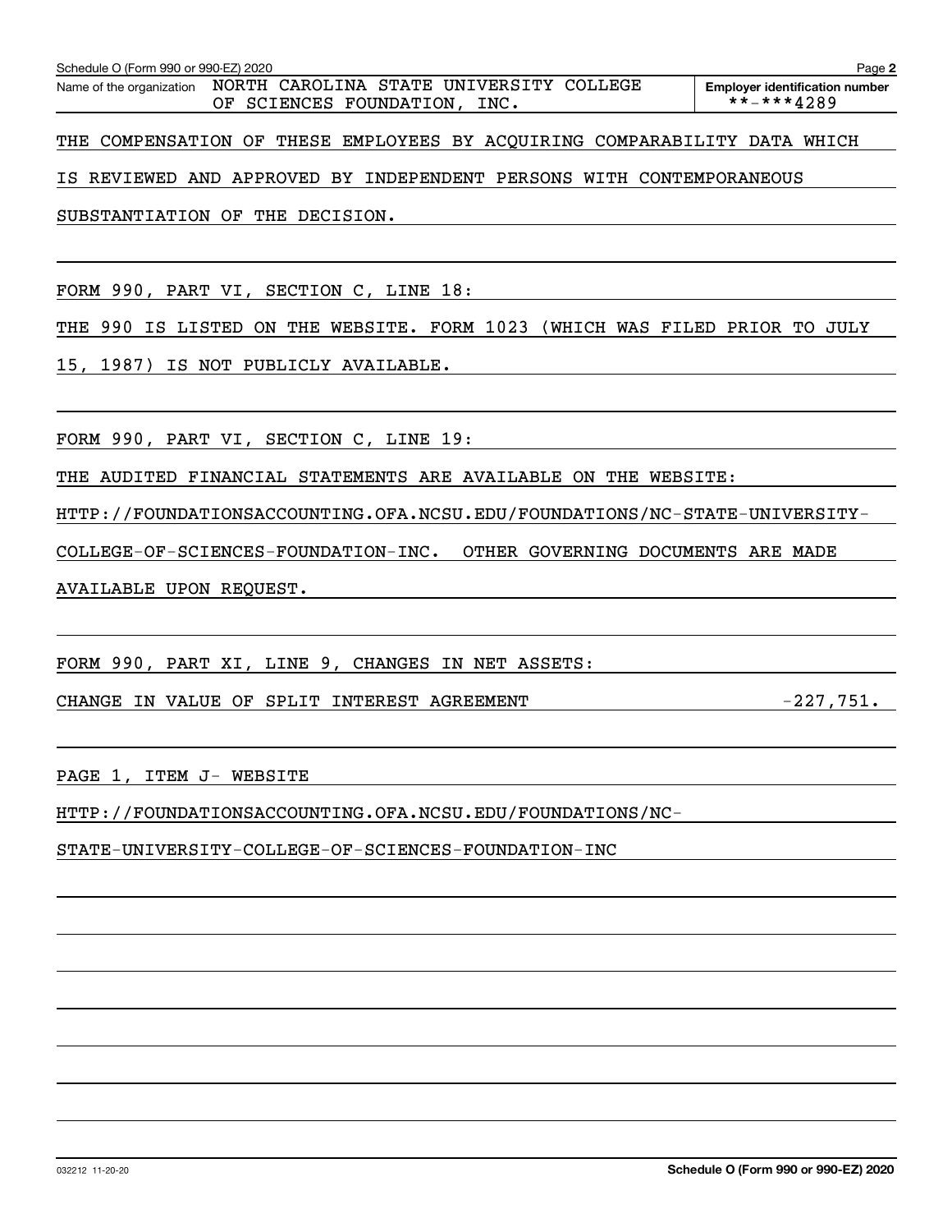Schedule O (Form 990 or 990-EZ) 2020

Name of the organization: NORTH CAROLINA STATE UNIVERSITY COLLEGE OF SCIENCES FOUNDATION, INC.

Employer identification number: **-***4289

THE COMPENSATION OF THESE EMPLOYEES BY ACQUIRING COMPARABILITY DATA WHICH IS REVIEWED AND APPROVED BY INDEPENDENT PERSONS WITH CONTEMPORANEOUS SUBSTANTIATION OF THE DECISION.

FORM 990, PART VI, SECTION C, LINE 18:

THE 990 IS LISTED ON THE WEBSITE. FORM 1023 (WHICH WAS FILED PRIOR TO JULY 15, 1987) IS NOT PUBLICLY AVAILABLE.

FORM 990, PART VI, SECTION C, LINE 19:

THE AUDITED FINANCIAL STATEMENTS ARE AVAILABLE ON THE WEBSITE: HTTP://FOUNDATIONSACCOUNTING.OFA.NCSU.EDU/FOUNDATIONS/NC-STATE-UNIVERSITY-COLLEGE-OF-SCIENCES-FOUNDATION-INC. OTHER GOVERNING DOCUMENTS ARE MADE AVAILABLE UPON REQUEST.

FORM 990, PART XI, LINE 9, CHANGES IN NET ASSETS:

| | |
|---|---|
| CHANGE IN VALUE OF SPLIT INTEREST AGREEMENT | -227,751. |

PAGE 1, ITEM J- WEBSITE

HTTP://FOUNDATIONSACCOUNTING.OFA.NCSU.EDU/FOUNDATIONS/NC-STATE-UNIVERSITY-COLLEGE-OF-SCIENCES-FOUNDATION-INC

032212 11-20-20

Schedule O (Form 990 or 990-EZ) 2020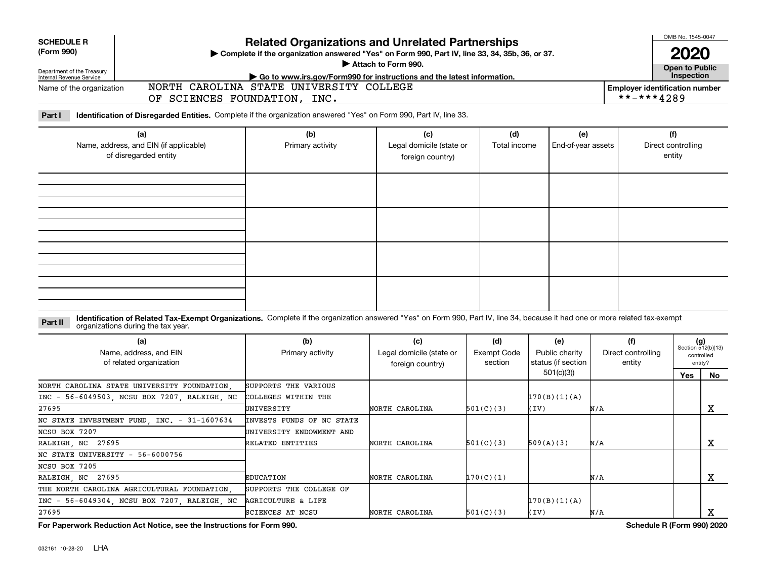**SCHEDULE R**
**(Form 990)**

Department of the Treasury
Internal Revenue Service

# Related Organizations and Unrelated Partnerships

▶ Complete if the organization answered "Yes" on Form 990, Part IV, line 33, 34, 35b, 36, or 37.
▶ Attach to Form 990.
▶ Go to www.irs.gov/Form990 for instructions and the latest information.

OMB No. 1545-0047
**2020**
**Open to Public Inspection**

Name of the organization: NORTH CAROLINA STATE UNIVERSITY COLLEGE OF SCIENCES FOUNDATION, INC.

Employer identification number: **-***4289

**Part I** **Identification of Disregarded Entities.** Complete if the organization answered "Yes" on Form 990, Part IV, line 33.

| (a) Name, address, and EIN (if applicable) of disregarded entity | (b) Primary activity | (c) Legal domicile (state or foreign country) | (d) Total income | (e) End-of-year assets | (f) Direct controlling entity |
|---|---|---|---|---|---|
| | | | | | |
| | | | | | |
| | | | | | |
| | | | | | |

**Part II** **Identification of Related Tax-Exempt Organizations.** Complete if the organization answered "Yes" on Form 990, Part IV, line 34, because it had one or more related tax-exempt organizations during the tax year.

| (a) Name, address, and EIN of related organization | (b) Primary activity | (c) Legal domicile (state or foreign country) | (d) Exempt Code section | (e) Public charity status (if section 501(c)(3)) | (f) Direct controlling entity | (g) Section 512(b)(13) controlled entity? Yes | No |
|---|---|---|---|---|---|---|---|
| NORTH CAROLINA STATE UNIVERSITY FOUNDATION, INC - 56-6049503, NCSU BOX 7207, RALEIGH, NC 27695 | SUPPORTS THE VARIOUS COLLEGES WITHIN THE UNIVERSITY | NORTH CAROLINA | 501(C)(3) | 170(B)(1)(A)(IV) | N/A | | X |
| NC STATE INVESTMENT FUND, INC. - 31-1607634 NCSU BOX 7207 RALEIGH, NC 27695 | INVESTS FUNDS OF NC STATE UNIVERSITY ENDOWMENT AND RELATED ENTITIES | NORTH CAROLINA | 501(C)(3) | 509(A)(3) | N/A | | X |
| NC STATE UNIVERSITY - 56-6000756 NCSU BOX 7205 RALEIGH, NC 27695 | EDUCATION | NORTH CAROLINA | 170(C)(1) | | N/A | | X |
| THE NORTH CAROLINA AGRICULTURAL FOUNDATION, INC - 56-6049304, NCSU BOX 7207, RALEIGH, NC 27695 | SUPPORTS THE COLLEGE OF AGRICULTURE & LIFE SCIENCES AT NCSU | NORTH CAROLINA | 501(C)(3) | 170(B)(1)(A)(IV) | N/A | | X |

**For Paperwork Reduction Act Notice, see the Instructions for Form 990.** **Schedule R (Form 990) 2020**

032161 10-28-20 LHA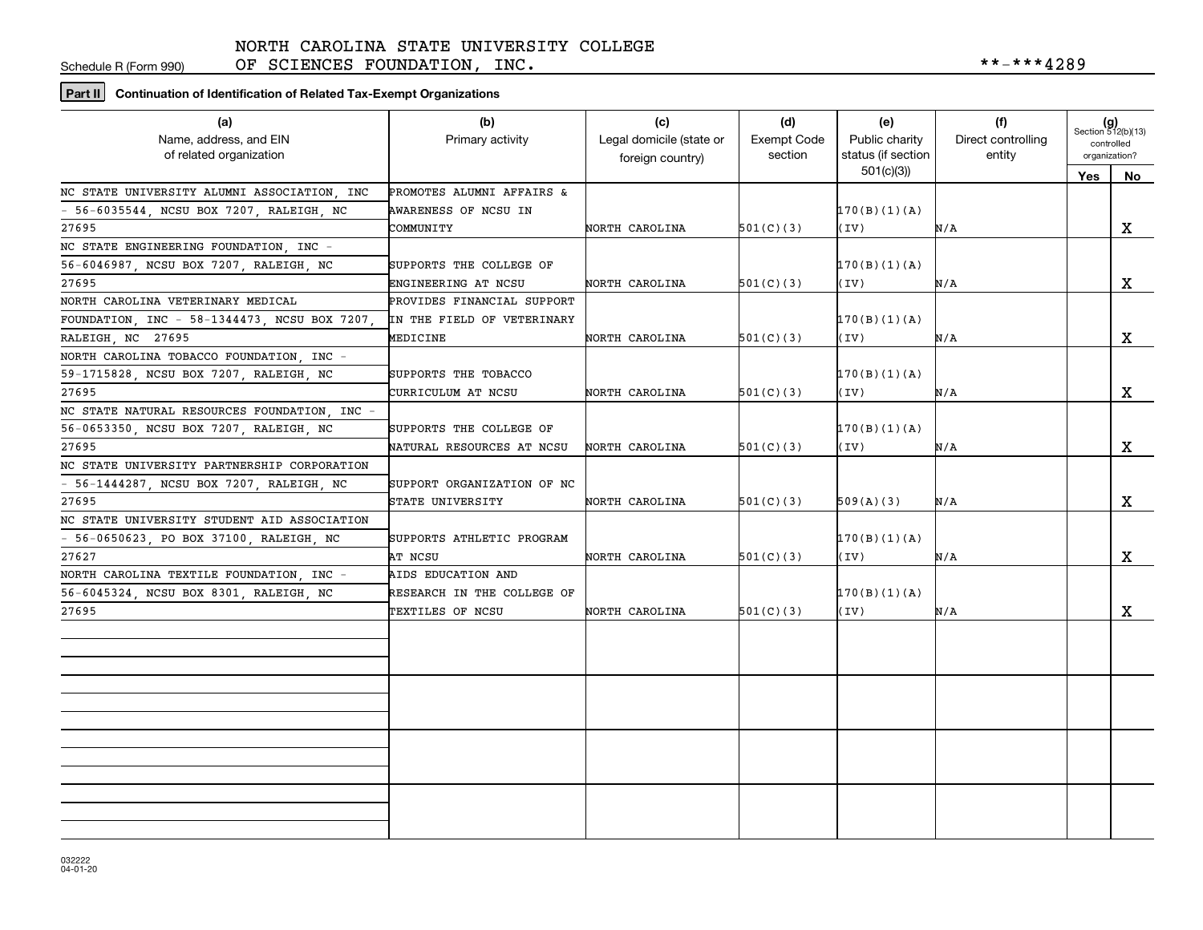Schedule R (Form 990)

NORTH CAROLINA STATE UNIVERSITY COLLEGE OF SCIENCES FOUNDATION, INC. **-***4289

**Part II** **Continuation of Identification of Related Tax-Exempt Organizations**

| (a) Name, address, and EIN of related organization | (b) Primary activity | (c) Legal domicile (state or foreign country) | (d) Exempt Code section | (e) Public charity status (if section 501(c)(3)) | (f) Direct controlling entity | (g) Section 512(b)(13) controlled organization? Yes | No |
|---|---|---|---|---|---|---|---|
| NC STATE UNIVERSITY ALUMNI ASSOCIATION, INC - 56-6035544, NCSU BOX 7207, RALEIGH, NC 27695 | PROMOTES ALUMNI AFFAIRS & AWARENESS OF NCSU IN COMMUNITY | NORTH CAROLINA | 501(C)(3) | 170(B)(1)(A)(IV) | N/A | | X |
| NC STATE ENGINEERING FOUNDATION, INC - 56-6046987, NCSU BOX 7207, RALEIGH, NC 27695 | SUPPORTS THE COLLEGE OF ENGINEERING AT NCSU | NORTH CAROLINA | 501(C)(3) | 170(B)(1)(A)(IV) | N/A | | X |
| NORTH CAROLINA VETERINARY MEDICAL FOUNDATION, INC - 58-1344473, NCSU BOX 7207, RALEIGH, NC 27695 | PROVIDES FINANCIAL SUPPORT IN THE FIELD OF VETERINARY MEDICINE | NORTH CAROLINA | 501(C)(3) | 170(B)(1)(A)(IV) | N/A | | X |
| NORTH CAROLINA TOBACCO FOUNDATION, INC - 59-1715828, NCSU BOX 7207, RALEIGH, NC 27695 | SUPPORTS THE TOBACCO CURRICULUM AT NCSU | NORTH CAROLINA | 501(C)(3) | 170(B)(1)(A)(IV) | N/A | | X |
| NC STATE NATURAL RESOURCES FOUNDATION, INC - 56-0653350, NCSU BOX 7207, RALEIGH, NC 27695 | SUPPORTS THE COLLEGE OF NATURAL RESOURCES AT NCSU | NORTH CAROLINA | 501(C)(3) | 170(B)(1)(A)(IV) | N/A | | X |
| NC STATE UNIVERSITY PARTNERSHIP CORPORATION - 56-1444287, NCSU BOX 7207, RALEIGH, NC 27695 | SUPPORT ORGANIZATION OF NC STATE UNIVERSITY | NORTH CAROLINA | 501(C)(3) | 509(A)(3) | N/A | | X |
| NC STATE UNIVERSITY STUDENT AID ASSOCIATION - 56-0650623, PO BOX 37100, RALEIGH, NC 27627 | SUPPORTS ATHLETIC PROGRAM AT NCSU | NORTH CAROLINA | 501(C)(3) | 170(B)(1)(A)(IV) | N/A | | X |
| NORTH CAROLINA TEXTILE FOUNDATION, INC - 56-6045324, NCSU BOX 8301, RALEIGH, NC 27695 | AIDS EDUCATION AND RESEARCH IN THE COLLEGE OF TEXTILES OF NCSU | NORTH CAROLINA | 501(C)(3) | 170(B)(1)(A)(IV) | N/A | | X |
| | | | | | | | |
| | | | | | | | |
| | | | | | | | |
| | | | | | | | |

032222
04-01-20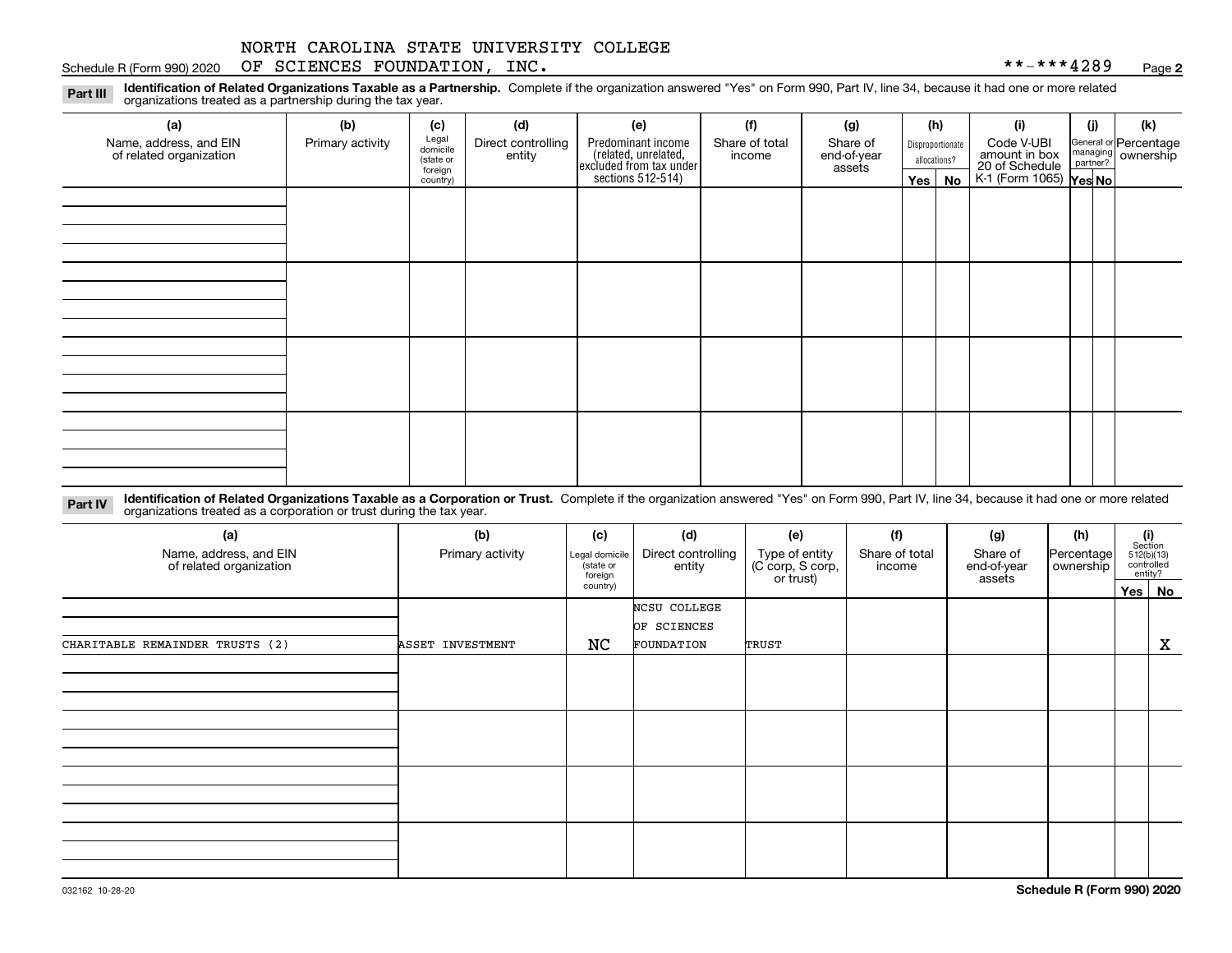NORTH CAROLINA STATE UNIVERSITY COLLEGE OF SCIENCES FOUNDATION, INC. **-***4289

Schedule R (Form 990) 2020

**Part III** **Identification of Related Organizations Taxable as a Partnership.** Complete if the organization answered "Yes" on Form 990, Part IV, line 34, because it had one or more related organizations treated as a partnership during the tax year.

| (a) Name, address, and EIN of related organization | (b) Primary activity | (c) Legal domicile (state or foreign country) | (d) Direct controlling entity | (e) Predominant income (related, unrelated, excluded from tax under sections 512-514) | (f) Share of total income | (g) Share of end-of-year assets | (h) Disproportionate allocations? Yes | No | (i) Code V-UBI amount in box 20 of Schedule K-1 (Form 1065) | (j) General or managing partner? Yes | No | (k) Percentage ownership |
|---|---|---|---|---|---|---|---|---|---|---|---|---|
| | | | | | | | | | | | | |
| | | | | | | | | | | | | |
| | | | | | | | | | | | | |
| | | | | | | | | | | | | |

**Part IV** **Identification of Related Organizations Taxable as a Corporation or Trust.** Complete if the organization answered "Yes" on Form 990, Part IV, line 34, because it had one or more related organizations treated as a corporation or trust during the tax year.

| (a) Name, address, and EIN of related organization | (b) Primary activity | (c) Legal domicile (state or foreign country) | (d) Direct controlling entity | (e) Type of entity (C corp, S corp, or trust) | (f) Share of total income | (g) Share of end-of-year assets | (h) Percentage ownership | (i) Section 512(b)(13) controlled entity? Yes | No |
|---|---|---|---|---|---|---|---|---|---|
| CHARITABLE REMAINDER TRUSTS (2) | ASSET INVESTMENT | NC | NCSU COLLEGE OF SCIENCES FOUNDATION | TRUST | | | | | X |
| | | | | | | | | | |
| | | | | | | | | | |
| | | | | | | | | | |
| | | | | | | | | | |

032162 10-28-20 **Schedule R (Form 990) 2020**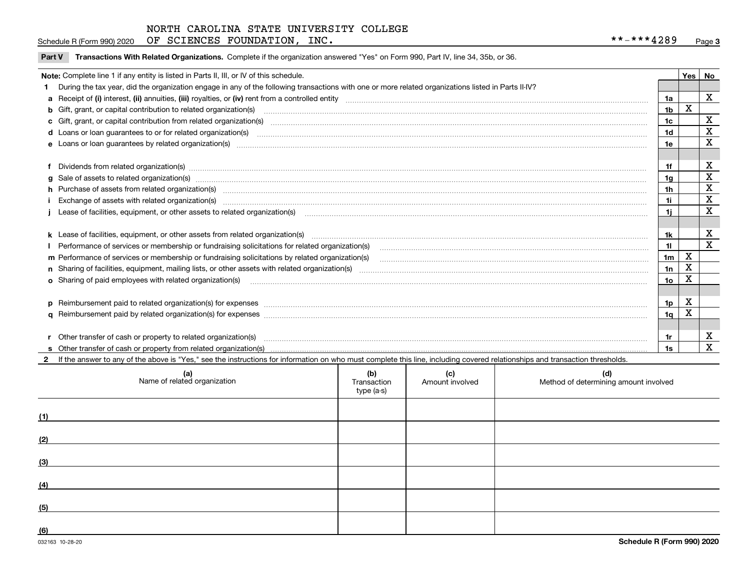NORTH CAROLINA STATE UNIVERSITY COLLEGE OF SCIENCES FOUNDATION, INC. **-***4289

Schedule R (Form 990) 2020

**Part V Transactions With Related Organizations.** Complete if the organization answered "Yes" on Form 990, Part IV, line 34, 35b, or 36.

| Note: Complete line 1 if any entity is listed in Parts II, III, or IV of this schedule. | | Yes | No |
|---|---|---|---|
| **1** During the tax year, did the organization engage in any of the following transactions with one or more related organizations listed in Parts II-IV? | | | |
| **a** Receipt of **(i)** interest, **(ii)** annuities, **(iii)** royalties, or **(iv)** rent from a controlled entity | 1a | | X |
| **b** Gift, grant, or capital contribution to related organization(s) | 1b | X | |
| **c** Gift, grant, or capital contribution from related organization(s) | 1c | | X |
| **d** Loans or loan guarantees to or for related organization(s) | 1d | | X |
| **e** Loans or loan guarantees by related organization(s) | 1e | | X |
| **f** Dividends from related organization(s) | 1f | | X |
| **g** Sale of assets to related organization(s) | 1g | | X |
| **h** Purchase of assets from related organization(s) | 1h | | X |
| **i** Exchange of assets with related organization(s) | 1i | | X |
| **j** Lease of facilities, equipment, or other assets to related organization(s) | 1j | | X |
| **k** Lease of facilities, equipment, or other assets from related organization(s) | 1k | | X |
| **l** Performance of services or membership or fundraising solicitations for related organization(s) | 1l | | X |
| **m** Performance of services or membership or fundraising solicitations by related organization(s) | 1m | X | |
| **n** Sharing of facilities, equipment, mailing lists, or other assets with related organization(s) | 1n | X | |
| **o** Sharing of paid employees with related organization(s) | 1o | X | |
| **p** Reimbursement paid to related organization(s) for expenses | 1p | X | |
| **q** Reimbursement paid by related organization(s) for expenses | 1q | X | |
| **r** Other transfer of cash or property to related organization(s) | 1r | | X |
| **s** Other transfer of cash or property from related organization(s) | 1s | | X |

**2** If the answer to any of the above is "Yes," see the instructions for information on who must complete this line, including covered relationships and transaction thresholds.

| | (a) Name of related organization | (b) Transaction type (a-s) | (c) Amount involved | (d) Method of determining amount involved |
|---|---|---|---|---|
| (1) | | | | |
| (2) | | | | |
| (3) | | | | |
| (4) | | | | |
| (5) | | | | |
| (6) | | | | |

032163 10-28-20

Schedule R (Form 990) 2020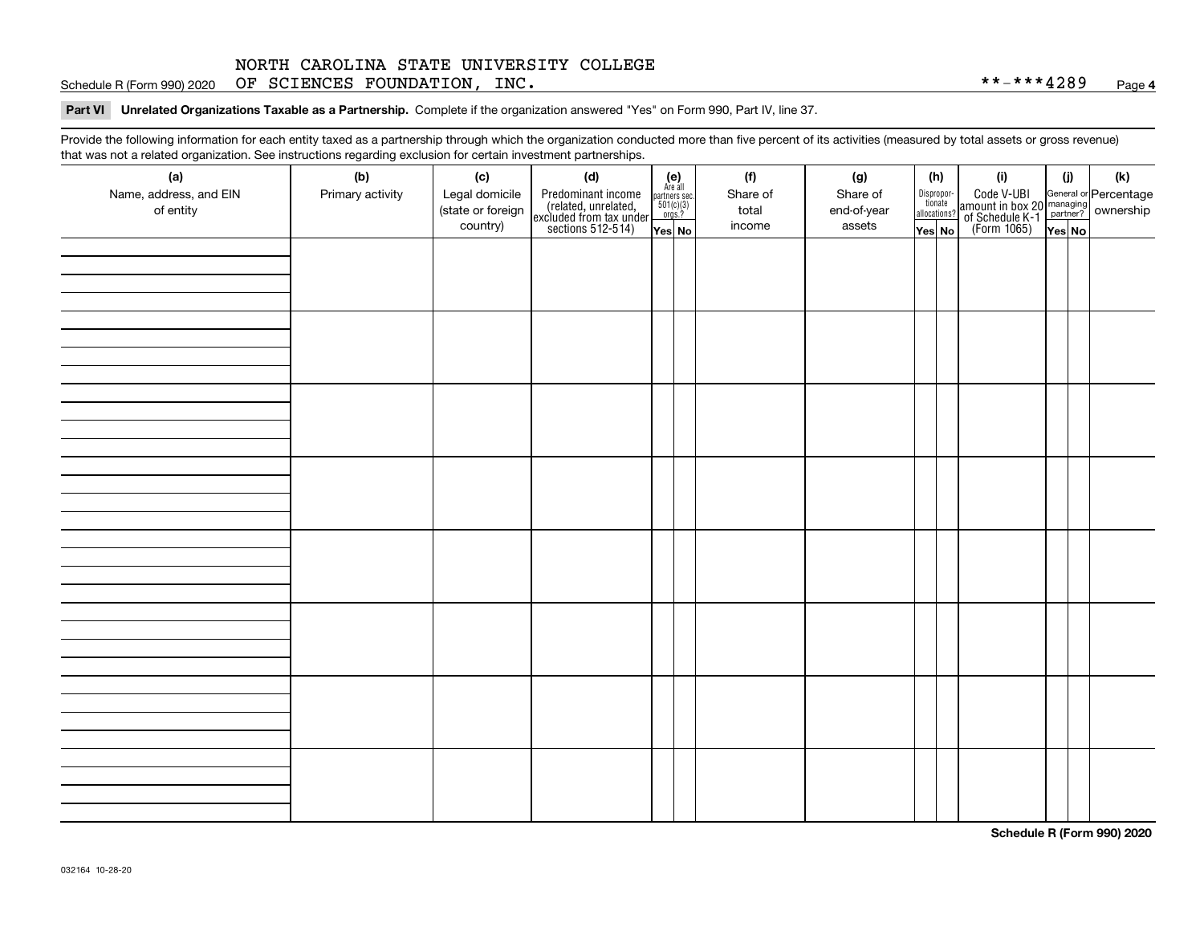NORTH CAROLINA STATE UNIVERSITY COLLEGE
OF SCIENCES FOUNDATION, INC.

**-***4289

**Part VI Unrelated Organizations Taxable as a Partnership.** Complete if the organization answered "Yes" on Form 990, Part IV, line 37.

Provide the following information for each entity taxed as a partnership through which the organization conducted more than five percent of its activities (measured by total assets or gross revenue) that was not a related organization. See instructions regarding exclusion for certain investment partnerships.

| (a) Name, address, and EIN of entity | (b) Primary activity | (c) Legal domicile (state or foreign country) | (d) Predominant income (related, unrelated, excluded from tax under sections 512-514) | (e) Are all partners sec. 501(c)(3) orgs.? Yes | No | (f) Share of total income | (g) Share of end-of-year assets | (h) Disproportionate allocations? Yes | No | (i) Code V-UBI amount in box 20 of Schedule K-1 (Form 1065) | (j) General or managing partner? Yes | No | (k) Percentage ownership |
|---|---|---|---|---|---|---|---|---|---|---|---|---|---|
| | | | | | | | | | | | | | |
| | | | | | | | | | | | | | |
| | | | | | | | | | | | | | |
| | | | | | | | | | | | | | |
| | | | | | | | | | | | | | |
| | | | | | | | | | | | | | |
| | | | | | | | | | | | | | |
| | | | | | | | | | | | | | |

**Schedule R (Form 990) 2020**

032164 10-28-20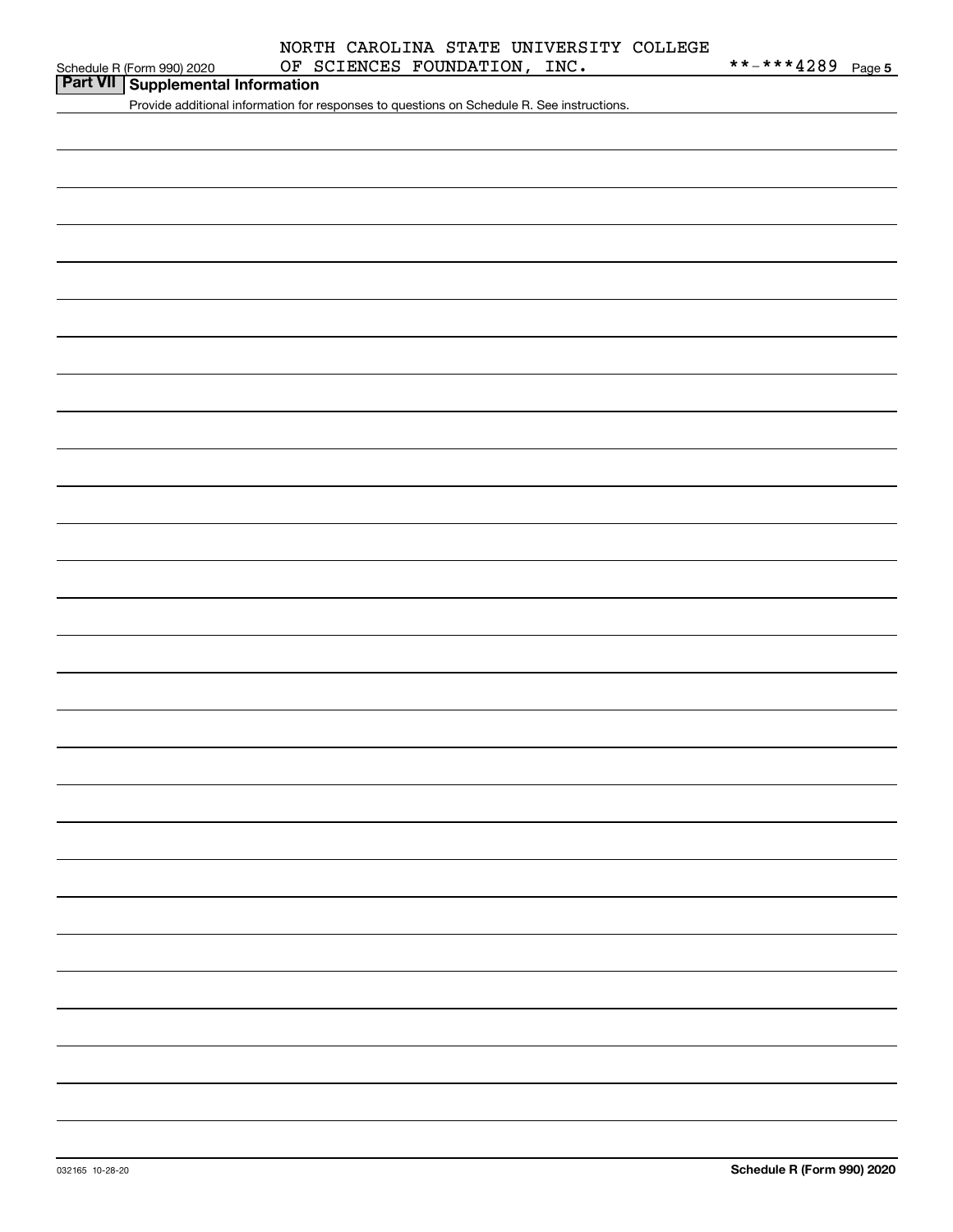NORTH CAROLINA STATE UNIVERSITY COLLEGE OF SCIENCES FOUNDATION, INC. **-***4289

## Part VII Supplemental Information

Provide additional information for responses to questions on Schedule R. See instructions.